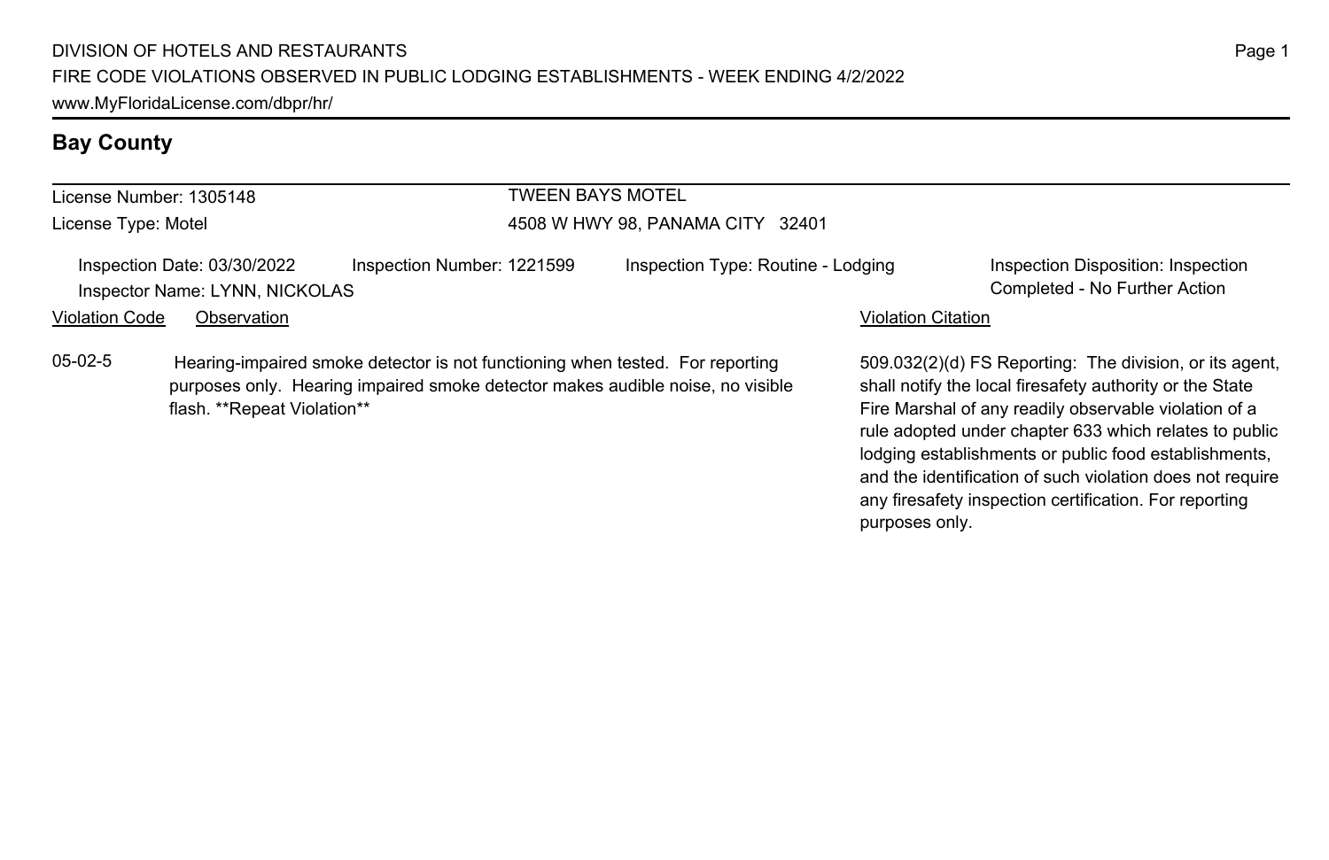DIVISION OF HOTELS AND RESTAURANTS

FIRE CODE VIOLATIONS OBSERVED IN PUBLIC LODGING ESTABLISHMENTS - WEEK ENDING 4/2/2022

www.MyFloridaLicense.com/dbpr/hr/

## Bay County

License Number: 1305148 — TWEEN BAYS MOTEL

License Type: Motel — 4508 W HWY 98, PANAMA CITY 32401

Inspection Date: 03/30/2022 | Inspection Number: 1221599 | Inspection Type: Routine - Lodging | Inspection Disposition: Inspection Completed - No Further Action

Inspector Name: LYNN, NICKOLAS

| Violation Code | Observation | Violation Citation |
| --- | --- | --- |
| 05-02-5 | Hearing-impaired smoke detector is not functioning when tested. For reporting purposes only. Hearing impaired smoke detector makes audible noise, no visible flash. **Repeat Violation** | 509.032(2)(d) FS Reporting: The division, or its agent, shall notify the local firesafety authority or the State Fire Marshal of any readily observable violation of a rule adopted under chapter 633 which relates to public lodging establishments or public food establishments, and the identification of such violation does not require any firesafety inspection certification. For reporting purposes only. |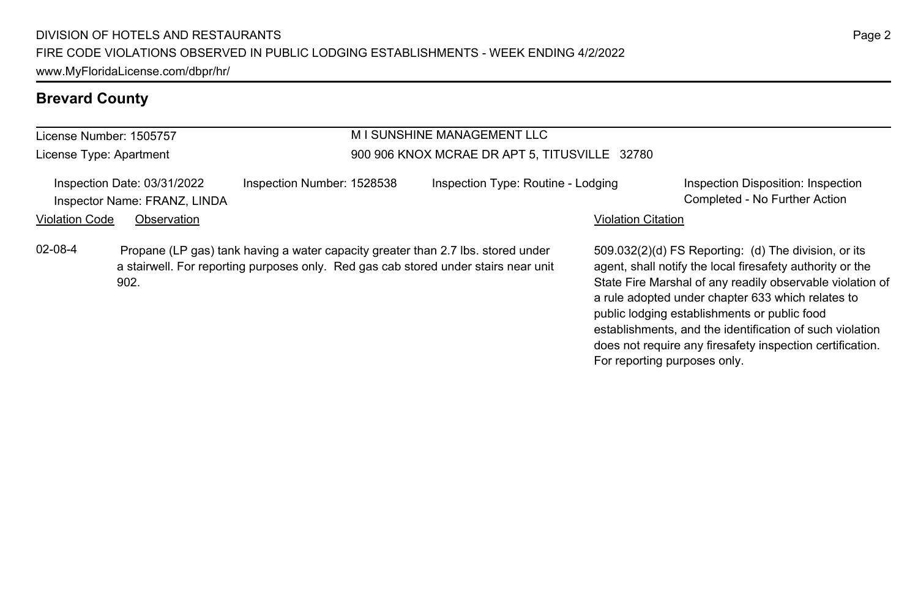## Brevard County

License Number: 1505757

License Type: Apartment

M I SUNSHINE MANAGEMENT LLC

900 906 KNOX MCRAE DR APT 5, TITUSVILLE 32780

Inspection Date: 03/31/2022

Inspector Name: FRANZ, LINDA

Inspection Number: 1528538

Inspection Type: Routine - Lodging

Inspection Disposition: Inspection Completed - No Further Action

| Violation Code | Observation | Violation Citation |
| --- | --- | --- |
| 02-08-4 | Propane (LP gas) tank having a water capacity greater than 2.7 lbs. stored under a stairwell. For reporting purposes only. Red gas cab stored under stairs near unit 902. | 509.032(2)(d) FS Reporting: (d) The division, or its agent, shall notify the local firesafety authority or the State Fire Marshal of any readily observable violation of a rule adopted under chapter 633 which relates to public lodging establishments or public food establishments, and the identification of such violation does not require any firesafety inspection certification. For reporting purposes only. |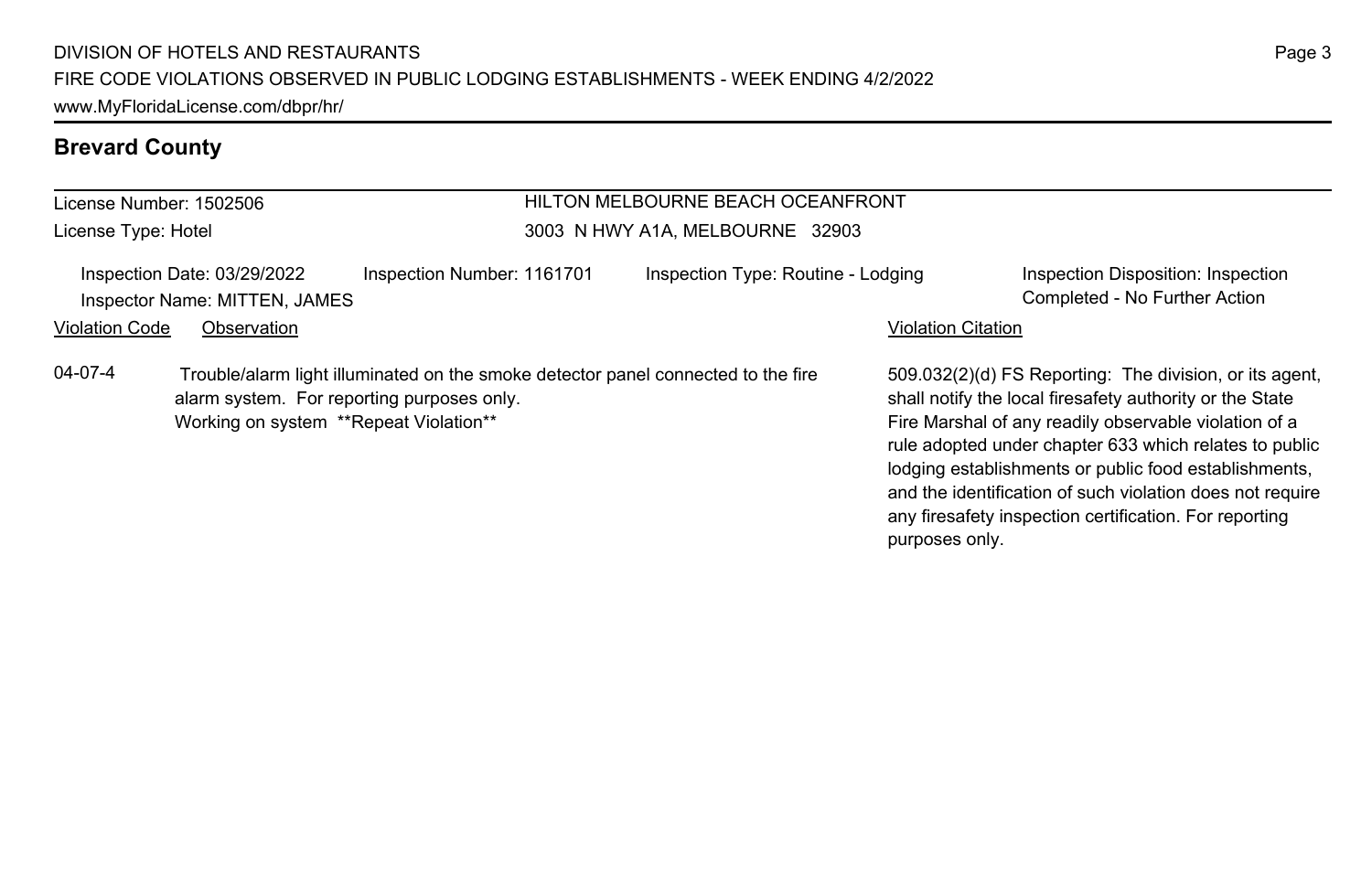## Brevard County

License Number: 1502506
License Type: Hotel

HILTON MELBOURNE BEACH OCEANFRONT
3003 N HWY A1A, MELBOURNE 32903

Inspection Date: 03/29/2022
Inspector Name: MITTEN, JAMES
Inspection Number: 1161701
Inspection Type: Routine - Lodging
Inspection Disposition: Inspection Completed - No Further Action

| Violation Code | Observation | Violation Citation |
| --- | --- | --- |
| 04-07-4 | Trouble/alarm light illuminated on the smoke detector panel connected to the fire alarm system. For reporting purposes only. Working on system **Repeat Violation** | 509.032(2)(d) FS Reporting: The division, or its agent, shall notify the local firesafety authority or the State Fire Marshal of any readily observable violation of a rule adopted under chapter 633 which relates to public lodging establishments or public food establishments, and the identification of such violation does not require any firesafety inspection certification. For reporting purposes only. |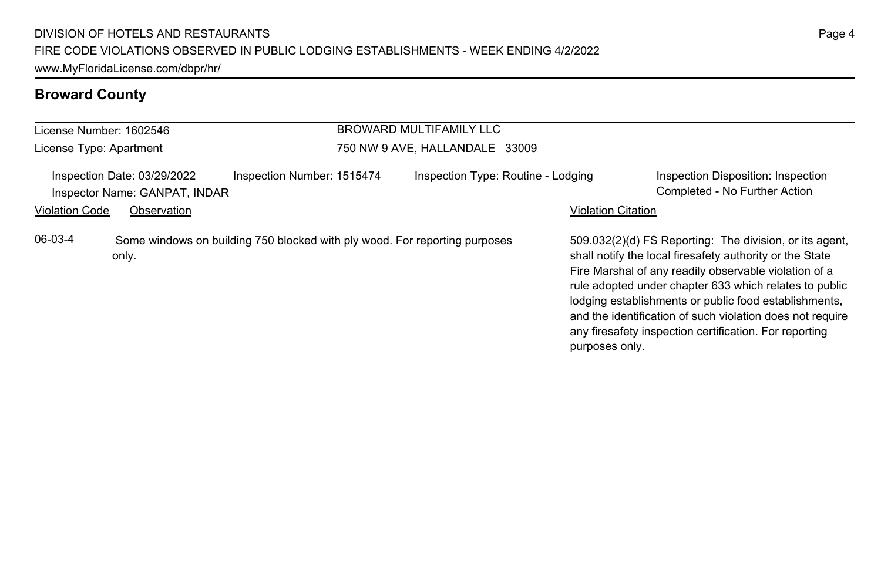## Broward County

License Number: 1602546
License Type: Apartment

BROWARD MULTIFAMILY LLC
750 NW 9 AVE, HALLANDALE 33009

Inspection Date: 03/29/2022
Inspector Name: GANPAT, INDAR
Inspection Number: 1515474
Inspection Type: Routine - Lodging
Inspection Disposition: Inspection Completed - No Further Action

| Violation Code | Observation | Violation Citation |
| --- | --- | --- |
| 06-03-4 | Some windows on building 750 blocked with ply wood. For reporting purposes only. | 509.032(2)(d) FS Reporting: The division, or its agent, shall notify the local firesafety authority or the State Fire Marshal of any readily observable violation of a rule adopted under chapter 633 which relates to public lodging establishments or public food establishments, and the identification of such violation does not require any firesafety inspection certification. For reporting purposes only. |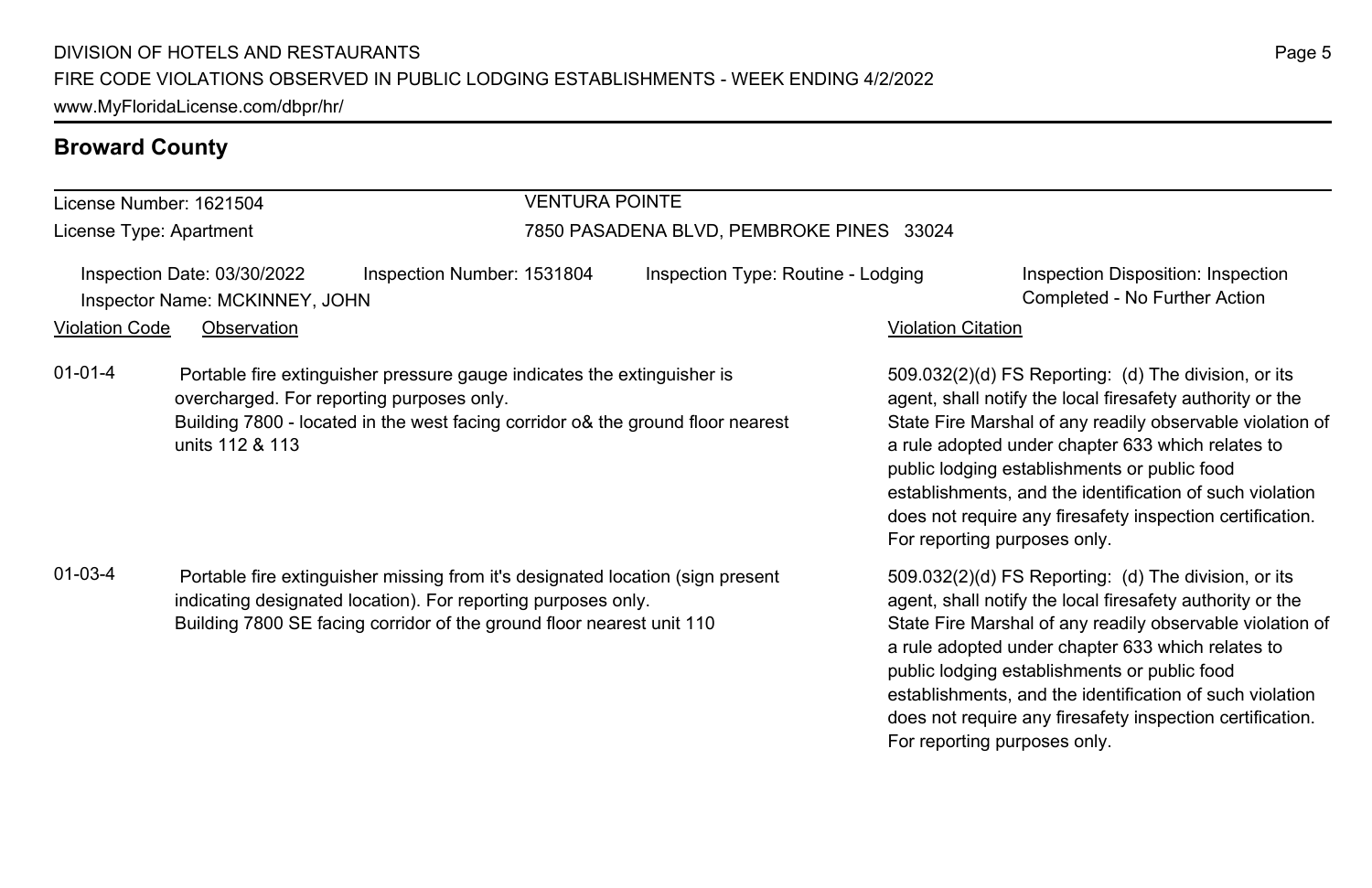## Broward County

License Number: 1621504
License Type: Apartment

VENTURA POINTE
7850 PASADENA BLVD, PEMBROKE PINES 33024

Inspection Date: 03/30/2022
Inspector Name: MCKINNEY, JOHN
Inspection Number: 1531804
Inspection Type: Routine - Lodging
Inspection Disposition: Inspection Completed - No Further Action

| Violation Code | Observation | Violation Citation |
| --- | --- | --- |
| 01-01-4 | Portable fire extinguisher pressure gauge indicates the extinguisher is overcharged. For reporting purposes only. Building 7800 - located in the west facing corridor o& the ground floor nearest units 112 & 113 | 509.032(2)(d) FS Reporting: (d) The division, or its agent, shall notify the local firesafety authority or the State Fire Marshal of any readily observable violation of a rule adopted under chapter 633 which relates to public lodging establishments or public food establishments, and the identification of such violation does not require any firesafety inspection certification. For reporting purposes only. |
| 01-03-4 | Portable fire extinguisher missing from it's designated location (sign present indicating designated location). For reporting purposes only. Building 7800 SE facing corridor of the ground floor nearest unit 110 | 509.032(2)(d) FS Reporting: (d) The division, or its agent, shall notify the local firesafety authority or the State Fire Marshal of any readily observable violation of a rule adopted under chapter 633 which relates to public lodging establishments or public food establishments, and the identification of such violation does not require any firesafety inspection certification. For reporting purposes only. |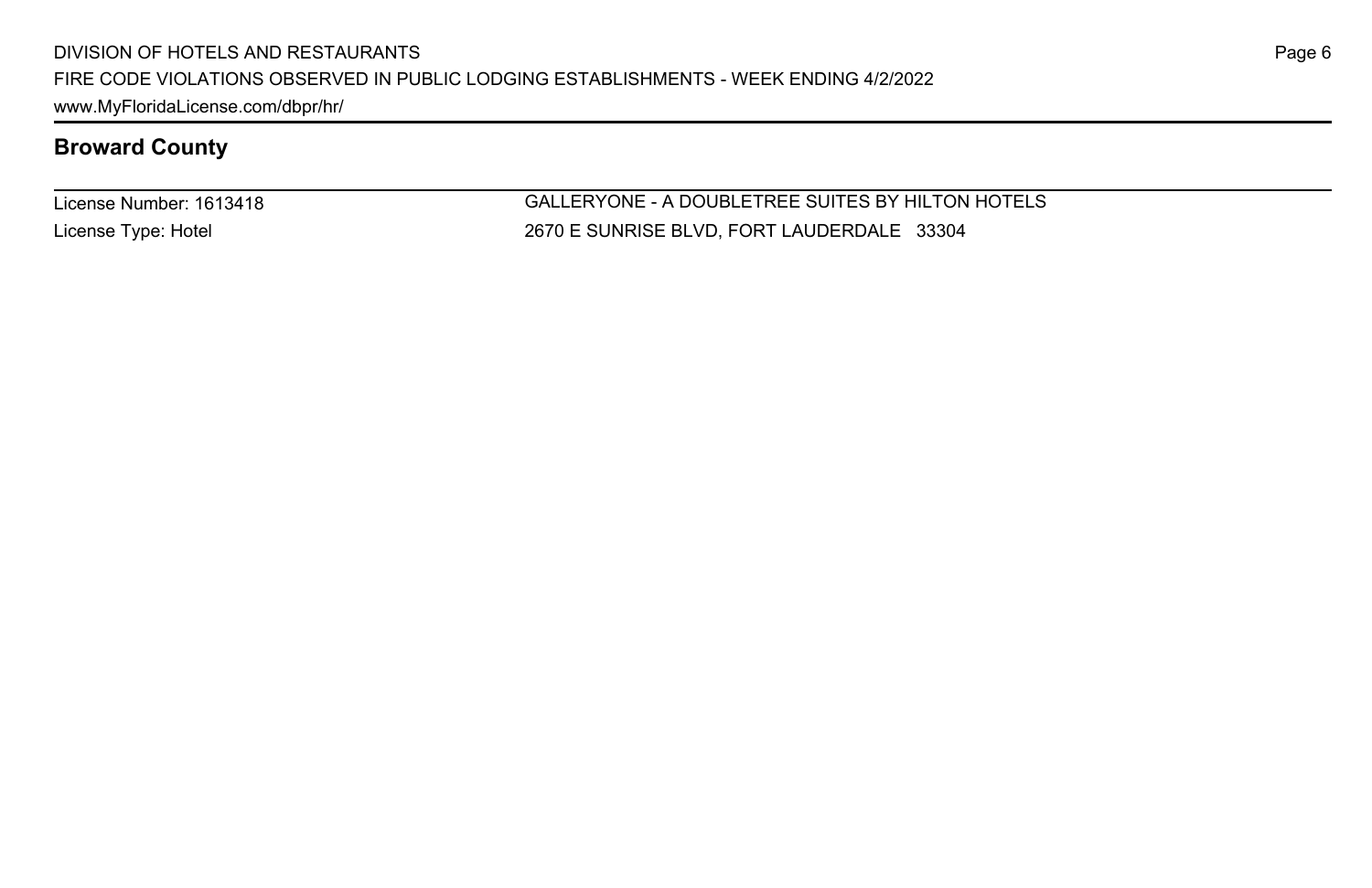## Broward County

License Number: 1613418

License Type: Hotel

GALLERYONE - A DOUBLETREE SUITES BY HILTON HOTELS

2670 E SUNRISE BLVD, FORT LAUDERDALE 33304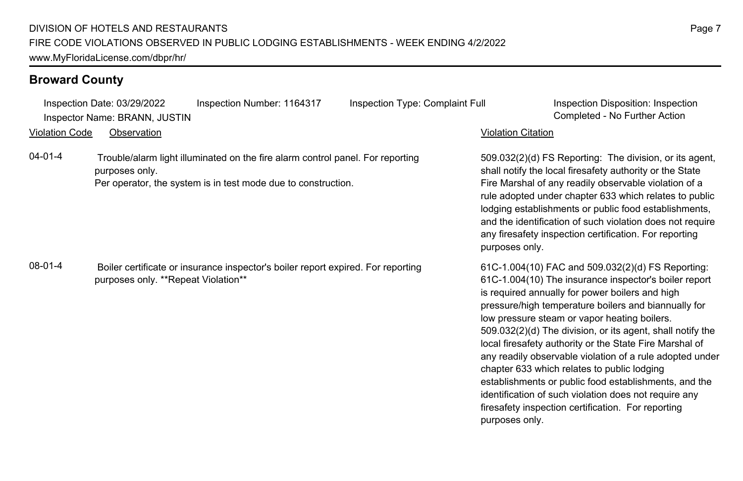## Broward County

Inspection Date: 03/29/2022 | Inspection Number: 1164317 | Inspection Type: Complaint Full | Inspection Disposition: Inspection Completed - No Further Action

Inspector Name: BRANN, JUSTIN

| Violation Code | Observation | Violation Citation |
|---|---|---|
| 04-01-4 | Trouble/alarm light illuminated on the fire alarm control panel. For reporting purposes only.<br>Per operator, the system is in test mode due to construction. | 509.032(2)(d) FS Reporting: The division, or its agent, shall notify the local firesafety authority or the State Fire Marshal of any readily observable violation of a rule adopted under chapter 633 which relates to public lodging establishments or public food establishments, and the identification of such violation does not require any firesafety inspection certification. For reporting purposes only. |
| 08-01-4 | Boiler certificate or insurance inspector's boiler report expired. For reporting purposes only. **Repeat Violation** | 61C-1.004(10) FAC and 509.032(2)(d) FS Reporting: 61C-1.004(10) The insurance inspector's boiler report is required annually for power boilers and high pressure/high temperature boilers and biannually for low pressure steam or vapor heating boilers. 509.032(2)(d) The division, or its agent, shall notify the local firesafety authority or the State Fire Marshal of any readily observable violation of a rule adopted under chapter 633 which relates to public lodging establishments or public food establishments, and the identification of such violation does not require any firesafety inspection certification. For reporting purposes only. |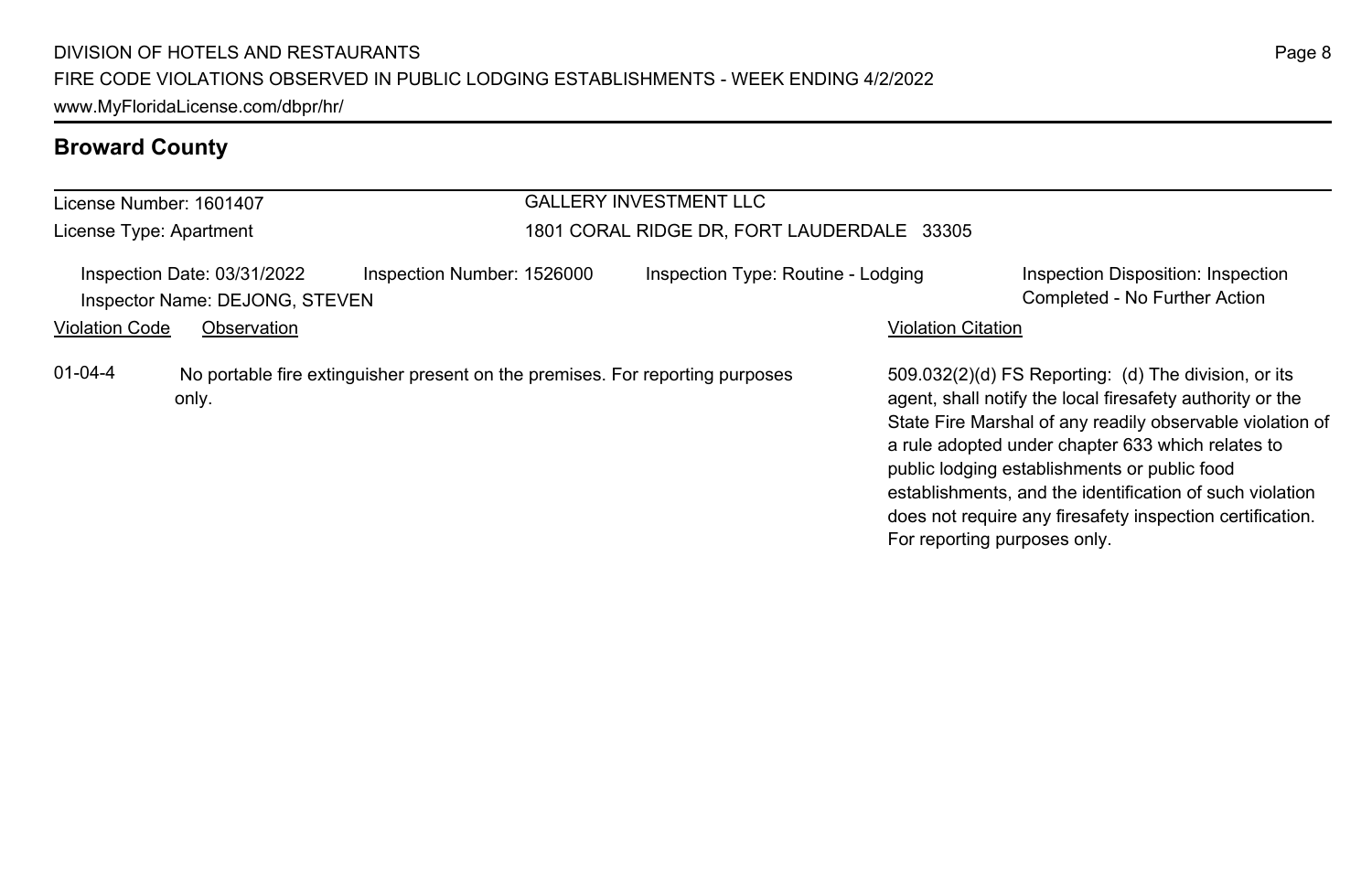## Broward County

License Number: 1601407

License Type: Apartment

GALLERY INVESTMENT LLC

1801 CORAL RIDGE DR, FORT LAUDERDALE 33305

Inspection Date: 03/31/2022 | Inspection Number: 1526000 | Inspection Type: Routine - Lodging | Inspection Disposition: Inspection Completed - No Further Action

Inspector Name: DEJONG, STEVEN

| Violation Code | Observation | Violation Citation |
| --- | --- | --- |
| 01-04-4 | No portable fire extinguisher present on the premises. For reporting purposes only. | 509.032(2)(d) FS Reporting: (d) The division, or its agent, shall notify the local firesafety authority or the State Fire Marshal of any readily observable violation of a rule adopted under chapter 633 which relates to public lodging establishments or public food establishments, and the identification of such violation does not require any firesafety inspection certification. For reporting purposes only. |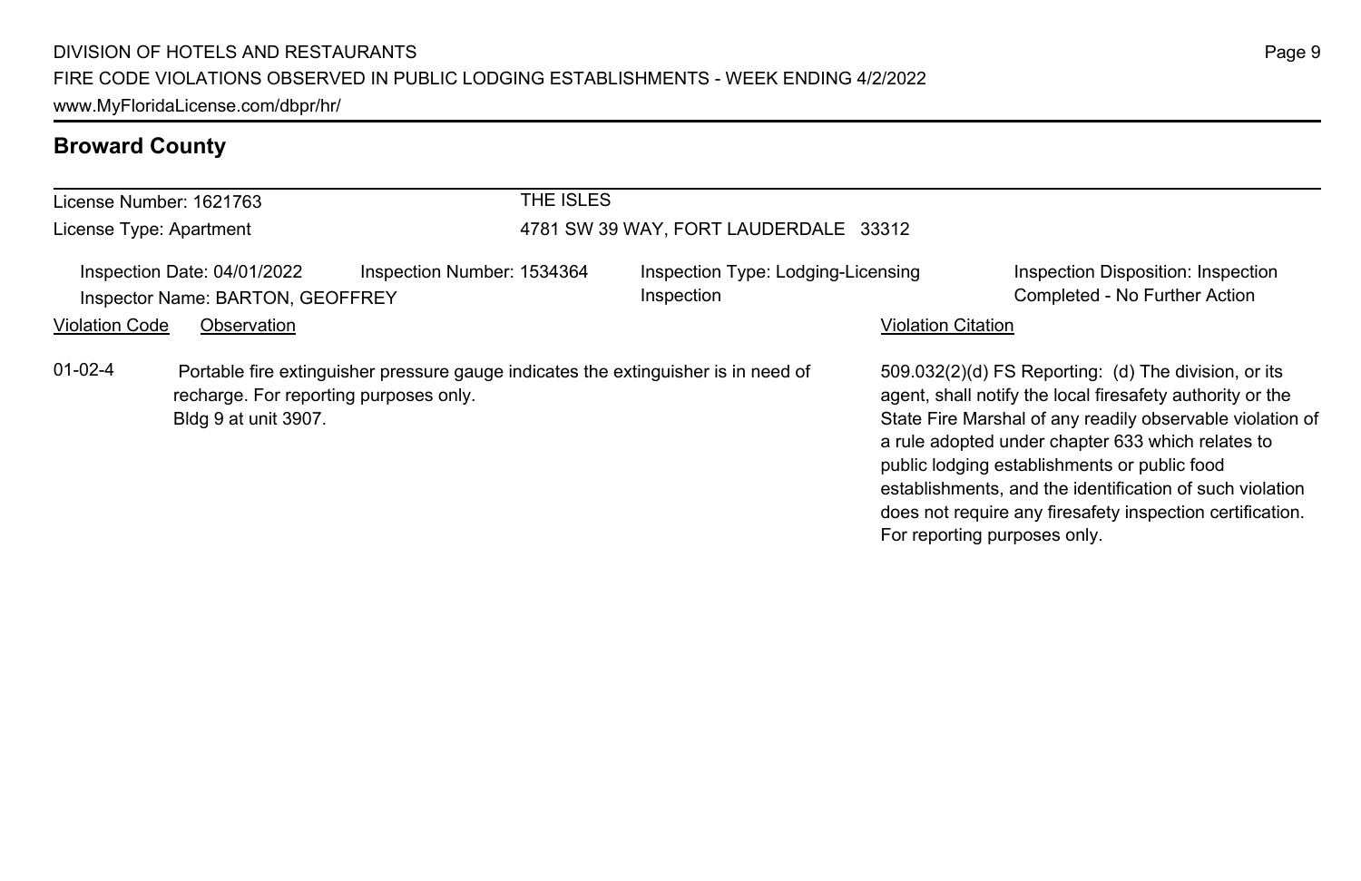## Broward County

| License Number: 1621763 | THE ISLES |
|---|---|
| License Type: Apartment | 4781 SW 39 WAY, FORT LAUDERDALE 33312 |

| Inspection Date: 04/01/2022 | Inspection Number: 1534364 | Inspection Type: Lodging-Licensing Inspection | Inspection Disposition: Inspection Completed - No Further Action |
|---|---|---|---|
| Inspector Name: BARTON, GEOFFREY | | | |

| Violation Code | Observation | Violation Citation |
|---|---|---|
| 01-02-4 | Portable fire extinguisher pressure gauge indicates the extinguisher is in need of recharge. For reporting purposes only. Bldg 9 at unit 3907. | 509.032(2)(d) FS Reporting: (d) The division, or its agent, shall notify the local firesafety authority or the State Fire Marshal of any readily observable violation of a rule adopted under chapter 633 which relates to public lodging establishments or public food establishments, and the identification of such violation does not require any firesafety inspection certification. For reporting purposes only. |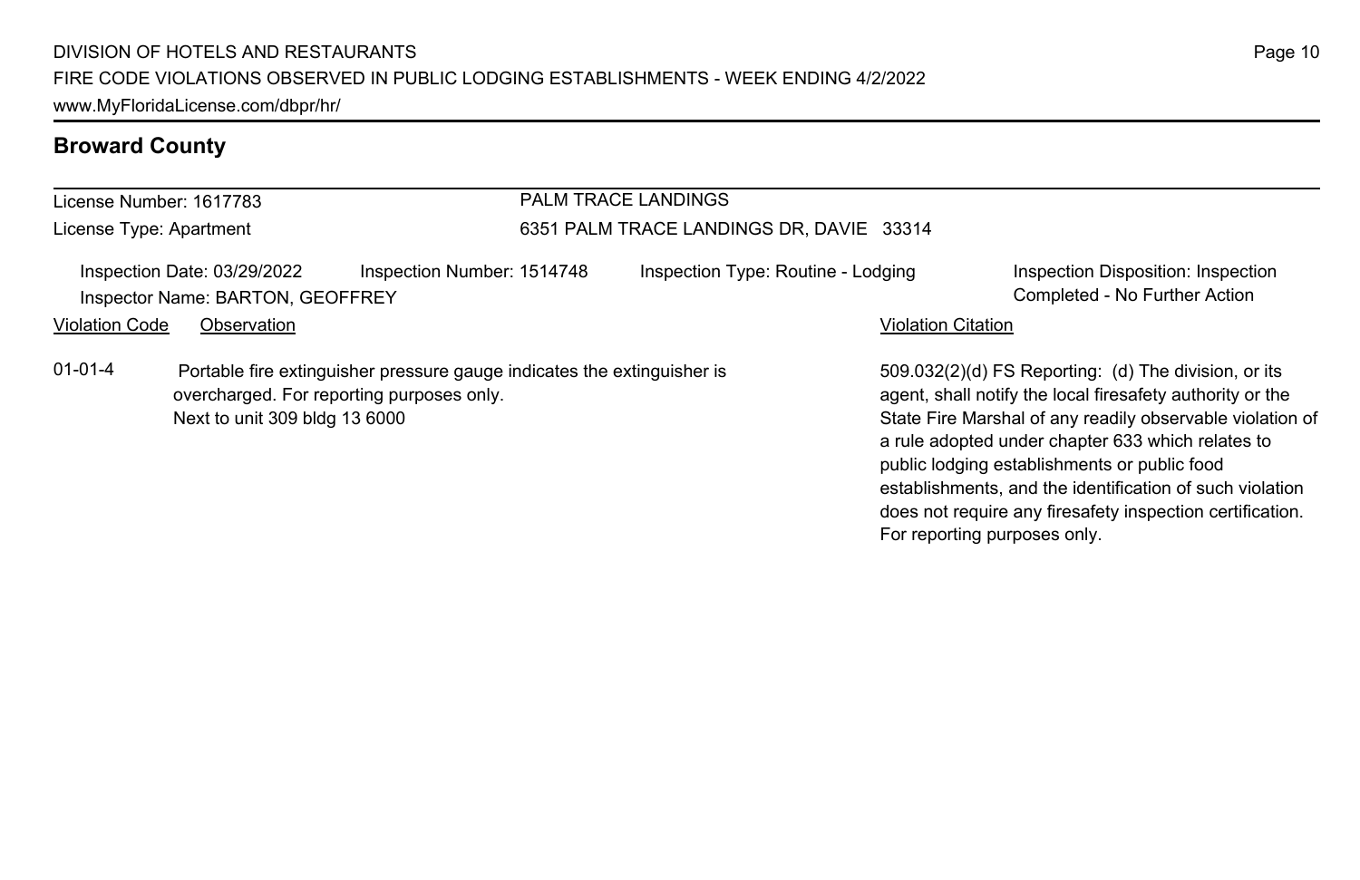## Broward County

| License Number: 1617783 | PALM TRACE LANDINGS |
|---|---|
| License Type: Apartment | 6351 PALM TRACE LANDINGS DR, DAVIE 33314 |

Inspection Date: 03/29/2022 | Inspection Number: 1514748 | Inspection Type: Routine - Lodging | Inspection Disposition: Inspection Completed - No Further Action

Inspector Name: BARTON, GEOFFREY

| Violation Code | Observation | Violation Citation |
|---|---|---|
| 01-01-4 | Portable fire extinguisher pressure gauge indicates the extinguisher is overcharged. For reporting purposes only. Next to unit 309 bldg 13 6000 | 509.032(2)(d) FS Reporting: (d) The division, or its agent, shall notify the local firesafety authority or the State Fire Marshal of any readily observable violation of a rule adopted under chapter 633 which relates to public lodging establishments or public food establishments, and the identification of such violation does not require any firesafety inspection certification. For reporting purposes only. |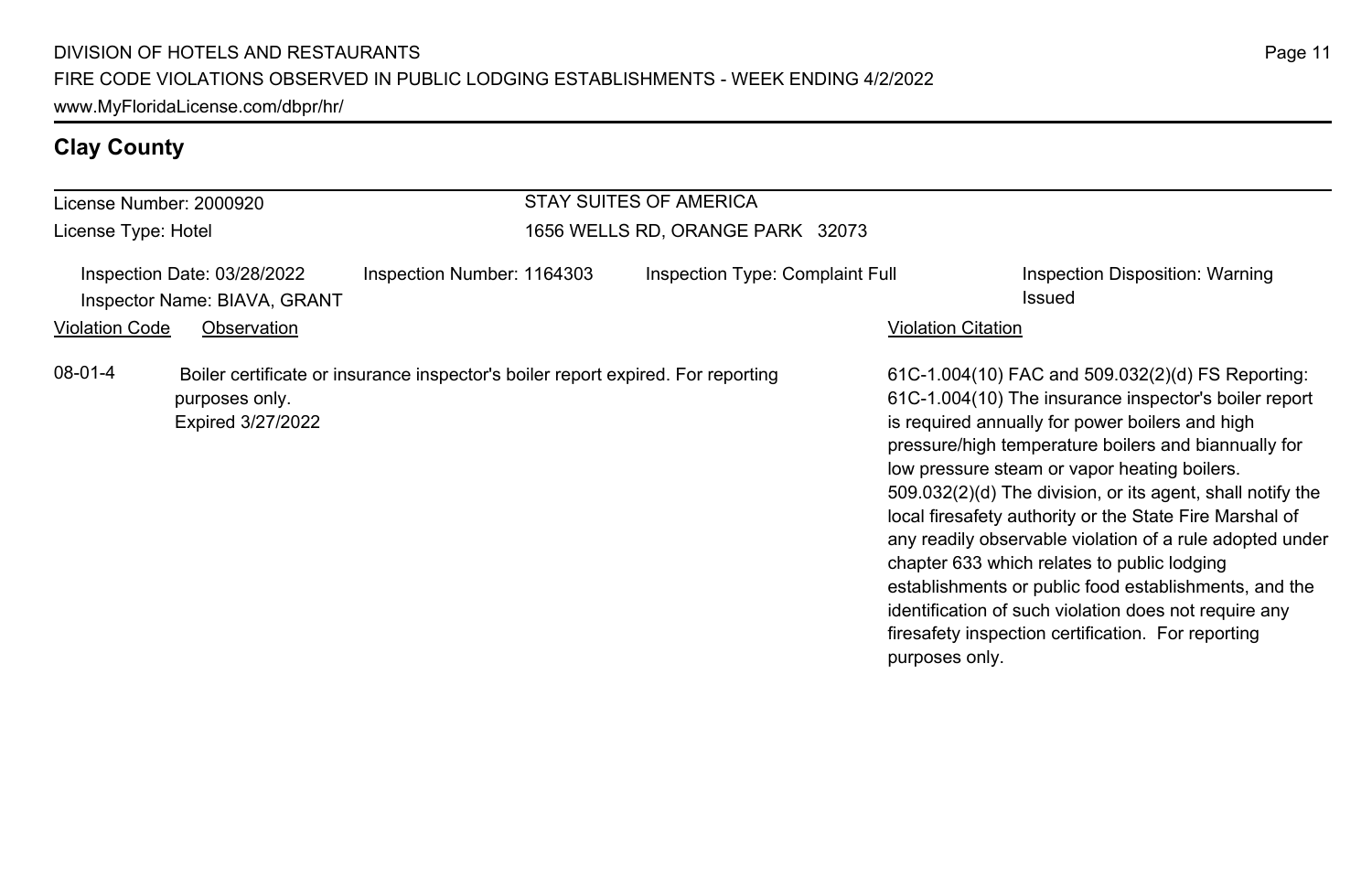## Clay County

License Number: 2000920
License Type: Hotel

STAY SUITES OF AMERICA
1656 WELLS RD, ORANGE PARK 32073

Inspection Date: 03/28/2022
Inspector Name: BIAVA, GRANT
Inspection Number: 1164303
Inspection Type: Complaint Full
Inspection Disposition: Warning Issued

| Violation Code | Observation | Violation Citation |
| --- | --- | --- |
| 08-01-4 | Boiler certificate or insurance inspector's boiler report expired. For reporting purposes only. Expired 3/27/2022 | 61C-1.004(10) FAC and 509.032(2)(d) FS Reporting: 61C-1.004(10) The insurance inspector's boiler report is required annually for power boilers and high pressure/high temperature boilers and biannually for low pressure steam or vapor heating boilers. 509.032(2)(d) The division, or its agent, shall notify the local firesafety authority or the State Fire Marshal of any readily observable violation of a rule adopted under chapter 633 which relates to public lodging establishments or public food establishments, and the identification of such violation does not require any firesafety inspection certification. For reporting purposes only. |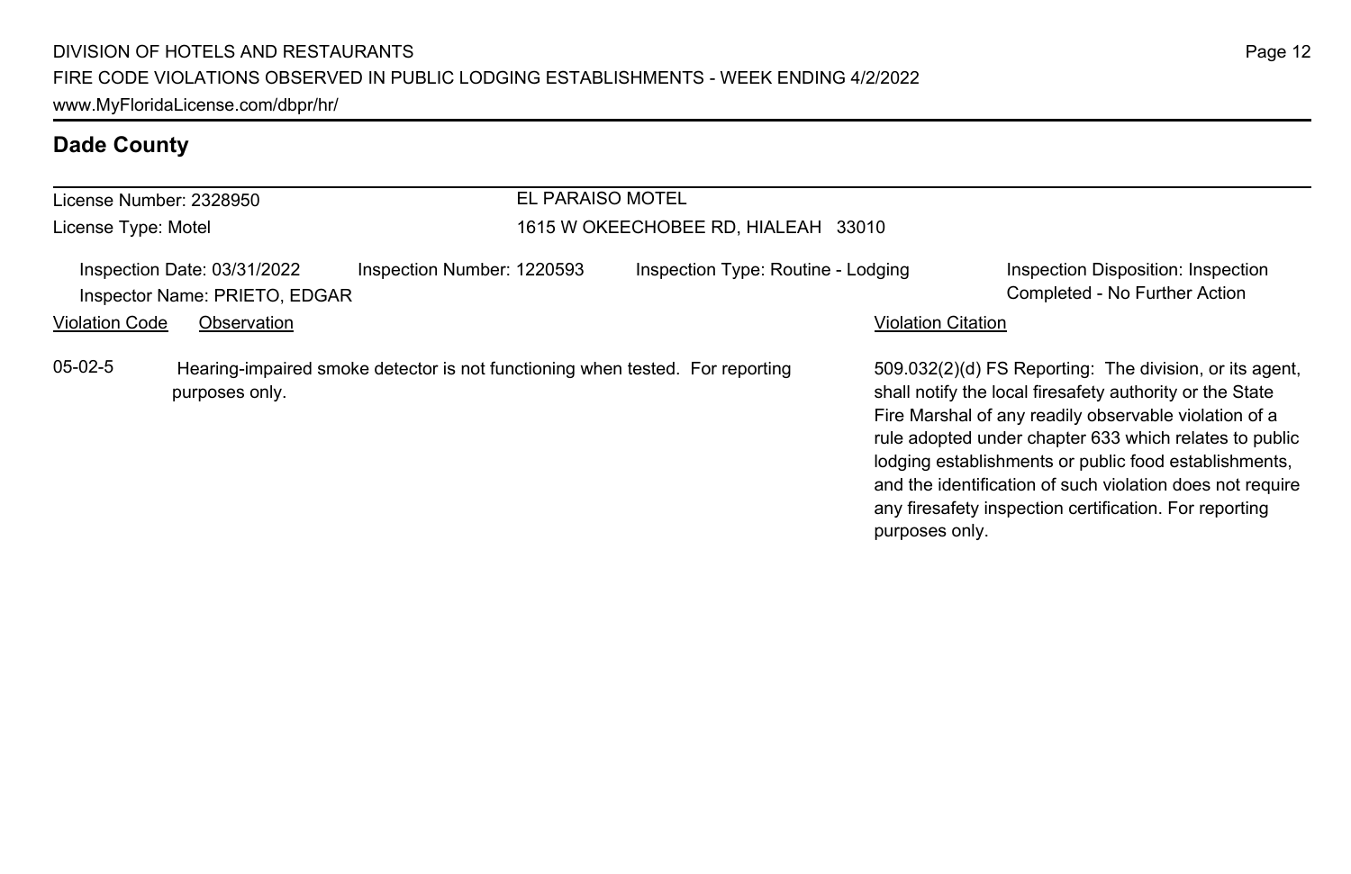## Dade County

License Number: 2328950
License Type: Motel

EL PARAISO MOTEL
1615 W OKEECHOBEE RD, HIALEAH 33010

Inspection Date: 03/31/2022
Inspector Name: PRIETO, EDGAR
Inspection Number: 1220593
Inspection Type: Routine - Lodging
Inspection Disposition: Inspection Completed - No Further Action

| Violation Code | Observation | Violation Citation |
| --- | --- | --- |
| 05-02-5 | Hearing-impaired smoke detector is not functioning when tested. For reporting purposes only. | 509.032(2)(d) FS Reporting: The division, or its agent, shall notify the local firesafety authority or the State Fire Marshal of any readily observable violation of a rule adopted under chapter 633 which relates to public lodging establishments or public food establishments, and the identification of such violation does not require any firesafety inspection certification. For reporting purposes only. |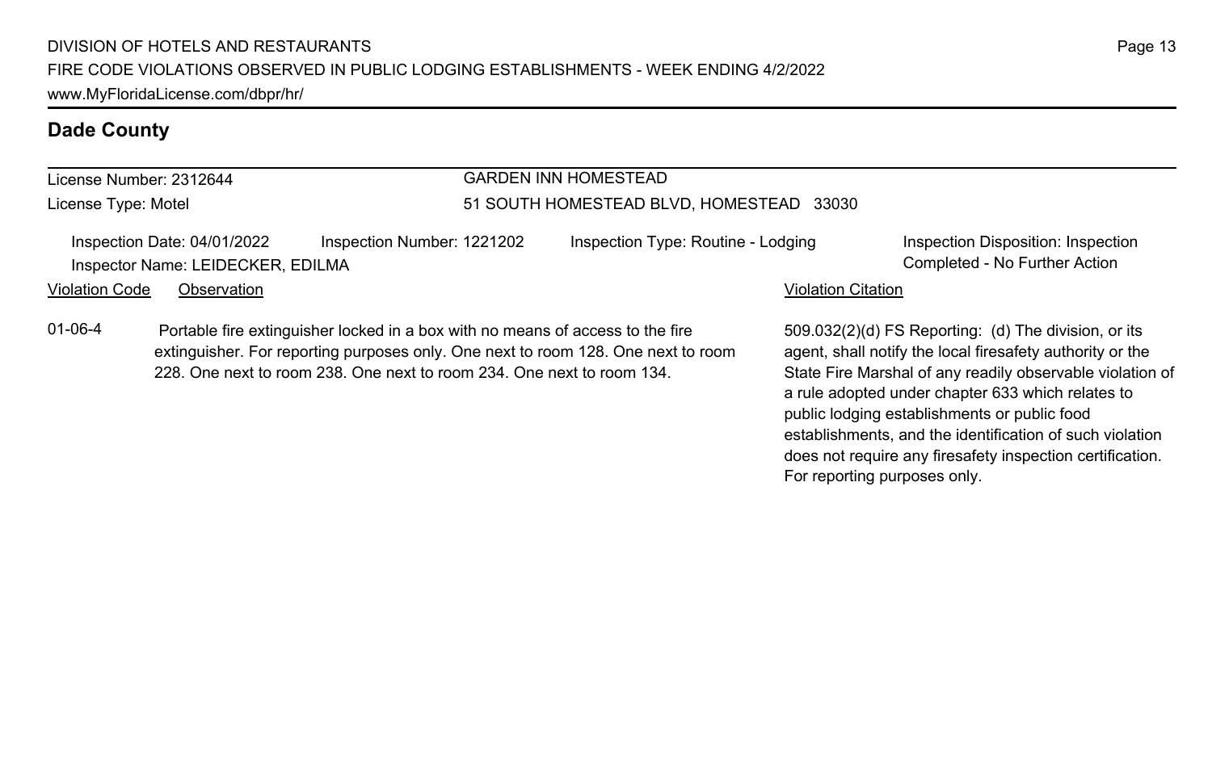## Dade County

License Number: 2312644

License Type: Motel

GARDEN INN HOMESTEAD

51 SOUTH HOMESTEAD BLVD, HOMESTEAD 33030

Inspection Date: 04/01/2022 Inspection Number: 1221202 Inspection Type: Routine - Lodging Inspection Disposition: Inspection Completed - No Further Action

Inspector Name: LEIDECKER, EDILMA

| Violation Code | Observation | Violation Citation |
|---|---|---|
| 01-06-4 | Portable fire extinguisher locked in a box with no means of access to the fire extinguisher. For reporting purposes only. One next to room 128. One next to room 228. One next to room 238. One next to room 234. One next to room 134. | 509.032(2)(d) FS Reporting: (d) The division, or its agent, shall notify the local firesafety authority or the State Fire Marshal of any readily observable violation of a rule adopted under chapter 633 which relates to public lodging establishments or public food establishments, and the identification of such violation does not require any firesafety inspection certification. For reporting purposes only. |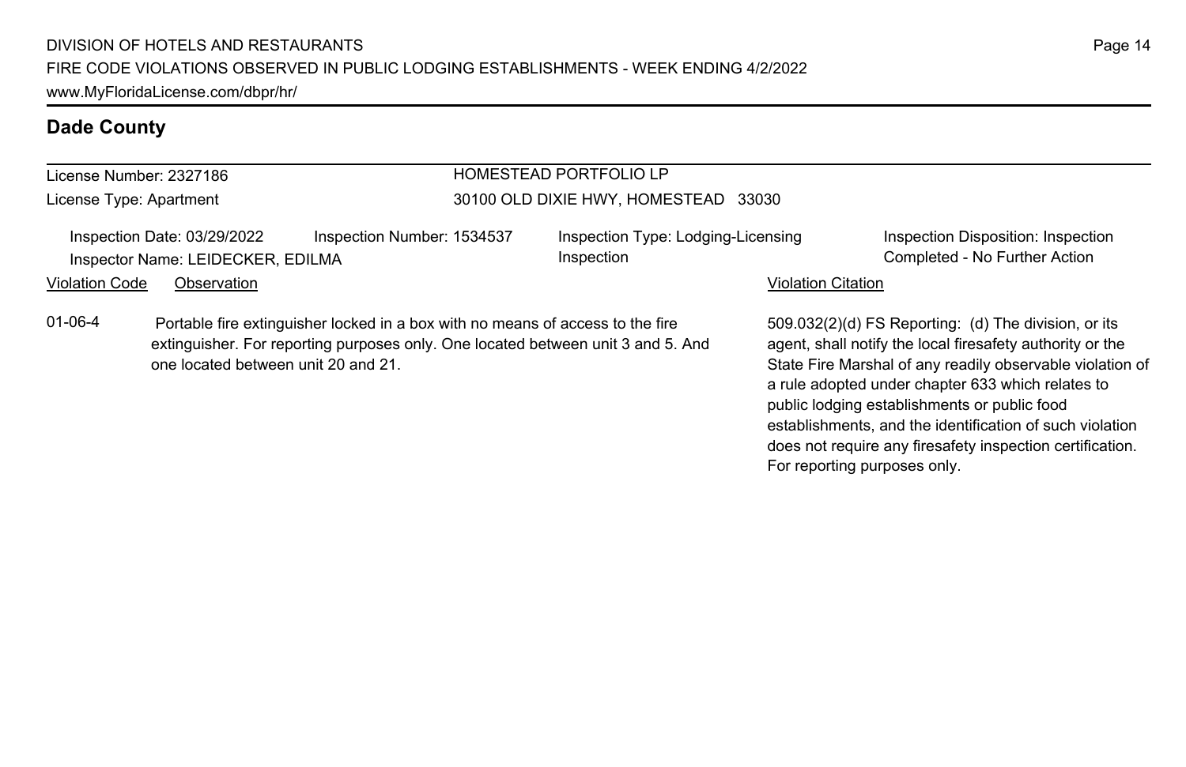## Dade County

License Number: 2327186

License Type: Apartment

HOMESTEAD PORTFOLIO LP

30100 OLD DIXIE HWY, HOMESTEAD 33030

Inspection Date: 03/29/2022

Inspector Name: LEIDECKER, EDILMA

Inspection Number: 1534537

Inspection Type: Lodging-Licensing Inspection

Inspection Disposition: Inspection Completed - No Further Action

| Violation Code | Observation | Violation Citation |
|---|---|---|
| 01-06-4 | Portable fire extinguisher locked in a box with no means of access to the fire extinguisher. For reporting purposes only. One located between unit 3 and 5. And one located between unit 20 and 21. | 509.032(2)(d) FS Reporting: (d) The division, or its agent, shall notify the local firesafety authority or the State Fire Marshal of any readily observable violation of a rule adopted under chapter 633 which relates to public lodging establishments or public food establishments, and the identification of such violation does not require any firesafety inspection certification. For reporting purposes only. |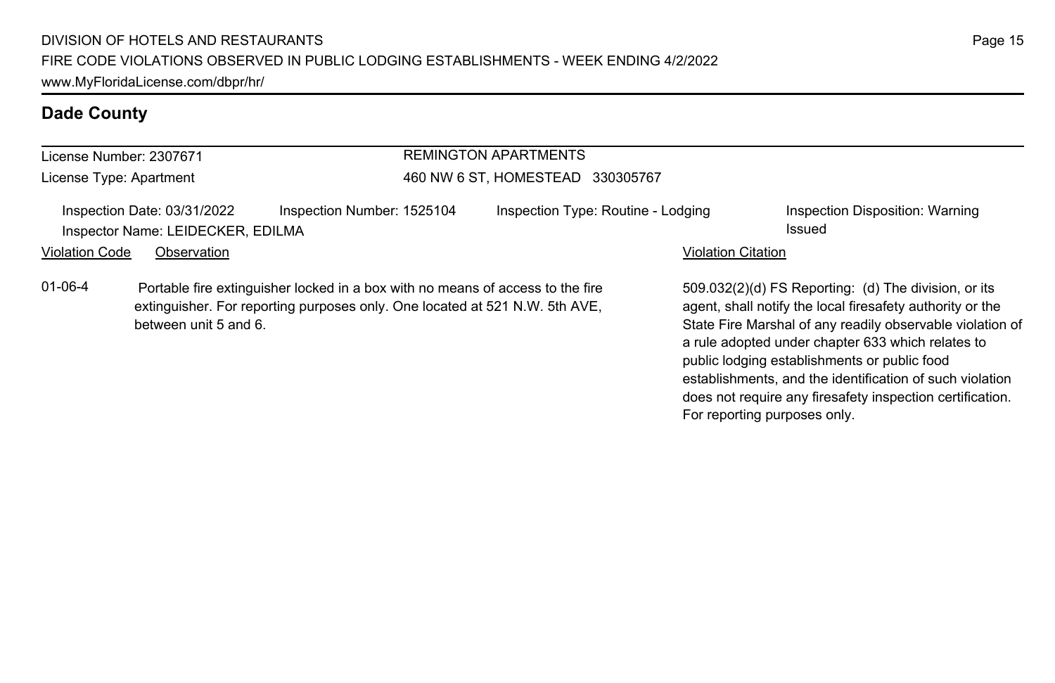## Dade County

License Number: 2307671
License Type: Apartment

REMINGTON APARTMENTS
460 NW 6 ST, HOMESTEAD 330305767

Inspection Date: 03/31/2022
Inspector Name: LEIDECKER, EDILMA
Inspection Number: 1525104
Inspection Type: Routine - Lodging
Inspection Disposition: Warning Issued

| Violation Code | Observation | Violation Citation |
|---|---|---|
| 01-06-4 | Portable fire extinguisher locked in a box with no means of access to the fire extinguisher. For reporting purposes only. One located at 521 N.W. 5th AVE, between unit 5 and 6. | 509.032(2)(d) FS Reporting: (d) The division, or its agent, shall notify the local firesafety authority or the State Fire Marshal of any readily observable violation of a rule adopted under chapter 633 which relates to public lodging establishments or public food establishments, and the identification of such violation does not require any firesafety inspection certification. For reporting purposes only. |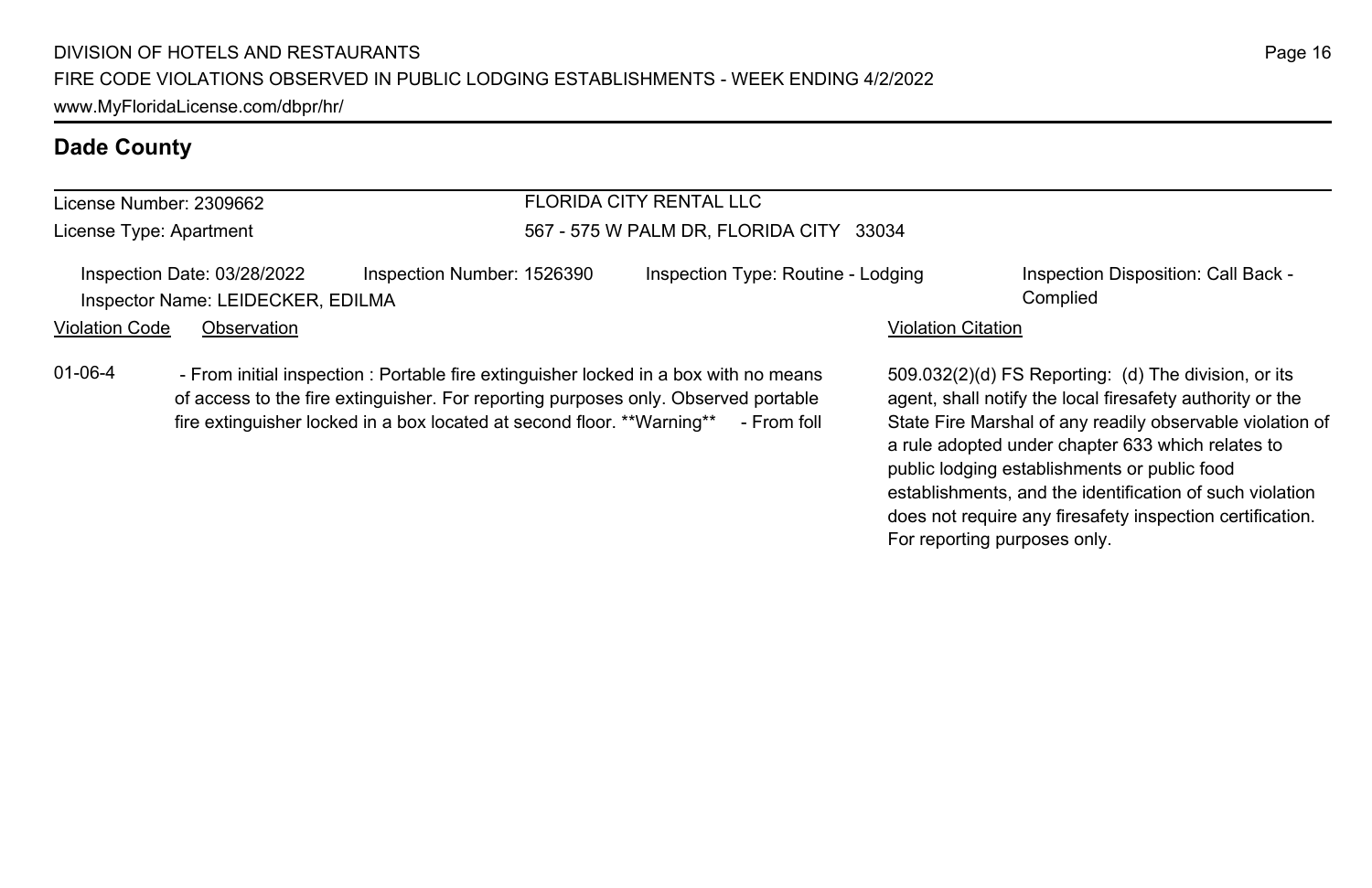## Dade County

**License Number:** 2309662
**License Type:** Apartment

**FLORIDA CITY RENTAL LLC**
567 - 575 W PALM DR, FLORIDA CITY 33034

Inspection Date: 03/28/2022 | Inspection Number: 1526390 | Inspection Type: Routine - Lodging | Inspection Disposition: Call Back - Complied

Inspector Name: LEIDECKER, EDILMA

| Violation Code | Observation | Violation Citation |
| --- | --- | --- |
| 01-06-4 | - From initial inspection : Portable fire extinguisher locked in a box with no means of access to the fire extinguisher. For reporting purposes only. Observed portable fire extinguisher locked in a box located at second floor. **Warning** - From foll | 509.032(2)(d) FS Reporting: (d) The division, or its agent, shall notify the local firesafety authority or the State Fire Marshal of any readily observable violation of a rule adopted under chapter 633 which relates to public lodging establishments or public food establishments, and the identification of such violation does not require any firesafety inspection certification. For reporting purposes only. |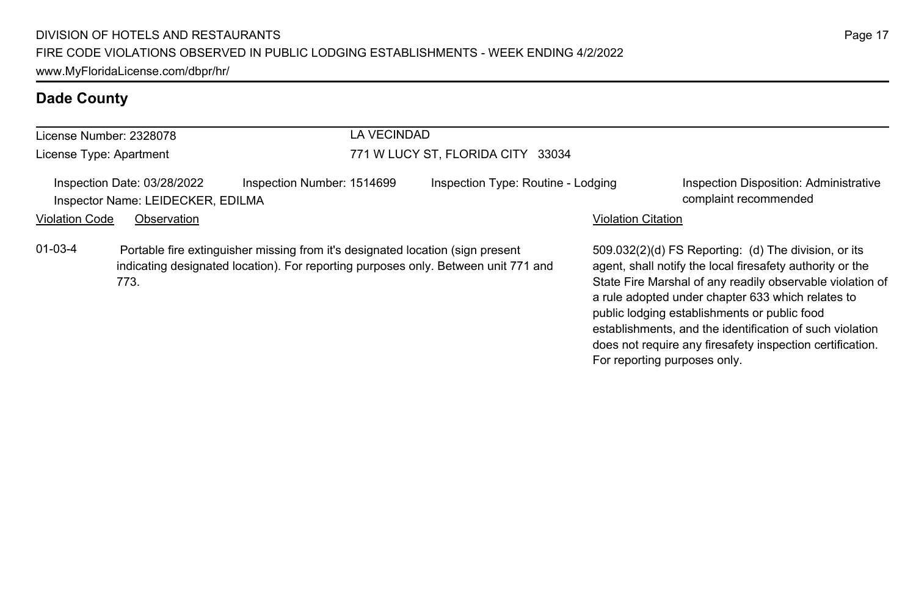## Dade County

| License Number: 2328078 | LA VECINDAD |
|---|---|
| License Type: Apartment | 771 W LUCY ST, FLORIDA CITY 33034 |

| Inspection Date: 03/28/2022 | Inspection Number: 1514699 | Inspection Type: Routine - Lodging | Inspection Disposition: Administrative complaint recommended |
|---|---|---|---|
| Inspector Name: LEIDECKER, EDILMA | | | |

| Violation Code | Observation | Violation Citation |
|---|---|---|
| 01-03-4 | Portable fire extinguisher missing from it's designated location (sign present indicating designated location). For reporting purposes only. Between unit 771 and 773. | 509.032(2)(d) FS Reporting: (d) The division, or its agent, shall notify the local firesafety authority or the State Fire Marshal of any readily observable violation of a rule adopted under chapter 633 which relates to public lodging establishments or public food establishments, and the identification of such violation does not require any firesafety inspection certification. For reporting purposes only. |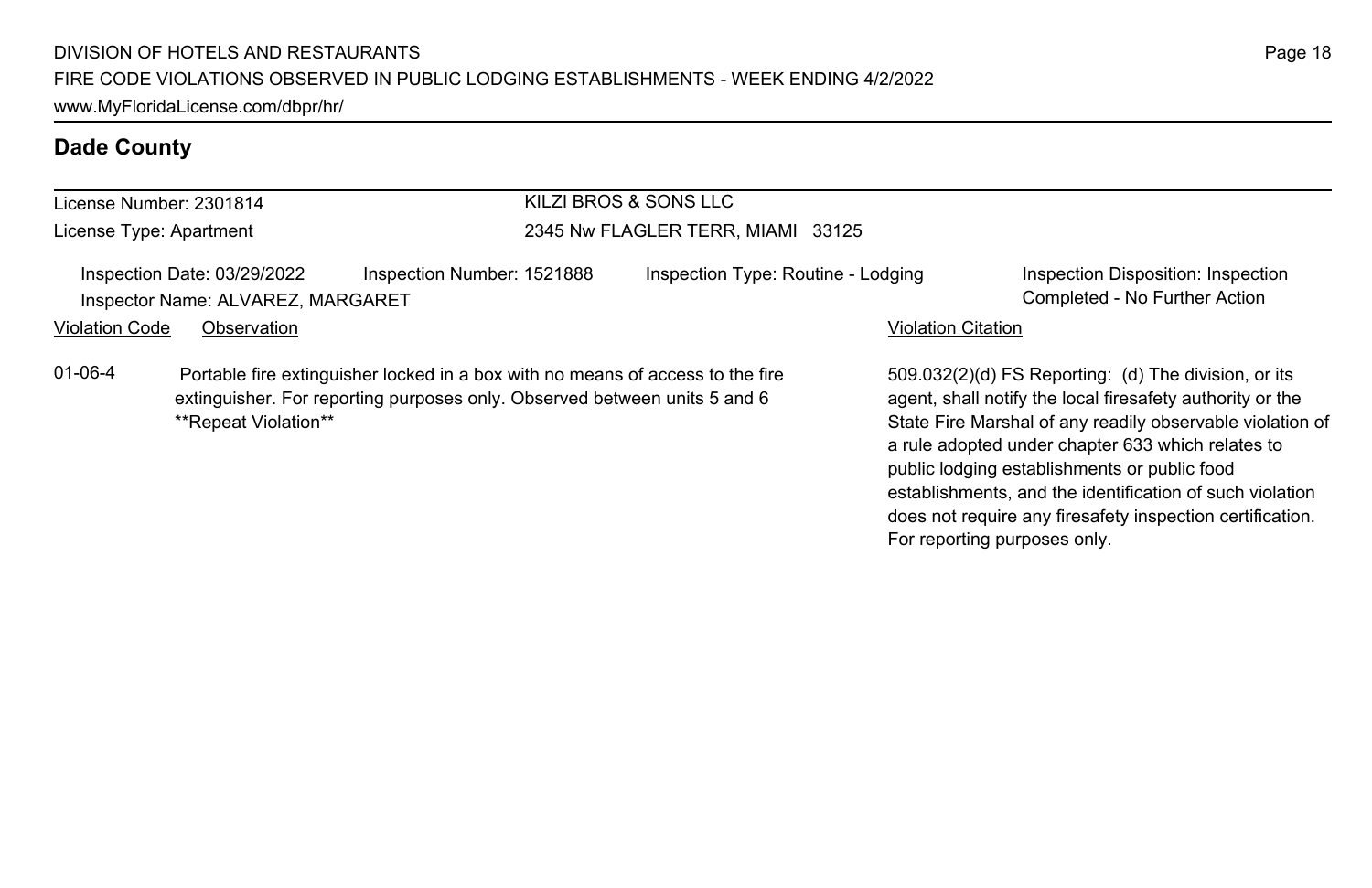## Dade County

License Number: 2301814
License Type: Apartment

KILZI BROS & SONS LLC
2345 Nw FLAGLER TERR, MIAMI 33125

Inspection Date: 03/29/2022
Inspection Number: 1521888
Inspection Type: Routine - Lodging
Inspection Disposition: Inspection Completed - No Further Action
Inspector Name: ALVAREZ, MARGARET

| Violation Code | Observation | Violation Citation |
| --- | --- | --- |
| 01-06-4 | Portable fire extinguisher locked in a box with no means of access to the fire extinguisher. For reporting purposes only. Observed between units 5 and 6 **Repeat Violation** | 509.032(2)(d) FS Reporting: (d) The division, or its agent, shall notify the local firesafety authority or the State Fire Marshal of any readily observable violation of a rule adopted under chapter 633 which relates to public lodging establishments or public food establishments, and the identification of such violation does not require any firesafety inspection certification. For reporting purposes only. |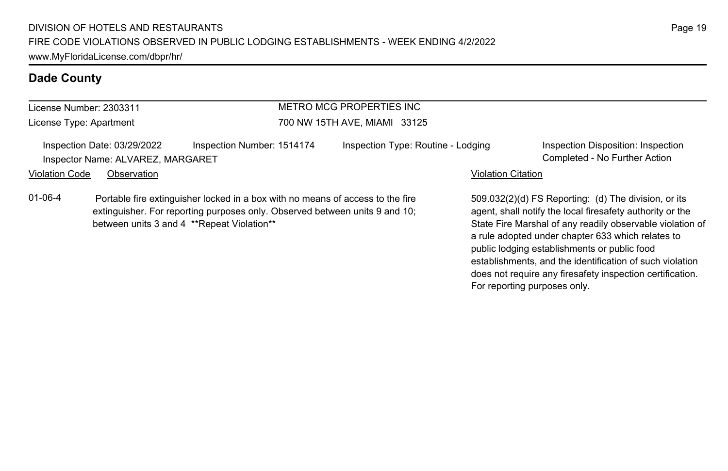## Dade County

License Number: 2303311
License Type: Apartment

METRO MCG PROPERTIES INC
700 NW 15TH AVE, MIAMI 33125

Inspection Date: 03/29/2022
Inspector Name: ALVAREZ, MARGARET
Inspection Number: 1514174
Inspection Type: Routine - Lodging
Inspection Disposition: Inspection Completed - No Further Action

| Violation Code | Observation | Violation Citation |
| --- | --- | --- |
| 01-06-4 | Portable fire extinguisher locked in a box with no means of access to the fire extinguisher. For reporting purposes only. Observed between units 9 and 10; between units 3 and 4 **Repeat Violation** | 509.032(2)(d) FS Reporting: (d) The division, or its agent, shall notify the local firesafety authority or the State Fire Marshal of any readily observable violation of a rule adopted under chapter 633 which relates to public lodging establishments or public food establishments, and the identification of such violation does not require any firesafety inspection certification. For reporting purposes only. |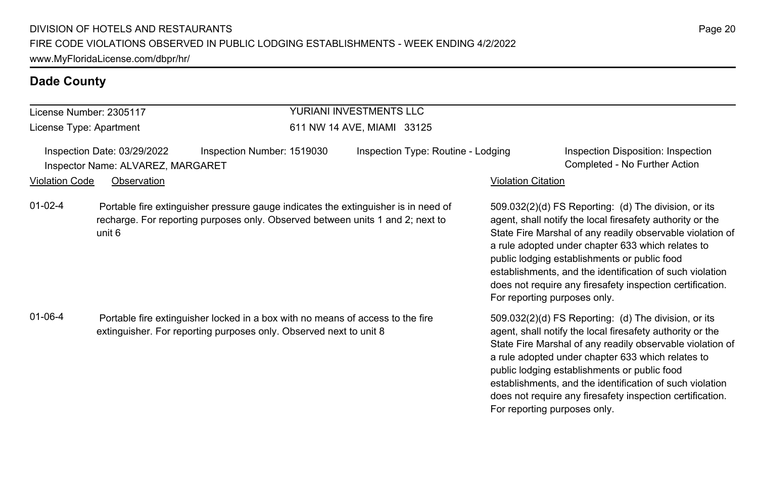## Dade County

| License Number: 2305117 | YURIANI INVESTMENTS LLC |
|---|---|
| License Type: Apartment | 611 NW 14 AVE, MIAMI 33125 |

Inspection Date: 03/29/2022 | Inspection Number: 1519030 | Inspection Type: Routine - Lodging | Inspection Disposition: Inspection Completed - No Further Action

Inspector Name: ALVAREZ, MARGARET

| Violation Code | Observation | Violation Citation |
|---|---|---|
| 01-02-4 | Portable fire extinguisher pressure gauge indicates the extinguisher is in need of recharge. For reporting purposes only. Observed between units 1 and 2; next to unit 6 | 509.032(2)(d) FS Reporting: (d) The division, or its agent, shall notify the local firesafety authority or the State Fire Marshal of any readily observable violation of a rule adopted under chapter 633 which relates to public lodging establishments or public food establishments, and the identification of such violation does not require any firesafety inspection certification. For reporting purposes only. |
| 01-06-4 | Portable fire extinguisher locked in a box with no means of access to the fire extinguisher. For reporting purposes only. Observed next to unit 8 | 509.032(2)(d) FS Reporting: (d) The division, or its agent, shall notify the local firesafety authority or the State Fire Marshal of any readily observable violation of a rule adopted under chapter 633 which relates to public lodging establishments or public food establishments, and the identification of such violation does not require any firesafety inspection certification. For reporting purposes only. |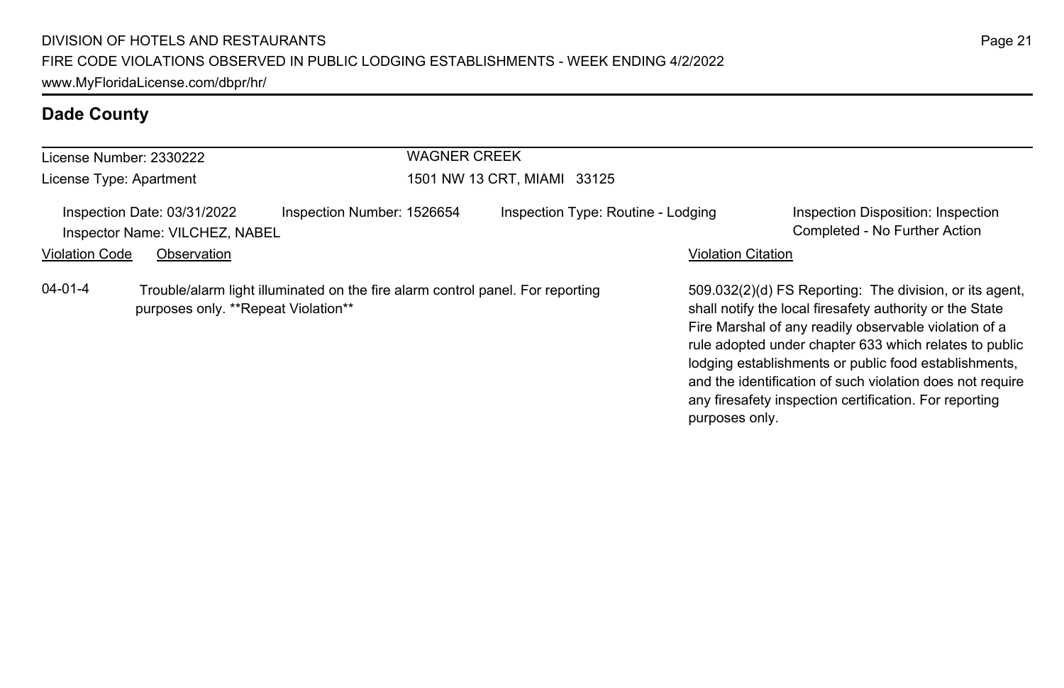## Dade County

License Number: 2330222
License Type: Apartment

**WAGNER CREEK**
1501 NW 13 CRT, MIAMI 33125

Inspection Date: 03/31/2022
Inspector Name: VILCHEZ, NABEL
Inspection Number: 1526654
Inspection Type: Routine - Lodging
Inspection Disposition: Inspection Completed - No Further Action

| Violation Code | Observation | Violation Citation |
| --- | --- | --- |
| 04-01-4 | Trouble/alarm light illuminated on the fire alarm control panel. For reporting purposes only. **Repeat Violation** | 509.032(2)(d) FS Reporting: The division, or its agent, shall notify the local firesafety authority or the State Fire Marshal of any readily observable violation of a rule adopted under chapter 633 which relates to public lodging establishments or public food establishments, and the identification of such violation does not require any firesafety inspection certification. For reporting purposes only. |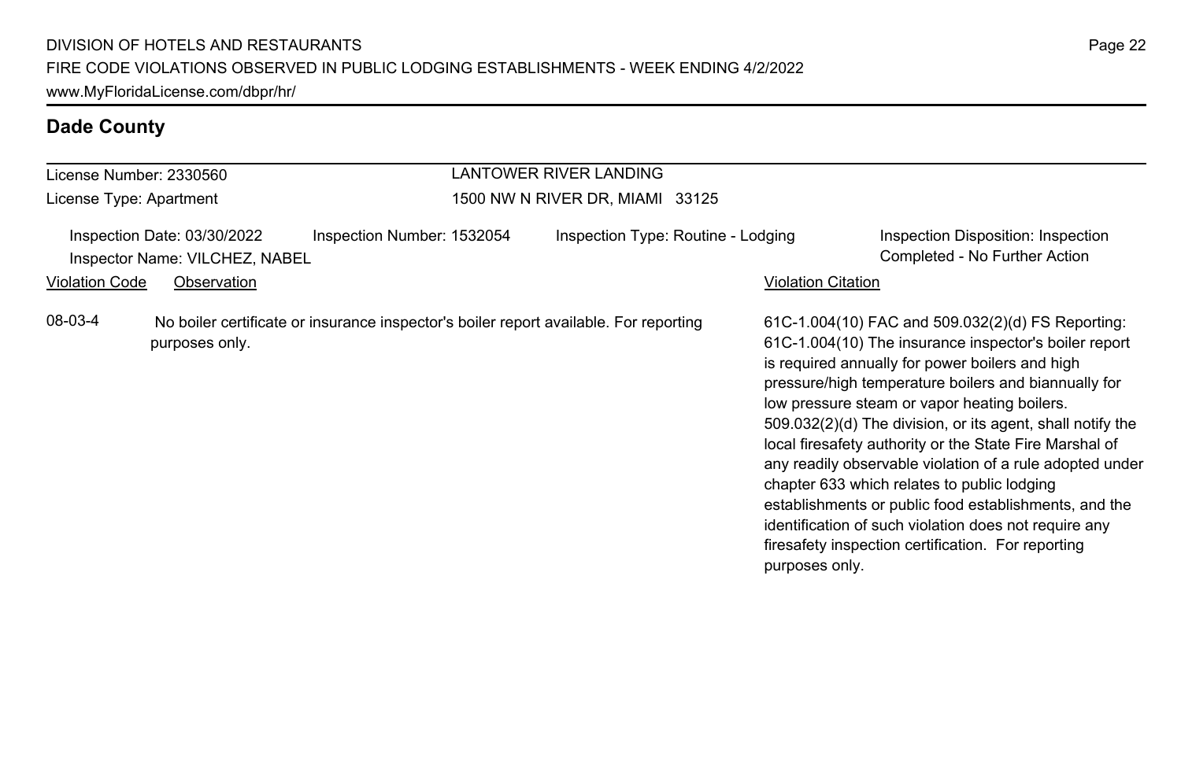## Dade County

License Number: 2330560

License Type: Apartment

LANTOWER RIVER LANDING

1500 NW N RIVER DR, MIAMI 33125

Inspection Date: 03/30/2022

Inspection Number: 1532054

Inspection Type: Routine - Lodging

Inspection Disposition: Inspection Completed - No Further Action

Inspector Name: VILCHEZ, NABEL

| Violation Code | Observation | Violation Citation |
|---|---|---|
| 08-03-4 | No boiler certificate or insurance inspector's boiler report available. For reporting purposes only. | 61C-1.004(10) FAC and 509.032(2)(d) FS Reporting: 61C-1.004(10) The insurance inspector's boiler report is required annually for power boilers and high pressure/high temperature boilers and biannually for low pressure steam or vapor heating boilers. 509.032(2)(d) The division, or its agent, shall notify the local firesafety authority or the State Fire Marshal of any readily observable violation of a rule adopted under chapter 633 which relates to public lodging establishments or public food establishments, and the identification of such violation does not require any firesafety inspection certification. For reporting purposes only. |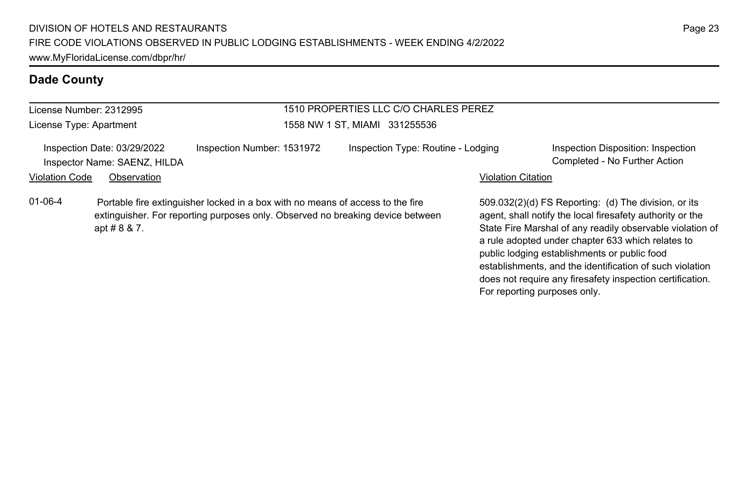## Dade County

License Number: 2312995

License Type: Apartment

1510 PROPERTIES LLC C/O CHARLES PEREZ

1558 NW 1 ST, MIAMI 331255536

Inspection Date: 03/29/2022

Inspector Name: SAENZ, HILDA

Inspection Number: 1531972

Inspection Type: Routine - Lodging

Inspection Disposition: Inspection Completed - No Further Action

| Violation Code | Observation | Violation Citation |
| --- | --- | --- |
| 01-06-4 | Portable fire extinguisher locked in a box with no means of access to the fire extinguisher. For reporting purposes only. Observed no breaking device between apt # 8 & 7. | 509.032(2)(d) FS Reporting: (d) The division, or its agent, shall notify the local firesafety authority or the State Fire Marshal of any readily observable violation of a rule adopted under chapter 633 which relates to public lodging establishments or public food establishments, and the identification of such violation does not require any firesafety inspection certification. For reporting purposes only. |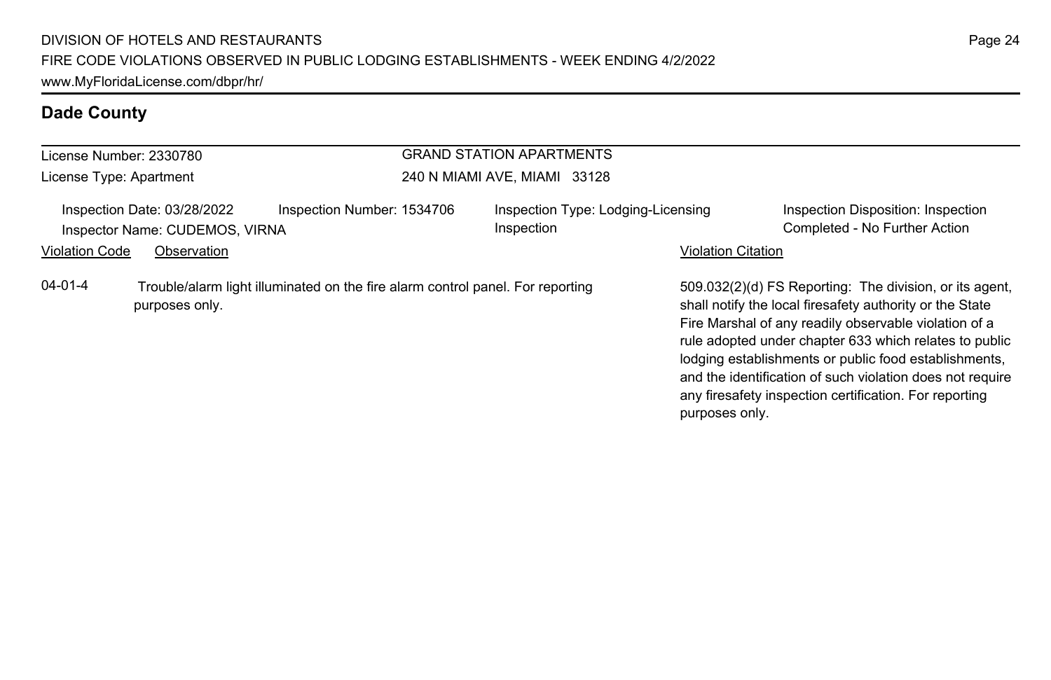## Dade County

License Number: 2330780

License Type: Apartment

GRAND STATION APARTMENTS

240 N MIAMI AVE, MIAMI 33128

Inspection Date: 03/28/2022

Inspector Name: CUDEMOS, VIRNA

Inspection Number: 1534706

Inspection Type: Lodging-Licensing Inspection

Inspection Disposition: Inspection Completed - No Further Action

| Violation Code | Observation | Violation Citation |
|---|---|---|
| 04-01-4 | Trouble/alarm light illuminated on the fire alarm control panel. For reporting purposes only. | 509.032(2)(d) FS Reporting: The division, or its agent, shall notify the local firesafety authority or the State Fire Marshal of any readily observable violation of a rule adopted under chapter 633 which relates to public lodging establishments or public food establishments, and the identification of such violation does not require any firesafety inspection certification. For reporting purposes only. |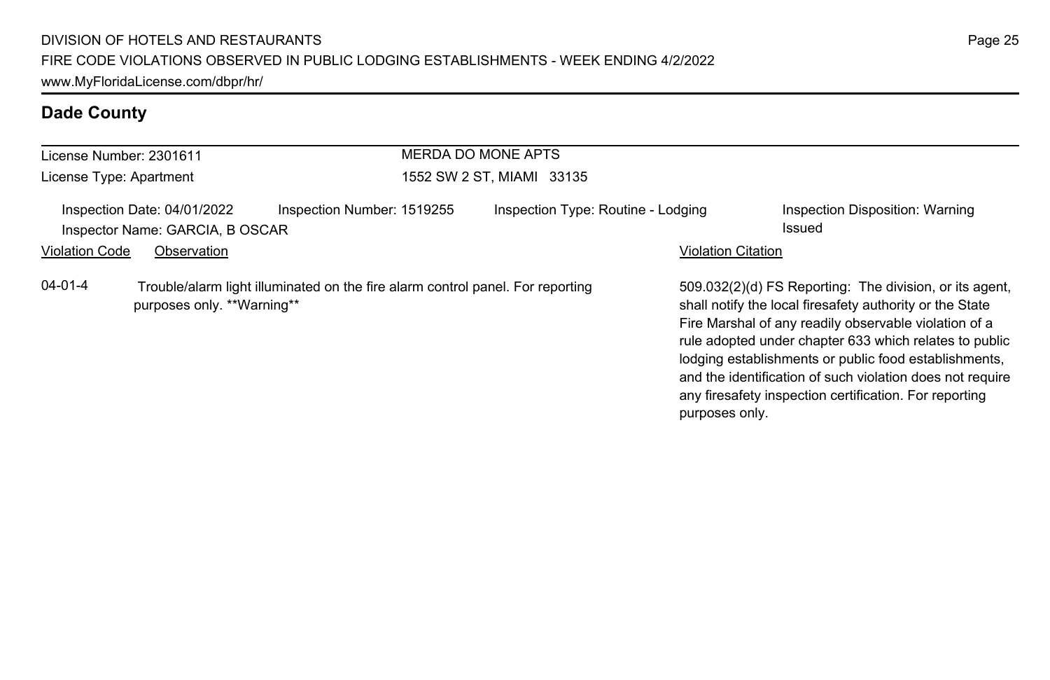## Dade County

License Number: 2301611
License Type: Apartment

MERDA DO MONE APTS
1552 SW 2 ST, MIAMI 33135

Inspection Date: 04/01/2022 Inspection Number: 1519255 Inspection Type: Routine - Lodging Inspection Disposition: Warning Issued
Inspector Name: GARCIA, B OSCAR

| Violation Code | Observation | Violation Citation |
|---|---|---|
| 04-01-4 | Trouble/alarm light illuminated on the fire alarm control panel. For reporting purposes only. **Warning** | 509.032(2)(d) FS Reporting: The division, or its agent, shall notify the local firesafety authority or the State Fire Marshal of any readily observable violation of a rule adopted under chapter 633 which relates to public lodging establishments or public food establishments, and the identification of such violation does not require any firesafety inspection certification. For reporting purposes only. |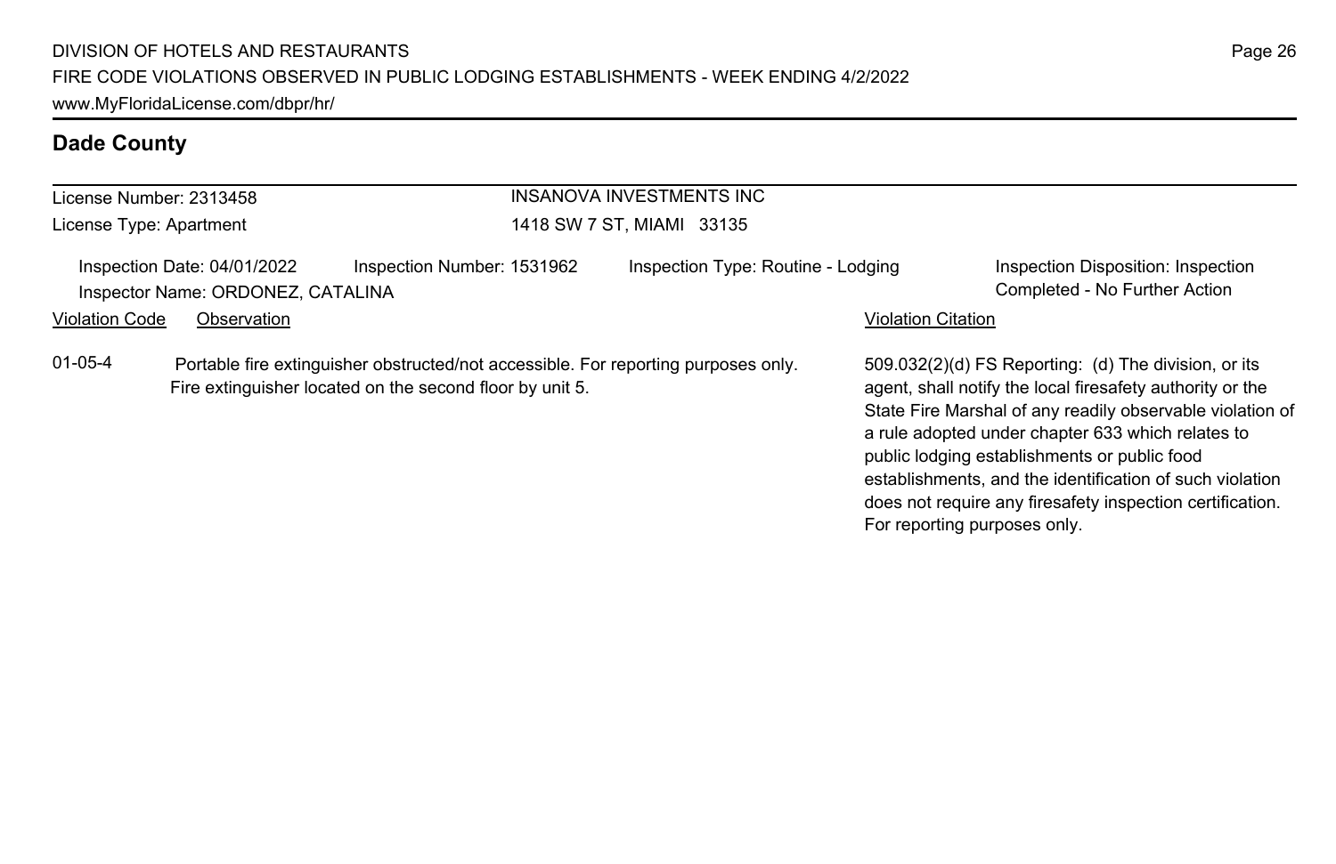## Dade County

License Number: 2313458
License Type: Apartment

INSANOVA INVESTMENTS INC
1418 SW 7 ST, MIAMI 33135

Inspection Date: 04/01/2022
Inspector Name: ORDONEZ, CATALINA
Inspection Number: 1531962
Inspection Type: Routine - Lodging
Inspection Disposition: Inspection Completed - No Further Action

| Violation Code | Observation | Violation Citation |
| --- | --- | --- |
| 01-05-4 | Portable fire extinguisher obstructed/not accessible. For reporting purposes only. Fire extinguisher located on the second floor by unit 5. | 509.032(2)(d) FS Reporting: (d) The division, or its agent, shall notify the local firesafety authority or the State Fire Marshal of any readily observable violation of a rule adopted under chapter 633 which relates to public lodging establishments or public food establishments, and the identification of such violation does not require any firesafety inspection certification. For reporting purposes only. |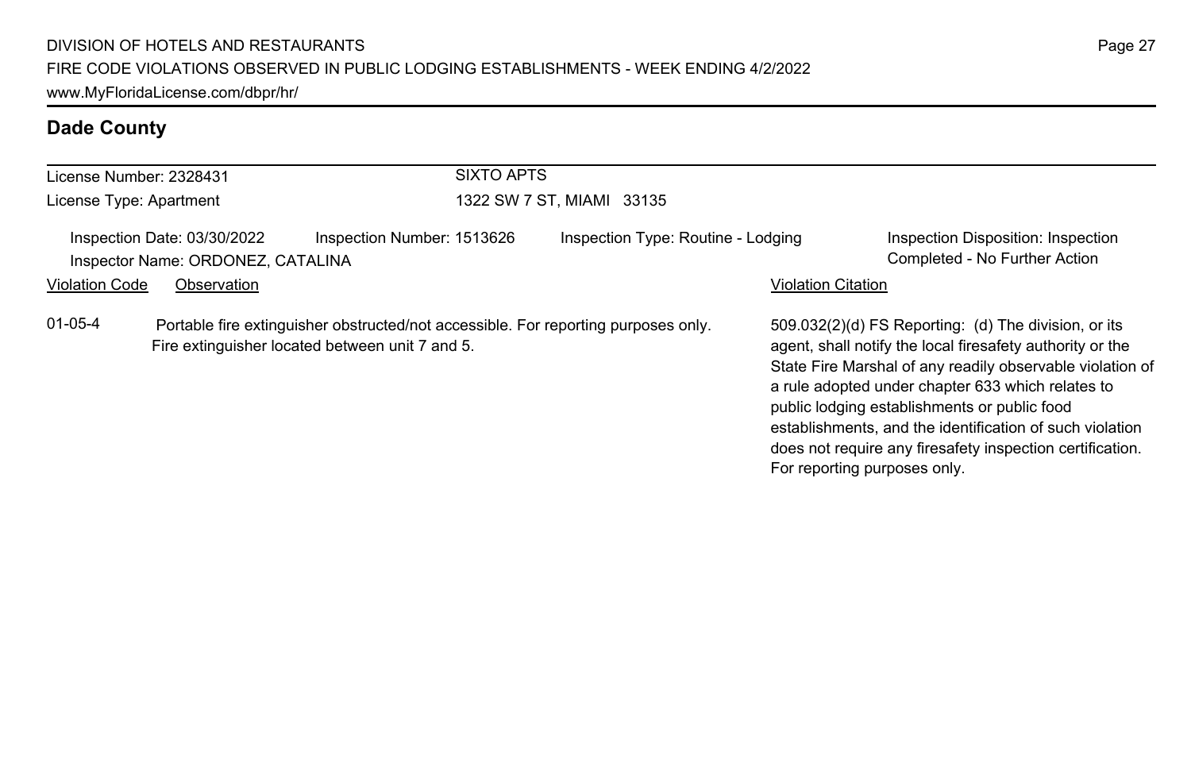## Dade County

License Number: 2328431

License Type: Apartment

SIXTO APTS

1322 SW 7 ST, MIAMI 33135

Inspection Date: 03/30/2022 | Inspection Number: 1513626 | Inspection Type: Routine - Lodging | Inspection Disposition: Inspection Completed - No Further Action

Inspector Name: ORDONEZ, CATALINA

| Violation Code | Observation | Violation Citation |
|---|---|---|
| 01-05-4 | Portable fire extinguisher obstructed/not accessible. For reporting purposes only. Fire extinguisher located between unit 7 and 5. | 509.032(2)(d) FS Reporting: (d) The division, or its agent, shall notify the local firesafety authority or the State Fire Marshal of any readily observable violation of a rule adopted under chapter 633 which relates to public lodging establishments or public food establishments, and the identification of such violation does not require any firesafety inspection certification. For reporting purposes only. |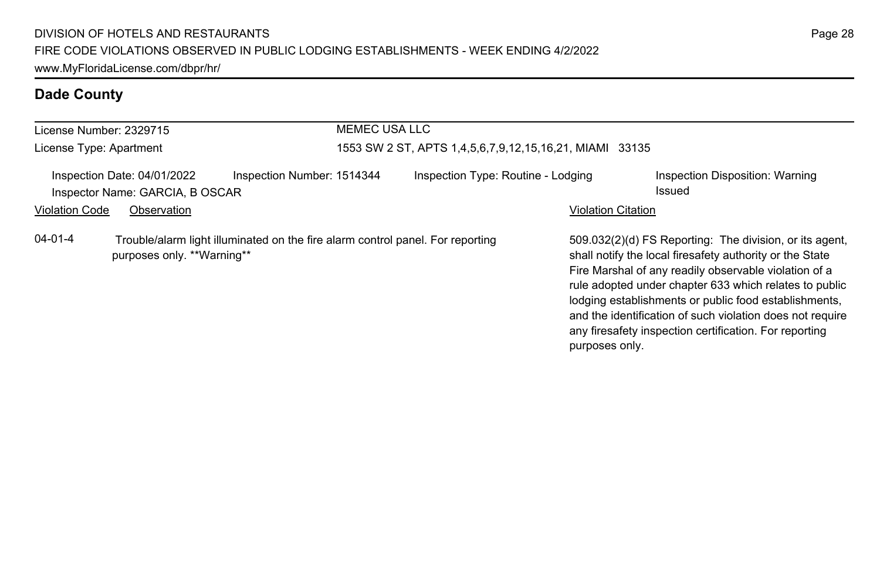## Dade County

License Number: 2329715

License Type: Apartment

MEMEC USA LLC

1553 SW 2 ST, APTS 1,4,5,6,7,9,12,15,16,21, MIAMI 33135

Inspection Date: 04/01/2022 Inspection Number: 1514344 Inspection Type: Routine - Lodging Inspection Disposition: Warning Issued

Inspector Name: GARCIA, B OSCAR

| Violation Code | Observation | Violation Citation |
|---|---|---|
| 04-01-4 | Trouble/alarm light illuminated on the fire alarm control panel. For reporting purposes only. **Warning** | 509.032(2)(d) FS Reporting: The division, or its agent, shall notify the local firesafety authority or the State Fire Marshal of any readily observable violation of a rule adopted under chapter 633 which relates to public lodging establishments or public food establishments, and the identification of such violation does not require any firesafety inspection certification. For reporting purposes only. |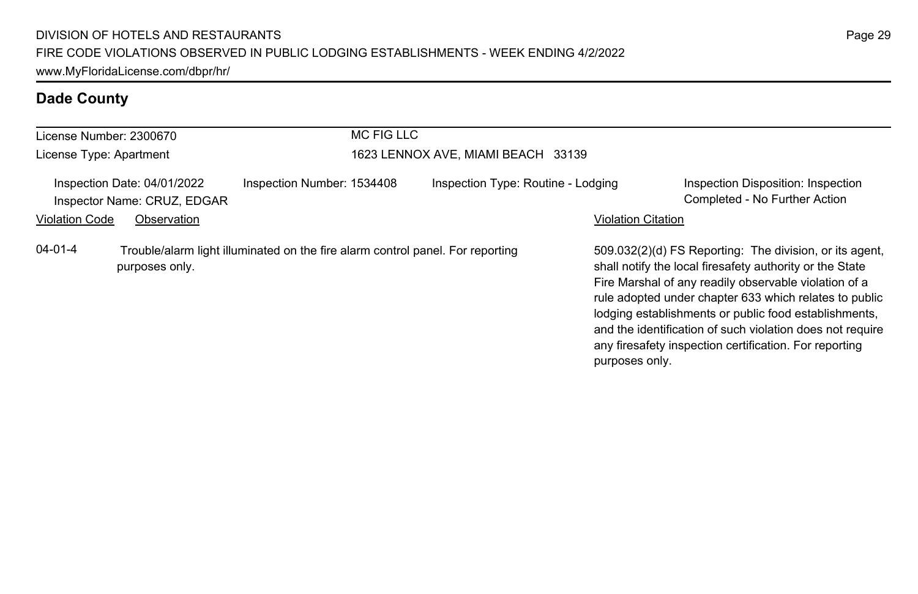## Dade County

License Number: 2300670

License Type: Apartment

MC FIG LLC

1623 LENNOX AVE, MIAMI BEACH 33139

Inspection Date: 04/01/2022

Inspector Name: CRUZ, EDGAR

Inspection Number: 1534408

Inspection Type: Routine - Lodging

Inspection Disposition: Inspection Completed - No Further Action

| Violation Code | Observation | Violation Citation |
|---|---|---|
| 04-01-4 | Trouble/alarm light illuminated on the fire alarm control panel. For reporting purposes only. | 509.032(2)(d) FS Reporting: The division, or its agent, shall notify the local firesafety authority or the State Fire Marshal of any readily observable violation of a rule adopted under chapter 633 which relates to public lodging establishments or public food establishments, and the identification of such violation does not require any firesafety inspection certification. For reporting purposes only. |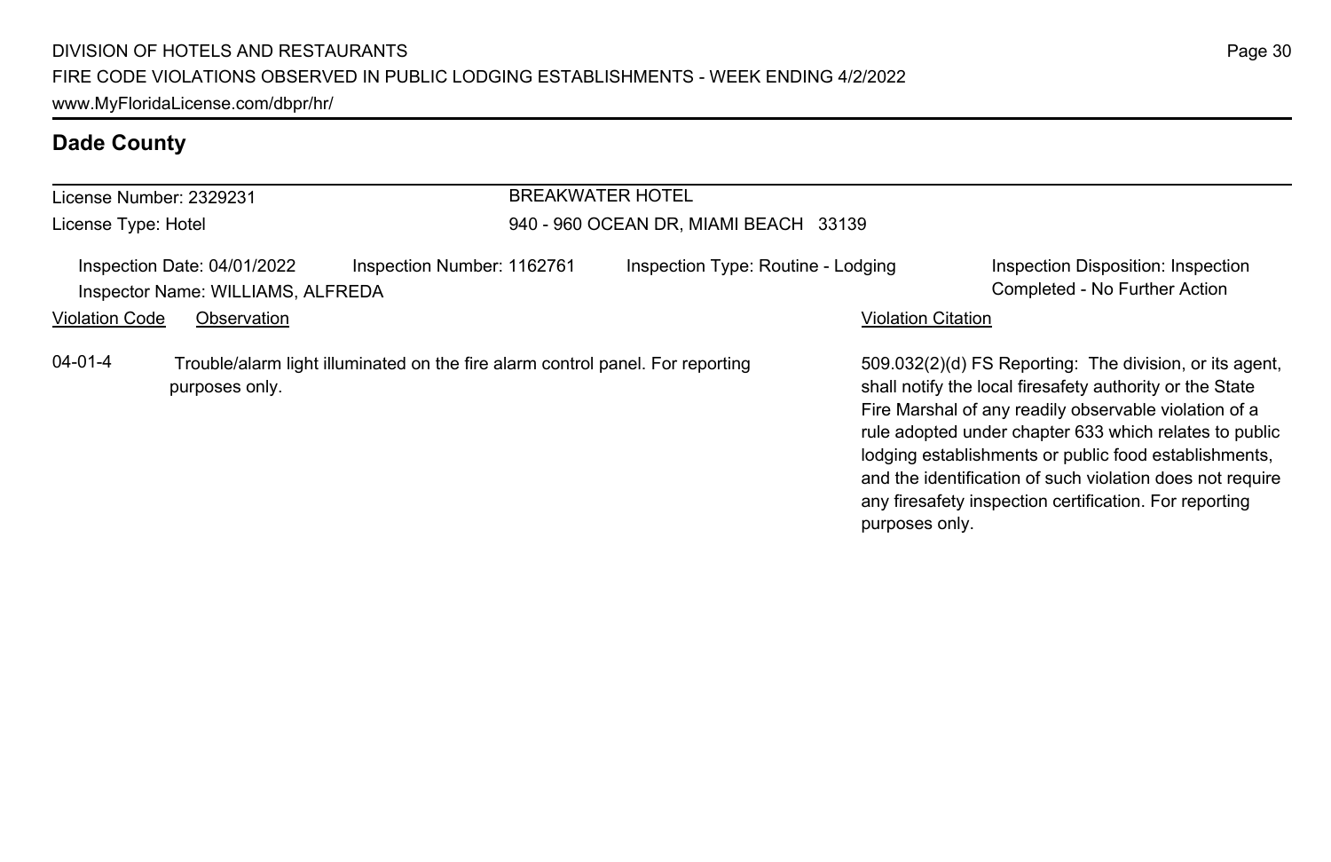## Dade County

| License Number: 2329231 | BREAKWATER HOTEL |
|---|---|
| License Type: Hotel | 940 - 960 OCEAN DR, MIAMI BEACH 33139 |

Inspection Date: 04/01/2022 | Inspection Number: 1162761 | Inspection Type: Routine - Lodging | Inspection Disposition: Inspection Completed - No Further Action

Inspector Name: WILLIAMS, ALFREDA

| Violation Code | Observation | Violation Citation |
|---|---|---|
| 04-01-4 | Trouble/alarm light illuminated on the fire alarm control panel. For reporting purposes only. | 509.032(2)(d) FS Reporting: The division, or its agent, shall notify the local firesafety authority or the State Fire Marshal of any readily observable violation of a rule adopted under chapter 633 which relates to public lodging establishments or public food establishments, and the identification of such violation does not require any firesafety inspection certification. For reporting purposes only. |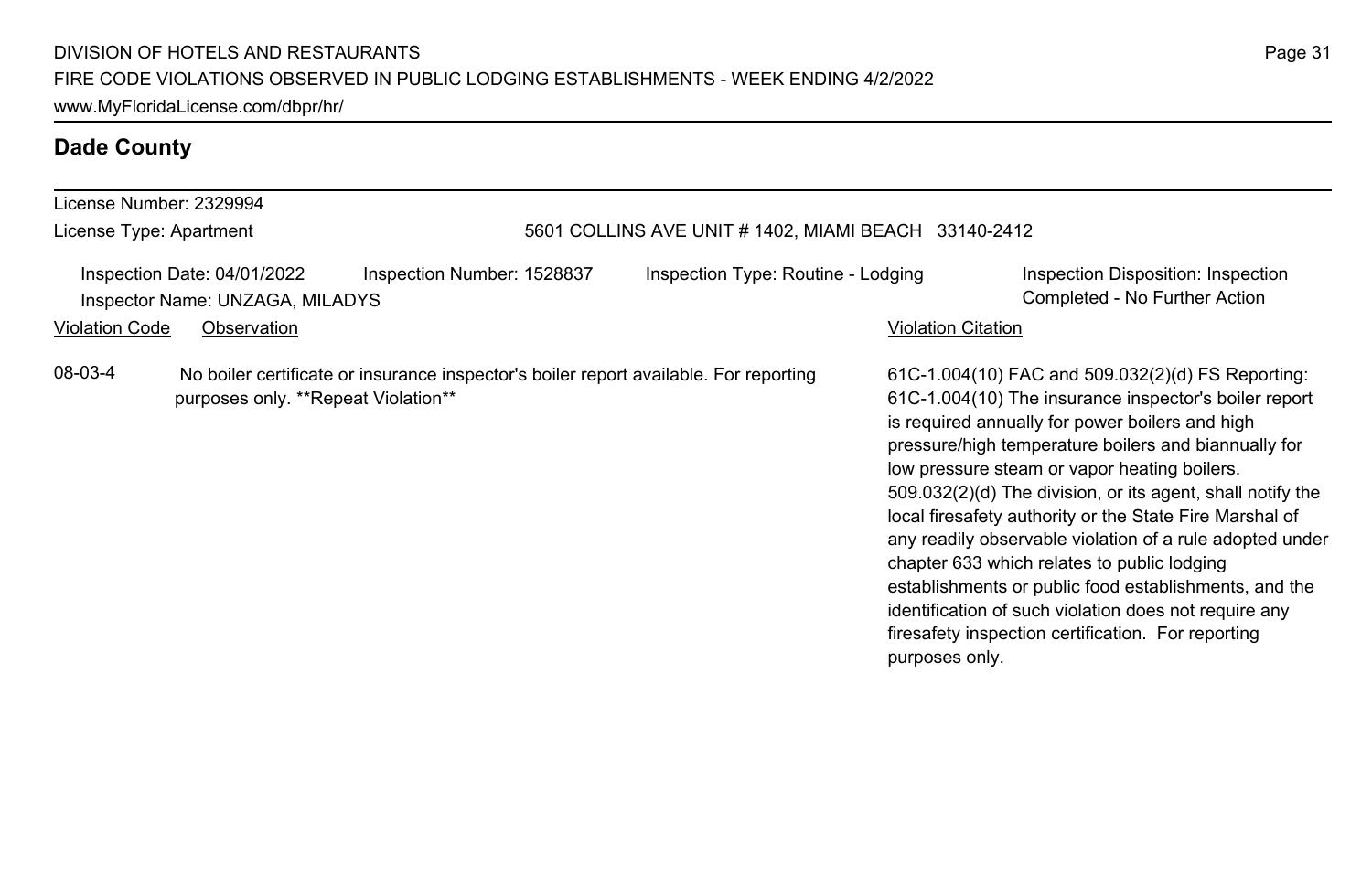## Dade County

License Number: 2329994

License Type: Apartment

5601 COLLINS AVE UNIT # 1402, MIAMI BEACH 33140-2412

Inspection Date: 04/01/2022 | Inspection Number: 1528837 | Inspection Type: Routine - Lodging | Inspection Disposition: Inspection Completed - No Further Action

Inspector Name: UNZAGA, MILADYS

| Violation Code | Observation | Violation Citation |
| --- | --- | --- |
| 08-03-4 | No boiler certificate or insurance inspector's boiler report available. For reporting purposes only. **Repeat Violation** | 61C-1.004(10) FAC and 509.032(2)(d) FS Reporting: 61C-1.004(10) The insurance inspector's boiler report is required annually for power boilers and high pressure/high temperature boilers and biannually for low pressure steam or vapor heating boilers. 509.032(2)(d) The division, or its agent, shall notify the local firesafety authority or the State Fire Marshal of any readily observable violation of a rule adopted under chapter 633 which relates to public lodging establishments or public food establishments, and the identification of such violation does not require any firesafety inspection certification. For reporting purposes only. |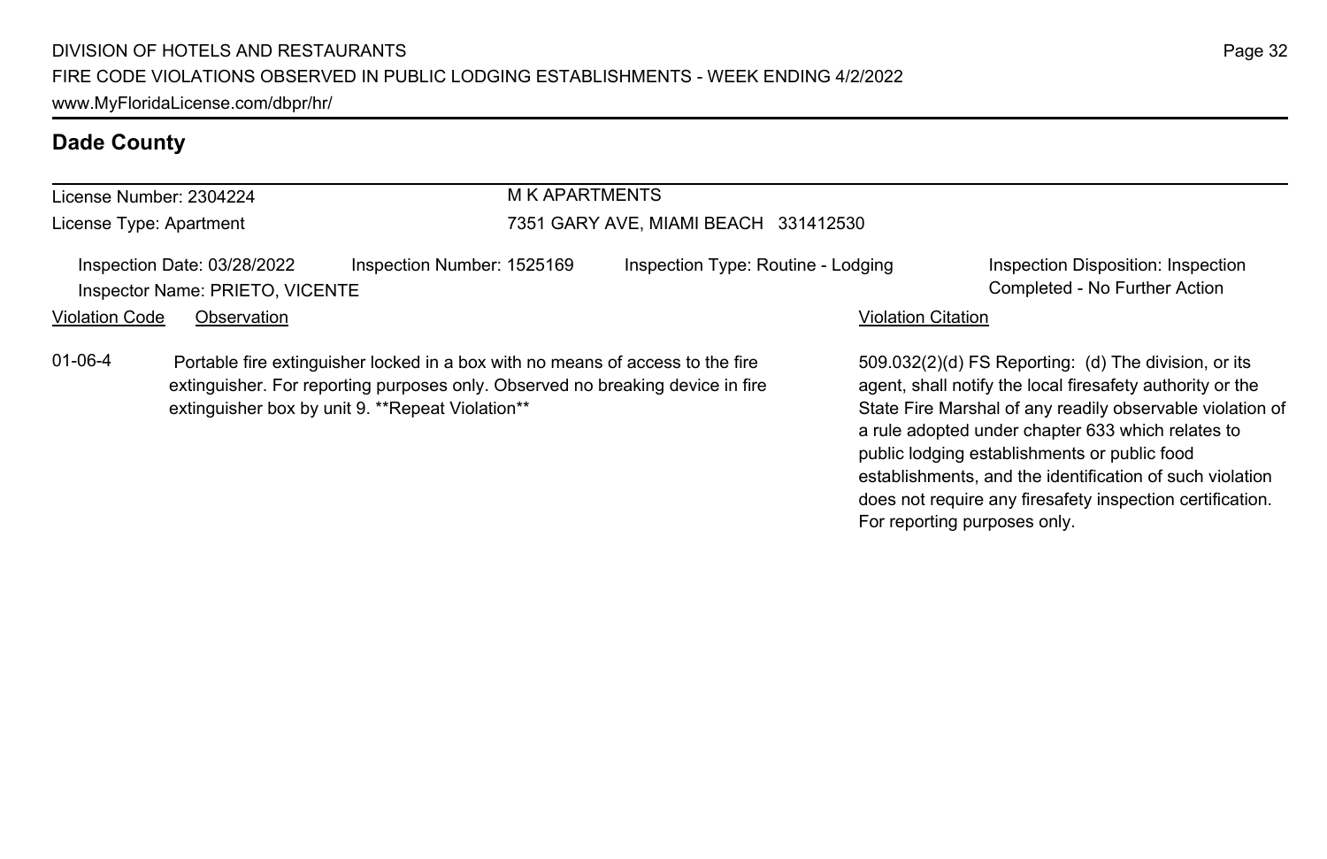## Dade County

License Number: 2304224

License Type: Apartment

M K APARTMENTS

7351 GARY AVE, MIAMI BEACH 331412530

Inspection Date: 03/28/2022 | Inspection Number: 1525169 | Inspection Type: Routine - Lodging | Inspection Disposition: Inspection Completed - No Further Action

Inspector Name: PRIETO, VICENTE

| Violation Code | Observation | Violation Citation |
|---|---|---|
| 01-06-4 | Portable fire extinguisher locked in a box with no means of access to the fire extinguisher. For reporting purposes only. Observed no breaking device in fire extinguisher box by unit 9. **Repeat Violation** | 509.032(2)(d) FS Reporting: (d) The division, or its agent, shall notify the local firesafety authority or the State Fire Marshal of any readily observable violation of a rule adopted under chapter 633 which relates to public lodging establishments or public food establishments, and the identification of such violation does not require any firesafety inspection certification. For reporting purposes only. |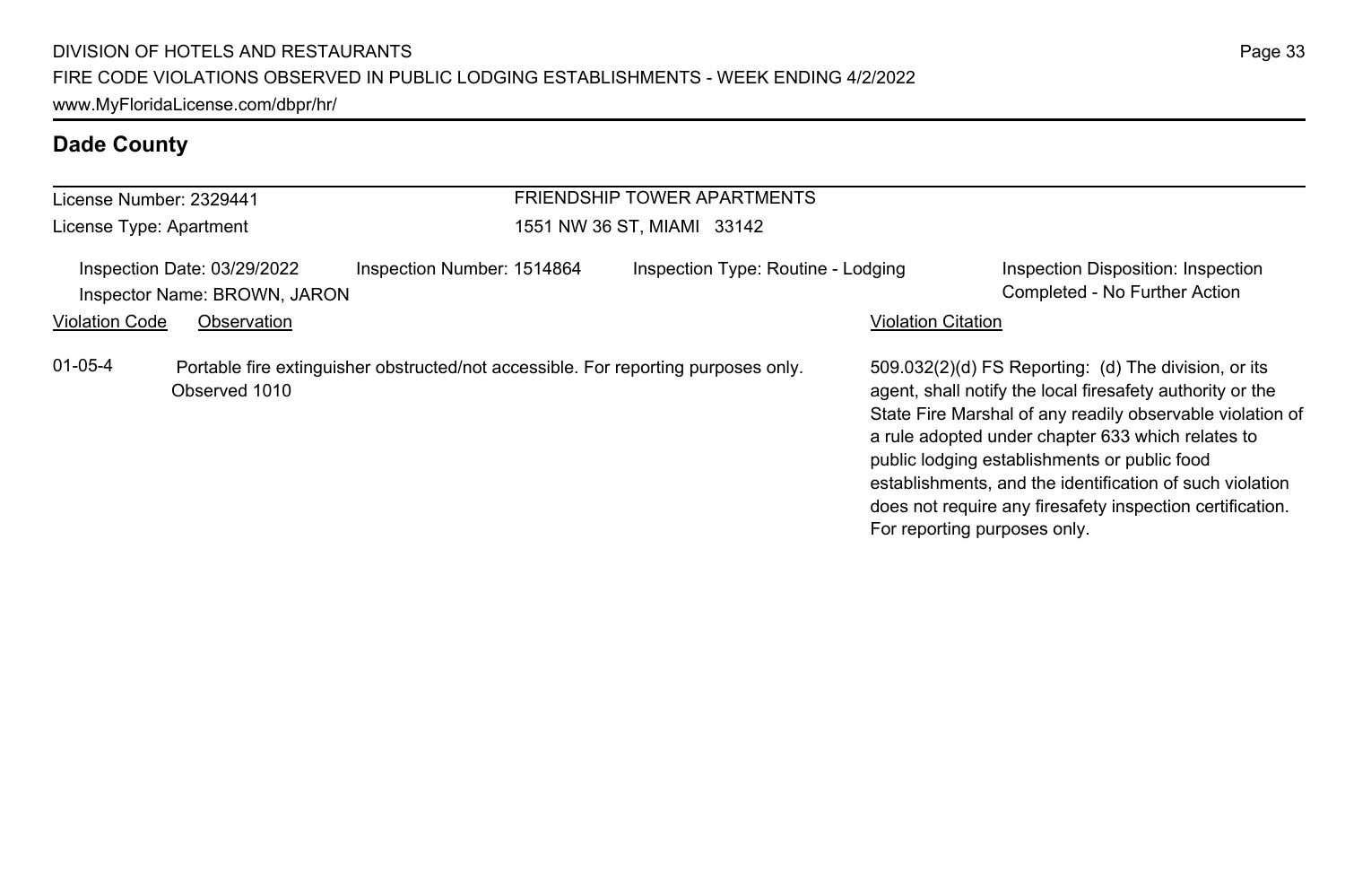## Dade County

License Number: 2329441
License Type: Apartment

**FRIENDSHIP TOWER APARTMENTS**
1551 NW 36 ST, MIAMI 33142

Inspection Date: 03/29/2022 | Inspection Number: 1514864 | Inspection Type: Routine - Lodging | Inspection Disposition: Inspection Completed - No Further Action

Inspector Name: BROWN, JARON

| Violation Code | Observation | Violation Citation |
|---|---|---|
| 01-05-4 | Portable fire extinguisher obstructed/not accessible. For reporting purposes only. Observed 1010 | 509.032(2)(d) FS Reporting: (d) The division, or its agent, shall notify the local firesafety authority or the State Fire Marshal of any readily observable violation of a rule adopted under chapter 633 which relates to public lodging establishments or public food establishments, and the identification of such violation does not require any firesafety inspection certification. For reporting purposes only. |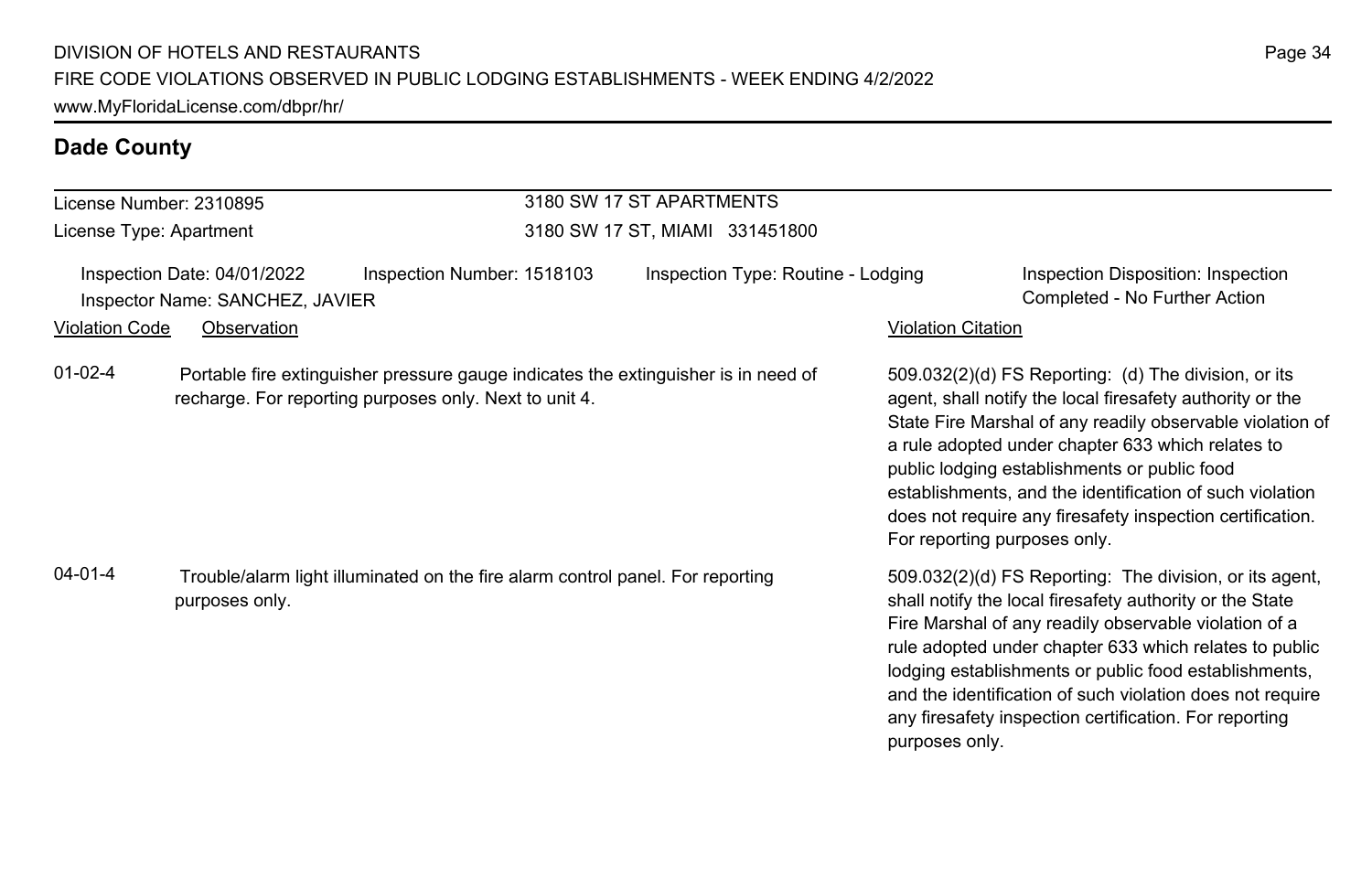## Dade County

License Number: 2310895
License Type: Apartment

3180 SW 17 ST APARTMENTS
3180 SW 17 ST, MIAMI 331451800

Inspection Date: 04/01/2022
Inspector Name: SANCHEZ, JAVIER
Inspection Number: 1518103
Inspection Type: Routine - Lodging
Inspection Disposition: Inspection Completed - No Further Action

| Violation Code | Observation | Violation Citation |
| --- | --- | --- |
| 01-02-4 | Portable fire extinguisher pressure gauge indicates the extinguisher is in need of recharge. For reporting purposes only. Next to unit 4. | 509.032(2)(d) FS Reporting: (d) The division, or its agent, shall notify the local firesafety authority or the State Fire Marshal of any readily observable violation of a rule adopted under chapter 633 which relates to public lodging establishments or public food establishments, and the identification of such violation does not require any firesafety inspection certification. For reporting purposes only. |
| 04-01-4 | Trouble/alarm light illuminated on the fire alarm control panel. For reporting purposes only. | 509.032(2)(d) FS Reporting: The division, or its agent, shall notify the local firesafety authority or the State Fire Marshal of any readily observable violation of a rule adopted under chapter 633 which relates to public lodging establishments or public food establishments, and the identification of such violation does not require any firesafety inspection certification. For reporting purposes only. |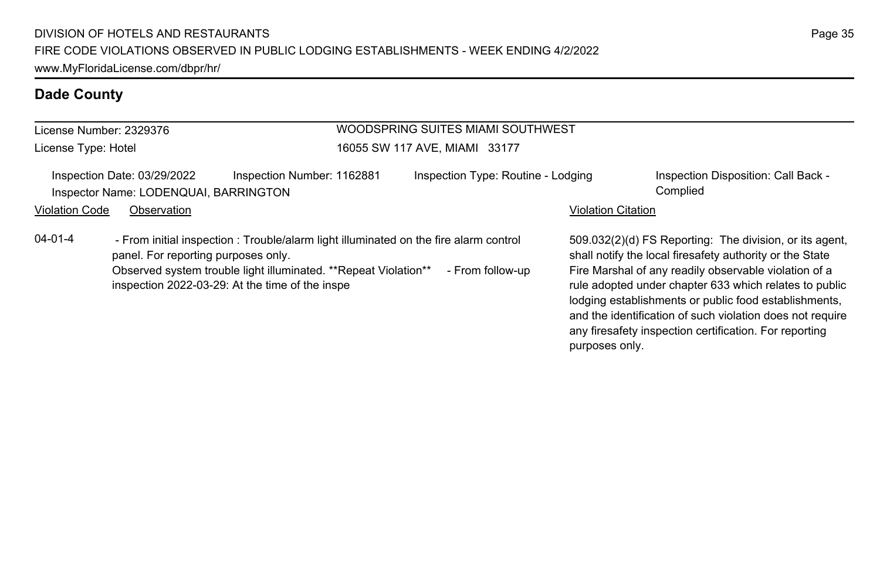## Dade County

**License Number:** 2329376
**License Type:** Hotel

**WOODSPRING SUITES MIAMI SOUTHWEST**
16055 SW 117 AVE, MIAMI 33177

Inspection Date: 03/29/2022 | Inspection Number: 1162881 | Inspection Type: Routine - Lodging | Inspection Disposition: Call Back - Complied

Inspector Name: LODENQUAI, BARRINGTON

| Violation Code | Observation | Violation Citation |
| --- | --- | --- |
| 04-01-4 | - From initial inspection : Trouble/alarm light illuminated on the fire alarm control panel. For reporting purposes only. Observed system trouble light illuminated. **Repeat Violation** - From follow-up inspection 2022-03-29: At the time of the inspe | 509.032(2)(d) FS Reporting: The division, or its agent, shall notify the local firesafety authority or the State Fire Marshal of any readily observable violation of a rule adopted under chapter 633 which relates to public lodging establishments or public food establishments, and the identification of such violation does not require any firesafety inspection certification. For reporting purposes only. |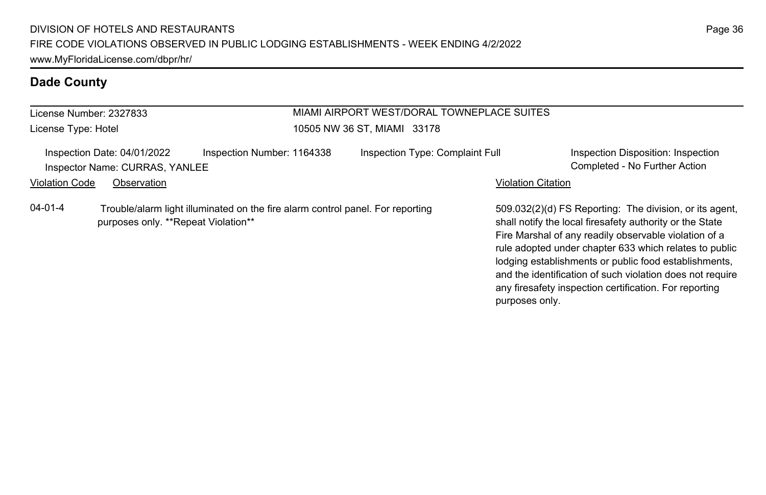## Dade County

License Number: 2327833
License Type: Hotel

MIAMI AIRPORT WEST/DORAL TOWNEPLACE SUITES
10505 NW 36 ST, MIAMI 33178

Inspection Date: 04/01/2022
Inspector Name: CURRAS, YANLEE
Inspection Number: 1164338
Inspection Type: Complaint Full
Inspection Disposition: Inspection Completed - No Further Action

| Violation Code | Observation | Violation Citation |
| --- | --- | --- |
| 04-01-4 | Trouble/alarm light illuminated on the fire alarm control panel. For reporting purposes only. **Repeat Violation** | 509.032(2)(d) FS Reporting: The division, or its agent, shall notify the local firesafety authority or the State Fire Marshal of any readily observable violation of a rule adopted under chapter 633 which relates to public lodging establishments or public food establishments, and the identification of such violation does not require any firesafety inspection certification. For reporting purposes only. |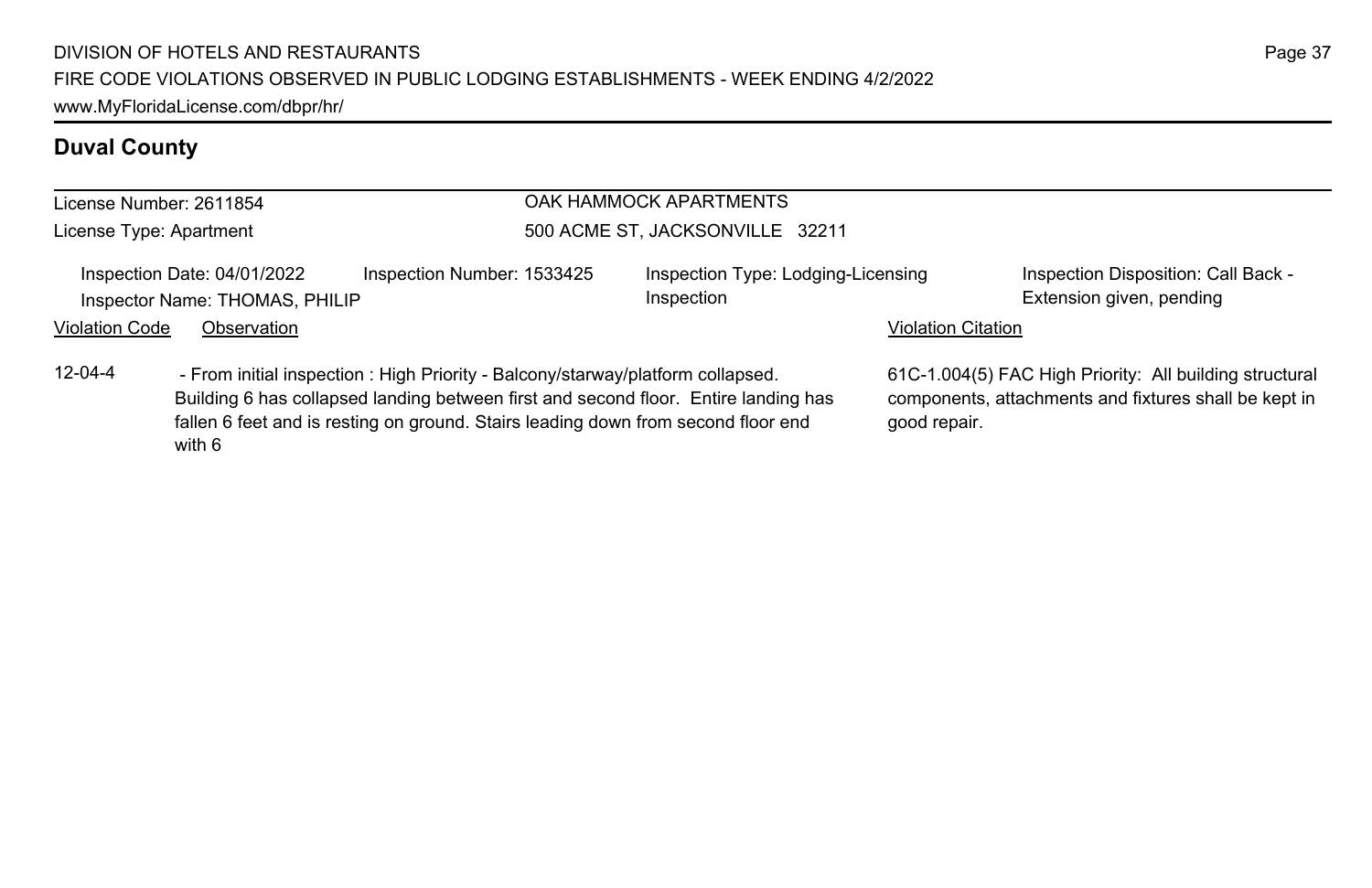## Duval County

License Number: 2611854
License Type: Apartment

OAK HAMMOCK APARTMENTS
500 ACME ST, JACKSONVILLE 32211

Inspection Date: 04/01/2022
Inspector Name: THOMAS, PHILIP
Inspection Number: 1533425
Inspection Type: Lodging-Licensing Inspection
Inspection Disposition: Call Back - Extension given, pending

| Violation Code | Observation | Violation Citation |
|---|---|---|
| 12-04-4 | - From initial inspection : High Priority - Balcony/starway/platform collapsed. Building 6 has collapsed landing between first and second floor. Entire landing has fallen 6 feet and is resting on ground. Stairs leading down from second floor end with 6 | 61C-1.004(5) FAC High Priority: All building structural components, attachments and fixtures shall be kept in good repair. |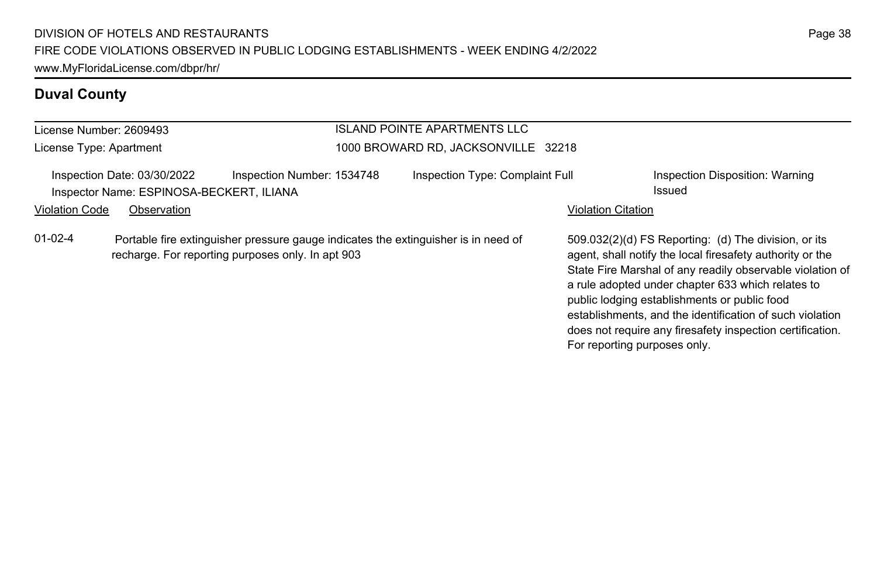## Duval County

License Number: 2609493
License Type: Apartment

ISLAND POINTE APARTMENTS LLC
1000 BROWARD RD, JACKSONVILLE 32218

Inspection Date: 03/30/2022 | Inspection Number: 1534748 | Inspection Type: Complaint Full | Inspection Disposition: Warning Issued

Inspector Name: ESPINOSA-BECKERT, ILIANA

| Violation Code | Observation | Violation Citation |
|---|---|---|
| 01-02-4 | Portable fire extinguisher pressure gauge indicates the extinguisher is in need of recharge. For reporting purposes only. In apt 903 | 509.032(2)(d) FS Reporting: (d) The division, or its agent, shall notify the local firesafety authority or the State Fire Marshal of any readily observable violation of a rule adopted under chapter 633 which relates to public lodging establishments or public food establishments, and the identification of such violation does not require any firesafety inspection certification. For reporting purposes only. |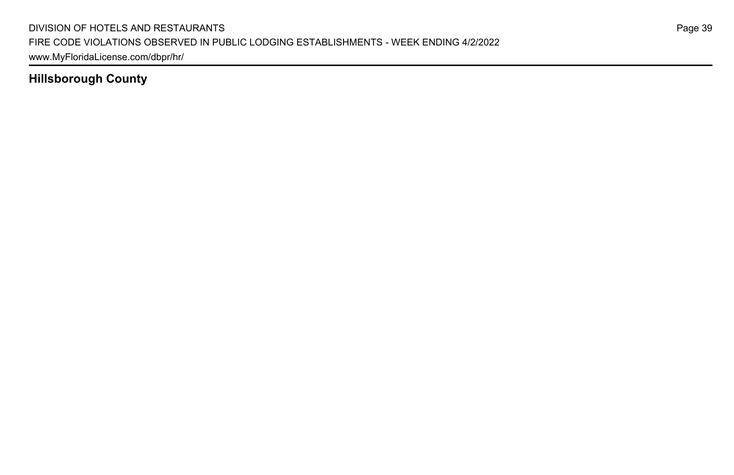## Hillsborough County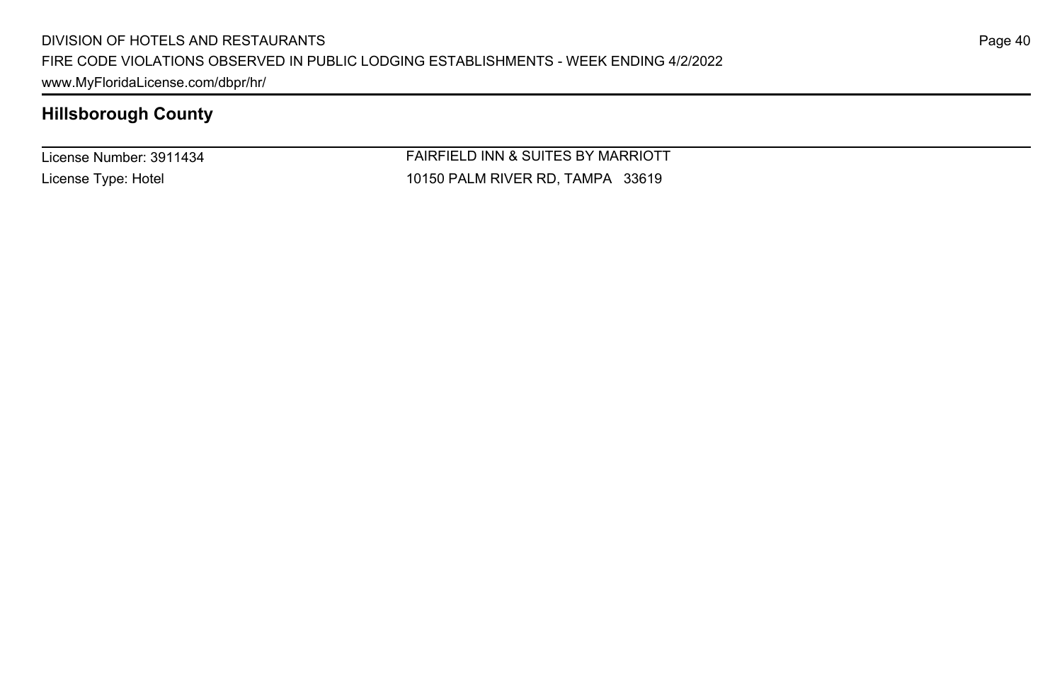## Hillsborough County

| License Number: 3911434 | FAIRFIELD INN & SUITES BY MARRIOTT |
| --- | --- |
| License Type: Hotel | 10150 PALM RIVER RD, TAMPA 33619 |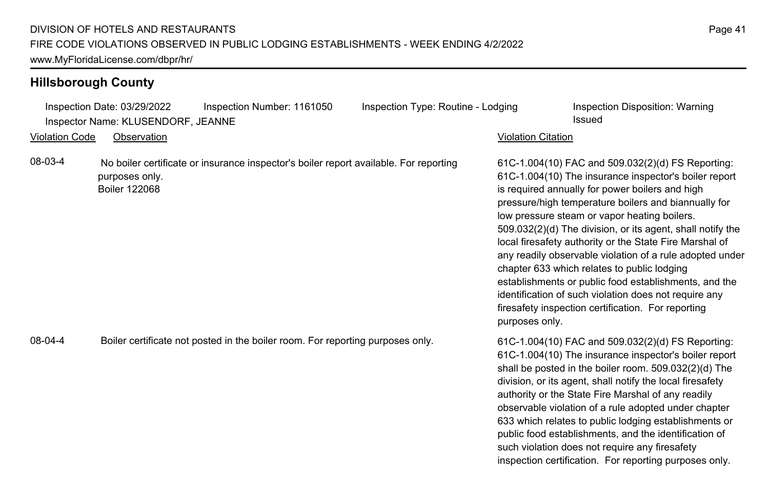## Hillsborough County

Inspection Date: 03/29/2022 Inspection Number: 1161050 Inspection Type: Routine - Lodging Inspection Disposition: Warning Issued
Inspector Name: KLUSENDORF, JEANNE

| Violation Code | Observation | Violation Citation |
|---|---|---|
| 08-03-4 | No boiler certificate or insurance inspector's boiler report available. For reporting purposes only. Boiler 122068 | 61C-1.004(10) FAC and 509.032(2)(d) FS Reporting: 61C-1.004(10) The insurance inspector's boiler report is required annually for power boilers and high pressure/high temperature boilers and biannually for low pressure steam or vapor heating boilers. 509.032(2)(d) The division, or its agent, shall notify the local firesafety authority or the State Fire Marshal of any readily observable violation of a rule adopted under chapter 633 which relates to public lodging establishments or public food establishments, and the identification of such violation does not require any firesafety inspection certification. For reporting purposes only. |
| 08-04-4 | Boiler certificate not posted in the boiler room. For reporting purposes only. | 61C-1.004(10) FAC and 509.032(2)(d) FS Reporting: 61C-1.004(10) The insurance inspector's boiler report shall be posted in the boiler room. 509.032(2)(d) The division, or its agent, shall notify the local firesafety authority or the State Fire Marshal of any readily observable violation of a rule adopted under chapter 633 which relates to public lodging establishments or public food establishments, and the identification of such violation does not require any firesafety inspection certification. For reporting purposes only. |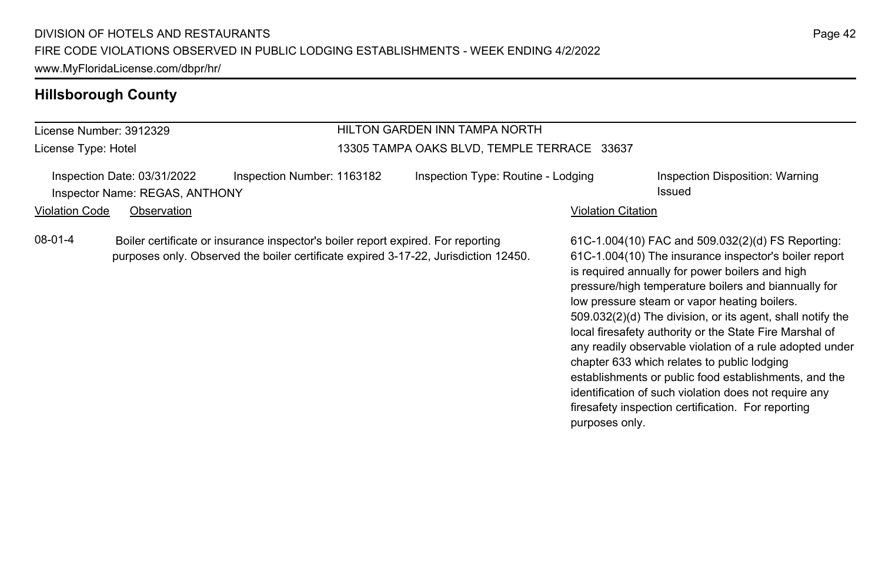## Hillsborough County

License Number: 3912329

License Type: Hotel

HILTON GARDEN INN TAMPA NORTH

13305 TAMPA OAKS BLVD, TEMPLE TERRACE 33637

Inspection Date: 03/31/2022 | Inspection Number: 1163182 | Inspection Type: Routine - Lodging | Inspection Disposition: Warning Issued

Inspector Name: REGAS, ANTHONY

| Violation Code | Observation | Violation Citation |
| --- | --- | --- |
| 08-01-4 | Boiler certificate or insurance inspector's boiler report expired. For reporting purposes only. Observed the boiler certificate expired 3-17-22, Jurisdiction 12450. | 61C-1.004(10) FAC and 509.032(2)(d) FS Reporting: 61C-1.004(10) The insurance inspector's boiler report is required annually for power boilers and high pressure/high temperature boilers and biannually for low pressure steam or vapor heating boilers. 509.032(2)(d) The division, or its agent, shall notify the local firesafety authority or the State Fire Marshal of any readily observable violation of a rule adopted under chapter 633 which relates to public lodging establishments or public food establishments, and the identification of such violation does not require any firesafety inspection certification. For reporting purposes only. |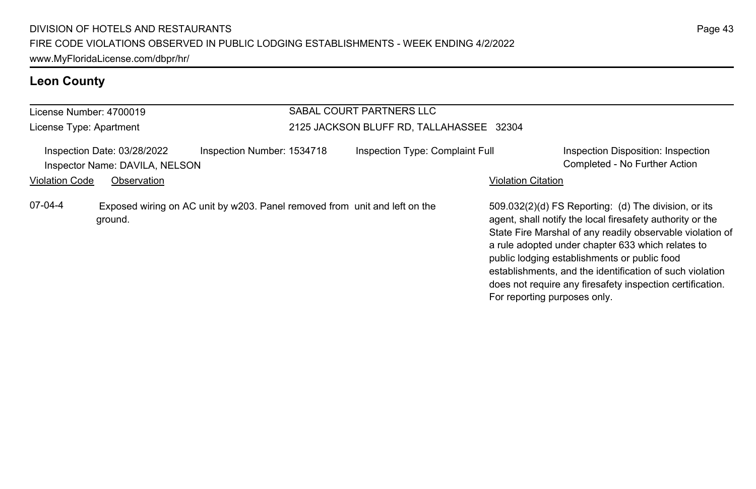## Leon County

License Number: 4700019

License Type: Apartment

SABAL COURT PARTNERS LLC

2125 JACKSON BLUFF RD, TALLAHASSEE 32304

Inspection Date: 03/28/2022

Inspection Number: 1534718

Inspection Type: Complaint Full

Inspection Disposition: Inspection Completed - No Further Action

Inspector Name: DAVILA, NELSON

| Violation Code | Observation | Violation Citation |
| --- | --- | --- |
| 07-04-4 | Exposed wiring on AC unit by w203. Panel removed from unit and left on the ground. | 509.032(2)(d) FS Reporting: (d) The division, or its agent, shall notify the local firesafety authority or the State Fire Marshal of any readily observable violation of a rule adopted under chapter 633 which relates to public lodging establishments or public food establishments, and the identification of such violation does not require any firesafety inspection certification. For reporting purposes only. |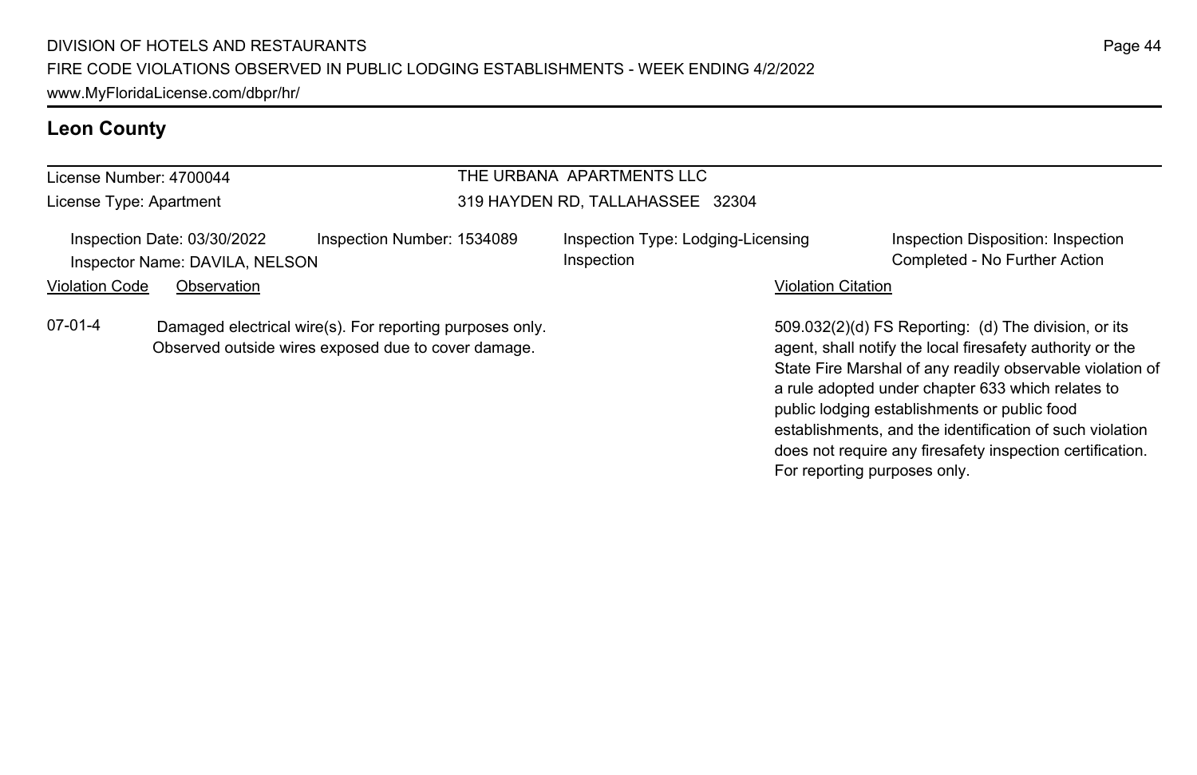## Leon County

License Number: 4700044
License Type: Apartment

THE URBANA APARTMENTS LLC
319 HAYDEN RD, TALLAHASSEE 32304

Inspection Date: 03/30/2022
Inspector Name: DAVILA, NELSON
Inspection Number: 1534089
Inspection Type: Lodging-Licensing Inspection
Inspection Disposition: Inspection Completed - No Further Action

| Violation Code | Observation | Violation Citation |
| --- | --- | --- |
| 07-01-4 | Damaged electrical wire(s). For reporting purposes only. Observed outside wires exposed due to cover damage. | 509.032(2)(d) FS Reporting: (d) The division, or its agent, shall notify the local firesafety authority or the State Fire Marshal of any readily observable violation of a rule adopted under chapter 633 which relates to public lodging establishments or public food establishments, and the identification of such violation does not require any firesafety inspection certification. For reporting purposes only. |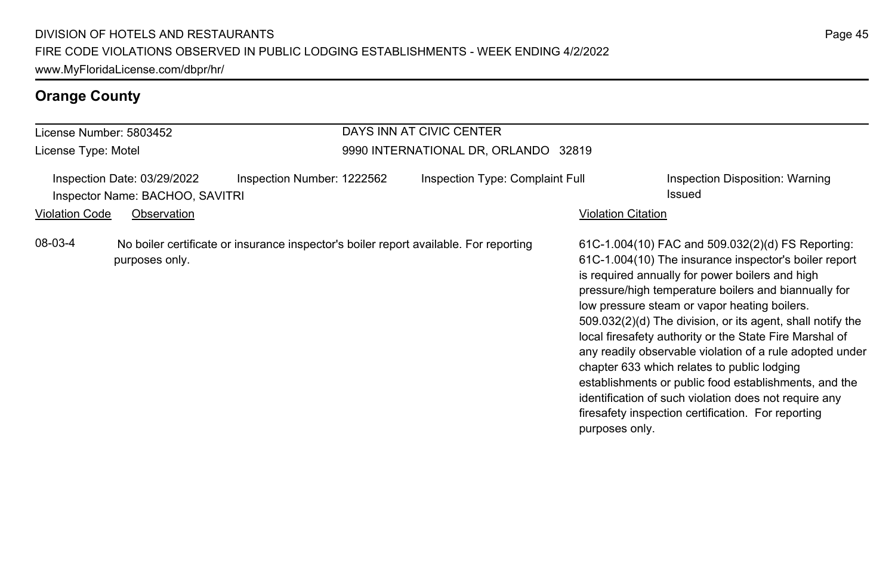## Orange County

License Number: 5803452
License Type: Motel

DAYS INN AT CIVIC CENTER
9990 INTERNATIONAL DR, ORLANDO 32819

Inspection Date: 03/29/2022 | Inspection Number: 1222562 | Inspection Type: Complaint Full | Inspection Disposition: Warning Issued

Inspector Name: BACHOO, SAVITRI

| Violation Code | Observation | Violation Citation |
| --- | --- | --- |
| 08-03-4 | No boiler certificate or insurance inspector's boiler report available. For reporting purposes only. | 61C-1.004(10) FAC and 509.032(2)(d) FS Reporting: 61C-1.004(10) The insurance inspector's boiler report is required annually for power boilers and high pressure/high temperature boilers and biannually for low pressure steam or vapor heating boilers. 509.032(2)(d) The division, or its agent, shall notify the local firesafety authority or the State Fire Marshal of any readily observable violation of a rule adopted under chapter 633 which relates to public lodging establishments or public food establishments, and the identification of such violation does not require any firesafety inspection certification. For reporting purposes only. |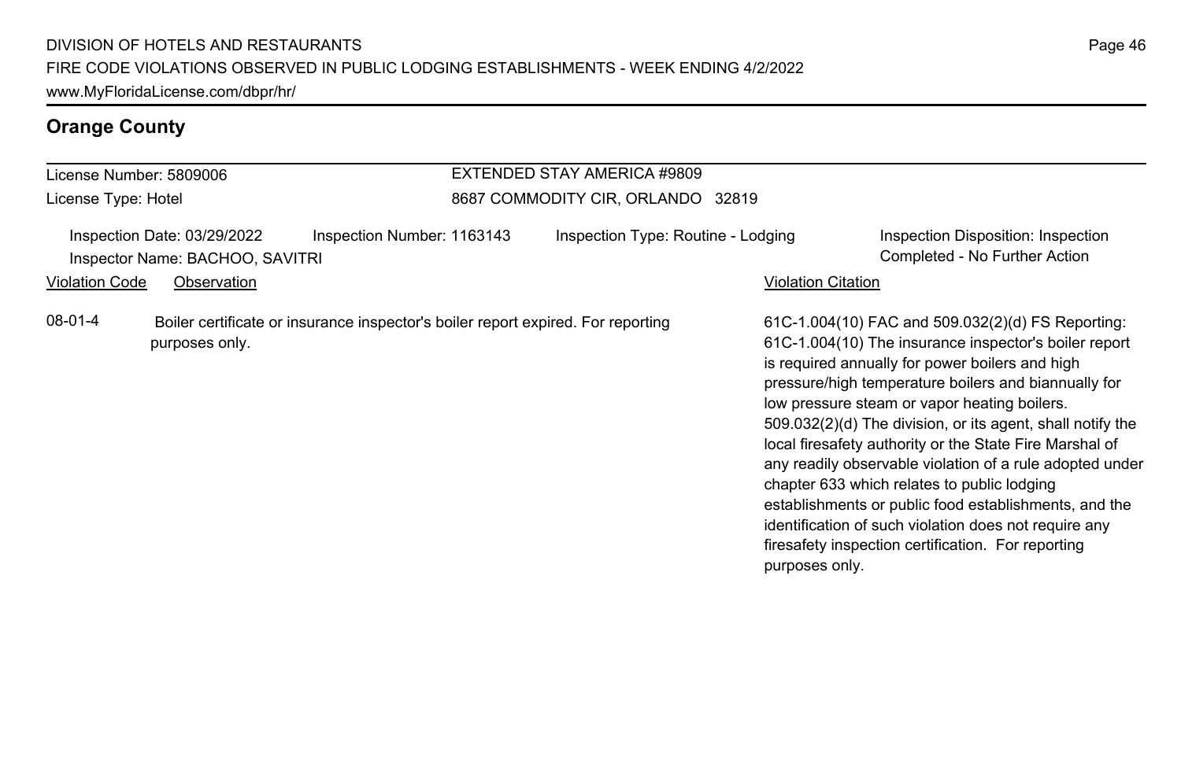## Orange County

License Number: 5809006
License Type: Hotel

EXTENDED STAY AMERICA #9809
8687 COMMODITY CIR, ORLANDO 32819

Inspection Date: 03/29/2022
Inspector Name: BACHOO, SAVITRI
Inspection Number: 1163143
Inspection Type: Routine - Lodging
Inspection Disposition: Inspection Completed - No Further Action

| Violation Code | Observation | Violation Citation |
|---|---|---|
| 08-01-4 | Boiler certificate or insurance inspector's boiler report expired. For reporting purposes only. | 61C-1.004(10) FAC and 509.032(2)(d) FS Reporting: 61C-1.004(10) The insurance inspector's boiler report is required annually for power boilers and high pressure/high temperature boilers and biannually for low pressure steam or vapor heating boilers. 509.032(2)(d) The division, or its agent, shall notify the local firesafety authority or the State Fire Marshal of any readily observable violation of a rule adopted under chapter 633 which relates to public lodging establishments or public food establishments, and the identification of such violation does not require any firesafety inspection certification. For reporting purposes only. |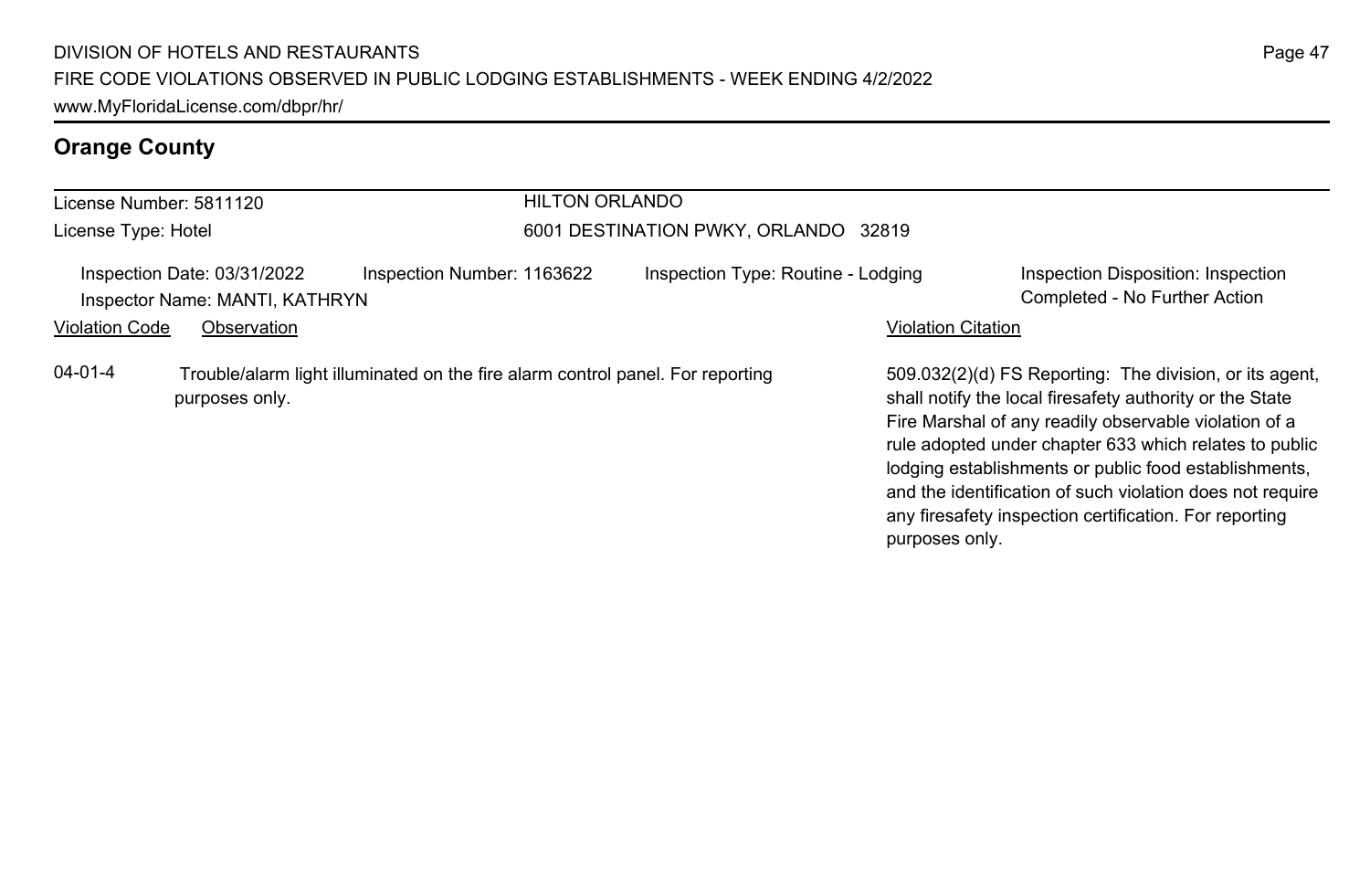## Orange County

License Number: 5811120
License Type: Hotel

HILTON ORLANDO
6001 DESTINATION PWKY, ORLANDO 32819

Inspection Date: 03/31/2022
Inspector Name: MANTI, KATHRYN
Inspection Number: 1163622
Inspection Type: Routine - Lodging
Inspection Disposition: Inspection Completed - No Further Action

| Violation Code | Observation | Violation Citation |
|---|---|---|
| 04-01-4 | Trouble/alarm light illuminated on the fire alarm control panel. For reporting purposes only. | 509.032(2)(d) FS Reporting: The division, or its agent, shall notify the local firesafety authority or the State Fire Marshal of any readily observable violation of a rule adopted under chapter 633 which relates to public lodging establishments or public food establishments, and the identification of such violation does not require any firesafety inspection certification. For reporting purposes only. |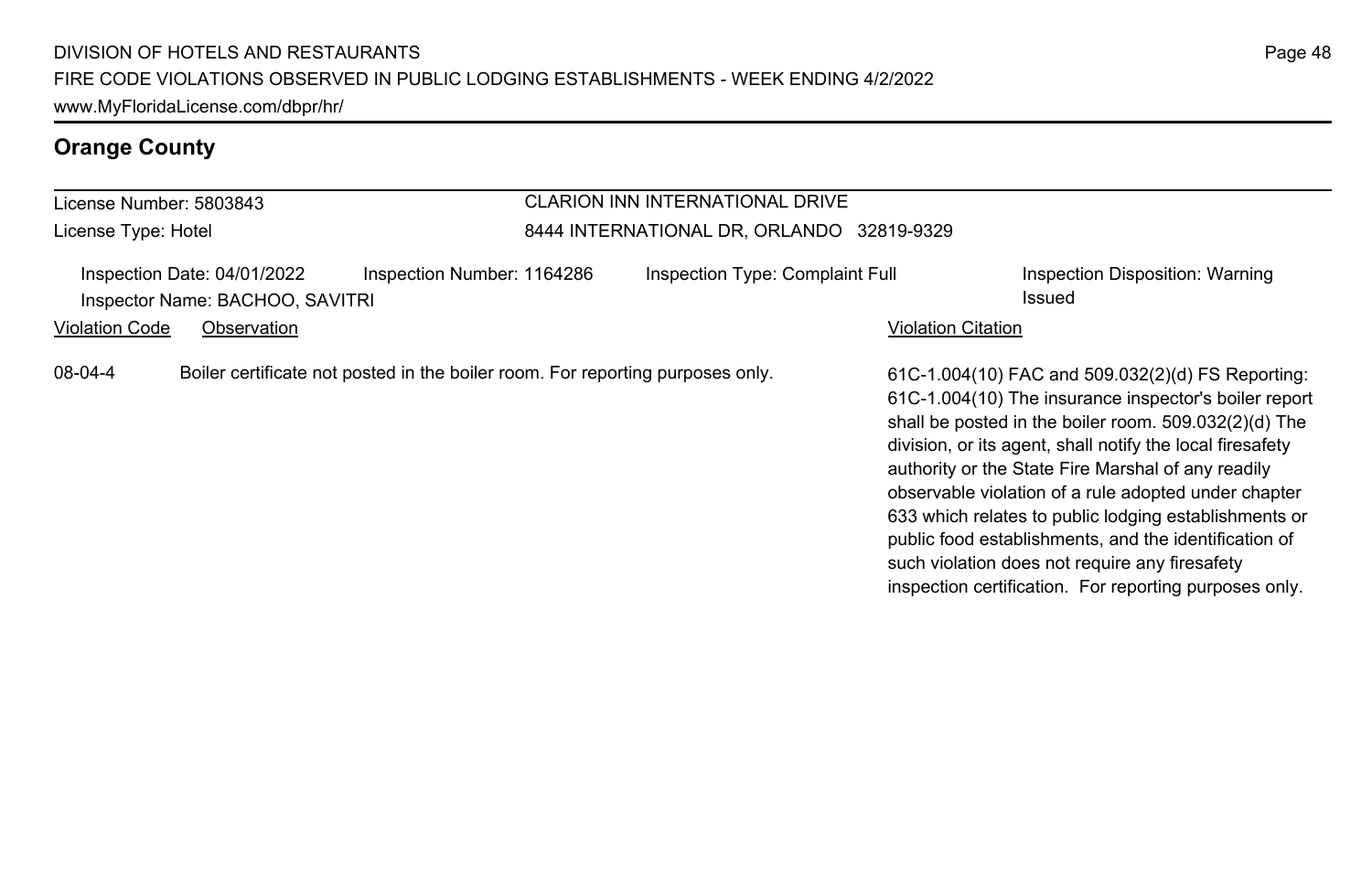## Orange County

**License Number:** 5803843
**License Type:** Hotel

**CLARION INN INTERNATIONAL DRIVE**
8444 INTERNATIONAL DR, ORLANDO 32819-9329

Inspection Date: 04/01/2022 | Inspection Number: 1164286 | Inspection Type: Complaint Full | Inspection Disposition: Warning Issued
Inspector Name: BACHOO, SAVITRI

| Violation Code | Observation | Violation Citation |
| --- | --- | --- |
| 08-04-4 | Boiler certificate not posted in the boiler room. For reporting purposes only. | 61C-1.004(10) FAC and 509.032(2)(d) FS Reporting: 61C-1.004(10) The insurance inspector's boiler report shall be posted in the boiler room. 509.032(2)(d) The division, or its agent, shall notify the local firesafety authority or the State Fire Marshal of any readily observable violation of a rule adopted under chapter 633 which relates to public lodging establishments or public food establishments, and the identification of such violation does not require any firesafety inspection certification. For reporting purposes only. |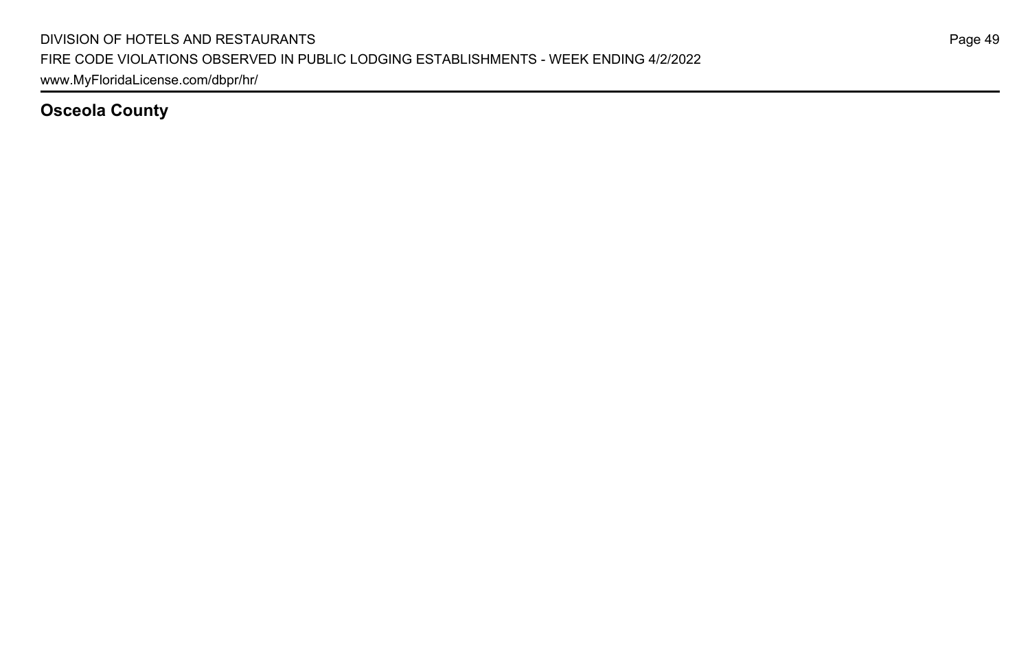## Osceola County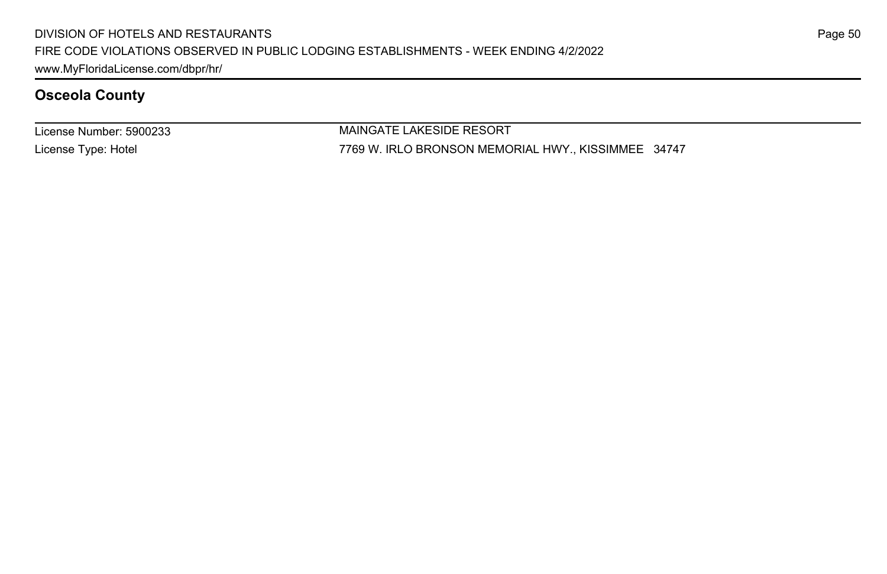## Osceola County

License Number: 5900233

License Type: Hotel

MAINGATE LAKESIDE RESORT

7769 W. IRLO BRONSON MEMORIAL HWY., KISSIMMEE 34747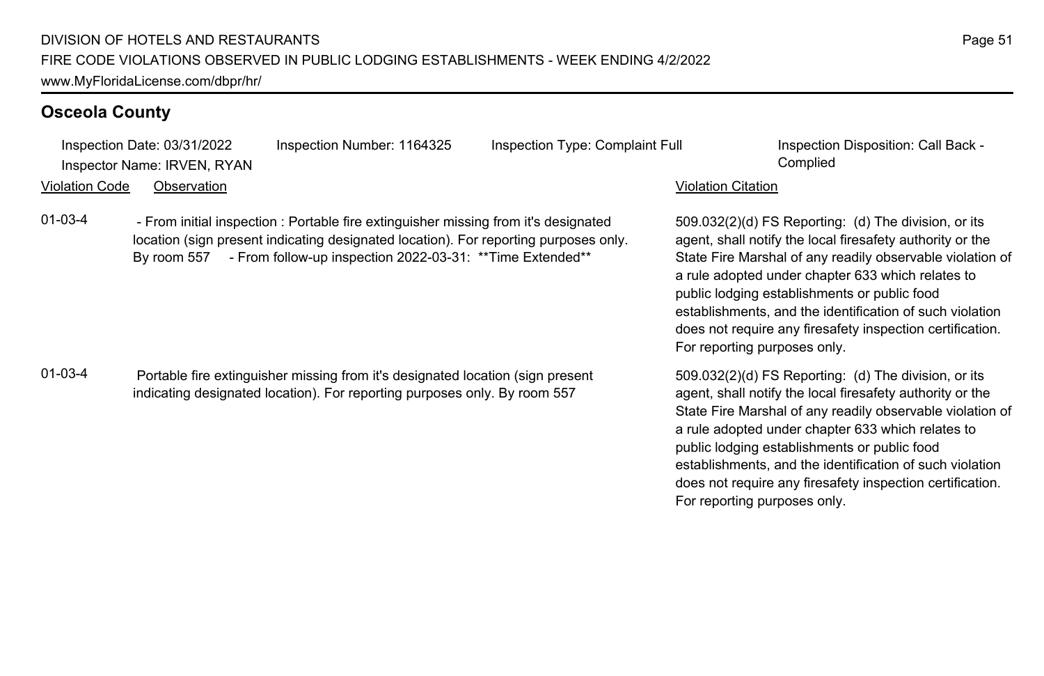## Osceola County

Inspection Date: 03/31/2022 | Inspection Number: 1164325 | Inspection Type: Complaint Full | Inspection Disposition: Call Back - Complied
Inspector Name: IRVEN, RYAN

| Violation Code | Observation | Violation Citation |
|---|---|---|
| 01-03-4 | - From initial inspection : Portable fire extinguisher missing from it's designated location (sign present indicating designated location). For reporting purposes only. By room 557 - From follow-up inspection 2022-03-31: **Time Extended** | 509.032(2)(d) FS Reporting: (d) The division, or its agent, shall notify the local firesafety authority or the State Fire Marshal of any readily observable violation of a rule adopted under chapter 633 which relates to public lodging establishments or public food establishments, and the identification of such violation does not require any firesafety inspection certification. For reporting purposes only. |
| 01-03-4 | Portable fire extinguisher missing from it's designated location (sign present indicating designated location). For reporting purposes only. By room 557 | 509.032(2)(d) FS Reporting: (d) The division, or its agent, shall notify the local firesafety authority or the State Fire Marshal of any readily observable violation of a rule adopted under chapter 633 which relates to public lodging establishments or public food establishments, and the identification of such violation does not require any firesafety inspection certification. For reporting purposes only. |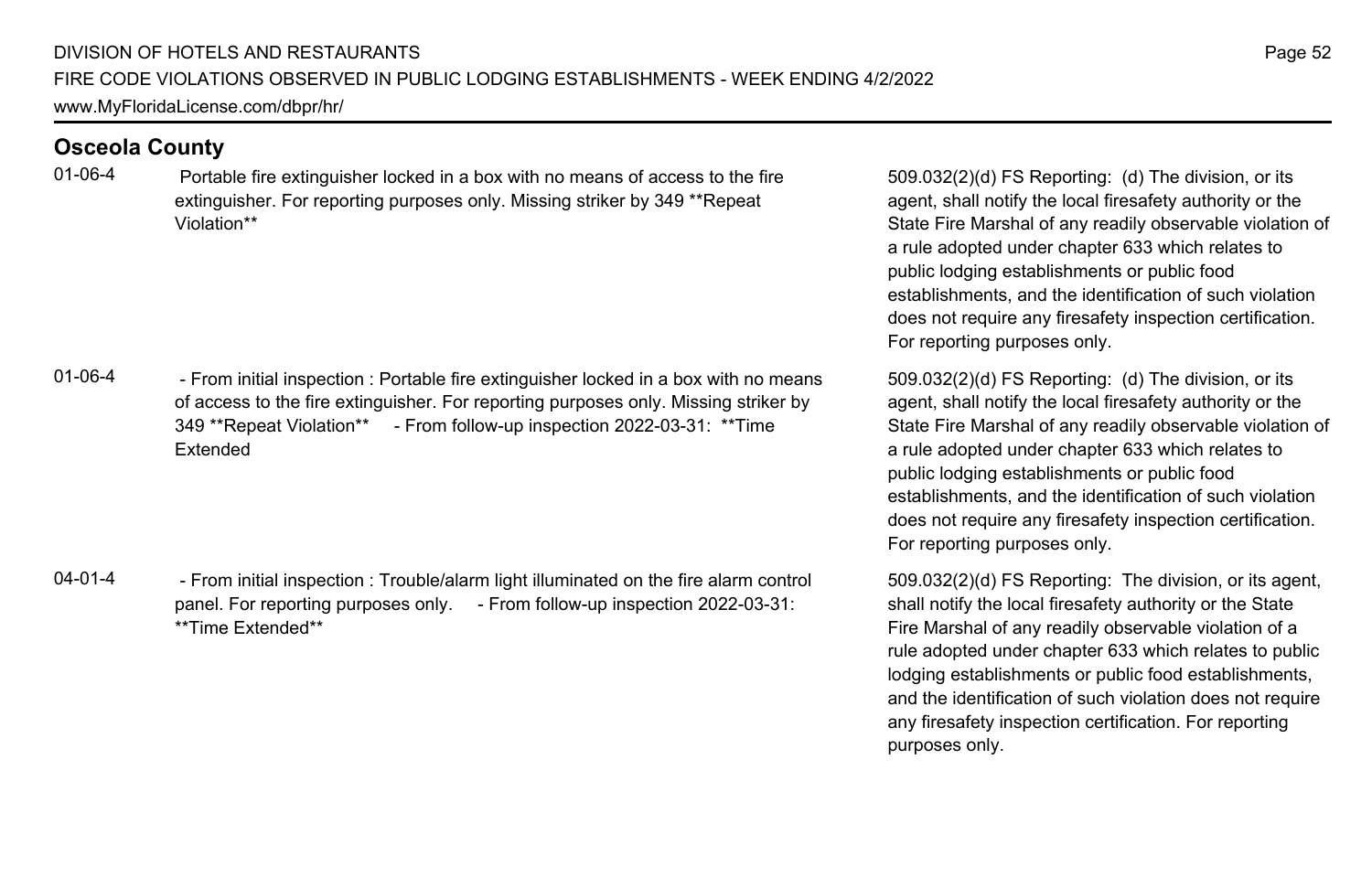## Osceola County

| Code | Violation | Statute |
|---|---|---|
| 01-06-4 | Portable fire extinguisher locked in a box with no means of access to the fire extinguisher. For reporting purposes only. Missing striker by 349 **Repeat Violation** | 509.032(2)(d) FS Reporting: (d) The division, or its agent, shall notify the local firesafety authority or the State Fire Marshal of any readily observable violation of a rule adopted under chapter 633 which relates to public lodging establishments or public food establishments, and the identification of such violation does not require any firesafety inspection certification. For reporting purposes only. |
| 01-06-4 | - From initial inspection : Portable fire extinguisher locked in a box with no means of access to the fire extinguisher. For reporting purposes only. Missing striker by 349 **Repeat Violation** - From follow-up inspection 2022-03-31: **Time Extended | 509.032(2)(d) FS Reporting: (d) The division, or its agent, shall notify the local firesafety authority or the State Fire Marshal of any readily observable violation of a rule adopted under chapter 633 which relates to public lodging establishments or public food establishments, and the identification of such violation does not require any firesafety inspection certification. For reporting purposes only. |
| 04-01-4 | - From initial inspection : Trouble/alarm light illuminated on the fire alarm control panel. For reporting purposes only. - From follow-up inspection 2022-03-31: **Time Extended** | 509.032(2)(d) FS Reporting: The division, or its agent, shall notify the local firesafety authority or the State Fire Marshal of any readily observable violation of a rule adopted under chapter 633 which relates to public lodging establishments or public food establishments, and the identification of such violation does not require any firesafety inspection certification. For reporting purposes only. |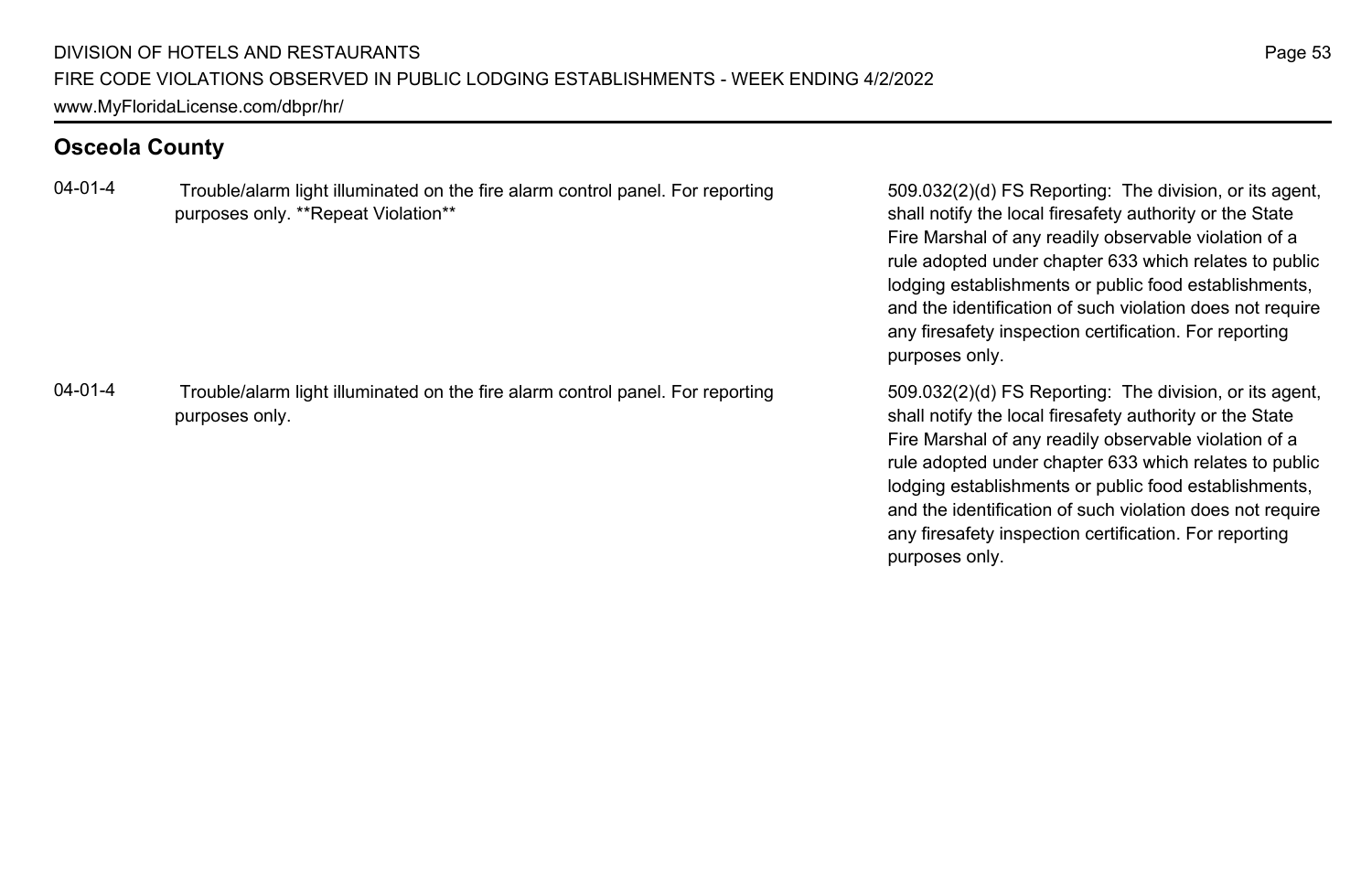## Osceola County

| | | |
|---|---|---|
| 04-01-4 | Trouble/alarm light illuminated on the fire alarm control panel. For reporting purposes only. **Repeat Violation** | 509.032(2)(d) FS Reporting: The division, or its agent, shall notify the local firesafety authority or the State Fire Marshal of any readily observable violation of a rule adopted under chapter 633 which relates to public lodging establishments or public food establishments, and the identification of such violation does not require any firesafety inspection certification. For reporting purposes only. |
| 04-01-4 | Trouble/alarm light illuminated on the fire alarm control panel. For reporting purposes only. | 509.032(2)(d) FS Reporting: The division, or its agent, shall notify the local firesafety authority or the State Fire Marshal of any readily observable violation of a rule adopted under chapter 633 which relates to public lodging establishments or public food establishments, and the identification of such violation does not require any firesafety inspection certification. For reporting purposes only. |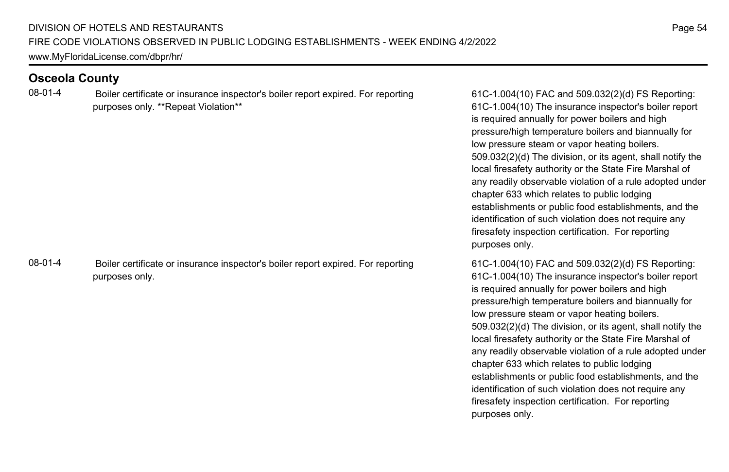## Osceola County

| Code | Violation | Reference |
|---|---|---|
| 08-01-4 | Boiler certificate or insurance inspector's boiler report expired. For reporting purposes only. **Repeat Violation** | 61C-1.004(10) FAC and 509.032(2)(d) FS Reporting: 61C-1.004(10) The insurance inspector's boiler report is required annually for power boilers and high pressure/high temperature boilers and biannually for low pressure steam or vapor heating boilers. 509.032(2)(d) The division, or its agent, shall notify the local firesafety authority or the State Fire Marshal of any readily observable violation of a rule adopted under chapter 633 which relates to public lodging establishments or public food establishments, and the identification of such violation does not require any firesafety inspection certification. For reporting purposes only. |
| 08-01-4 | Boiler certificate or insurance inspector's boiler report expired. For reporting purposes only. | 61C-1.004(10) FAC and 509.032(2)(d) FS Reporting: 61C-1.004(10) The insurance inspector's boiler report is required annually for power boilers and high pressure/high temperature boilers and biannually for low pressure steam or vapor heating boilers. 509.032(2)(d) The division, or its agent, shall notify the local firesafety authority or the State Fire Marshal of any readily observable violation of a rule adopted under chapter 633 which relates to public lodging establishments or public food establishments, and the identification of such violation does not require any firesafety inspection certification. For reporting purposes only. |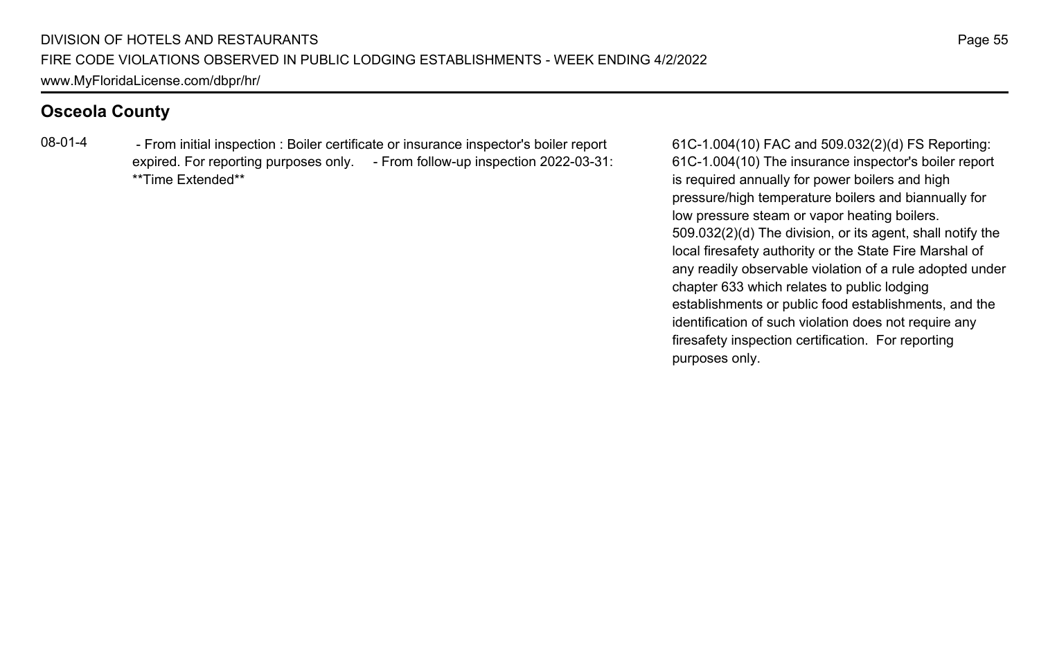## Osceola County

| | | |
|---|---|---|
| 08-01-4 | - From initial inspection : Boiler certificate or insurance inspector's boiler report expired. For reporting purposes only. - From follow-up inspection 2022-03-31: **Time Extended** | 61C-1.004(10) FAC and 509.032(2)(d) FS Reporting: 61C-1.004(10) The insurance inspector's boiler report is required annually for power boilers and high pressure/high temperature boilers and biannually for low pressure steam or vapor heating boilers. 509.032(2)(d) The division, or its agent, shall notify the local firesafety authority or the State Fire Marshal of any readily observable violation of a rule adopted under chapter 633 which relates to public lodging establishments or public food establishments, and the identification of such violation does not require any firesafety inspection certification. For reporting purposes only. |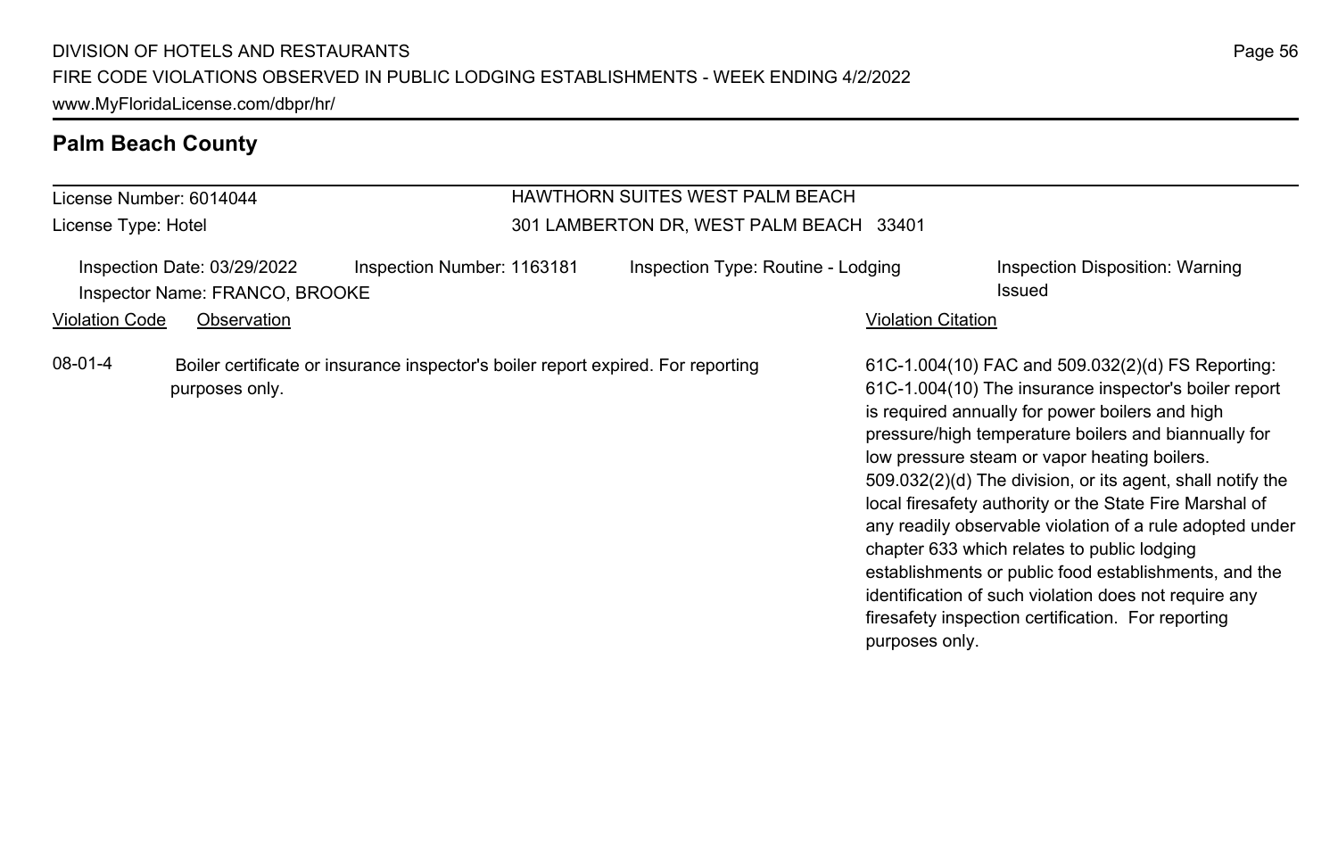## Palm Beach County

License Number: 6014044
License Type: Hotel

HAWTHORN SUITES WEST PALM BEACH
301 LAMBERTON DR, WEST PALM BEACH 33401

Inspection Date: 03/29/2022
Inspector Name: FRANCO, BROOKE
Inspection Number: 1163181
Inspection Type: Routine - Lodging
Inspection Disposition: Warning Issued

| Violation Code | Observation | Violation Citation |
| --- | --- | --- |
| 08-01-4 | Boiler certificate or insurance inspector's boiler report expired. For reporting purposes only. | 61C-1.004(10) FAC and 509.032(2)(d) FS Reporting: 61C-1.004(10) The insurance inspector's boiler report is required annually for power boilers and high pressure/high temperature boilers and biannually for low pressure steam or vapor heating boilers. 509.032(2)(d) The division, or its agent, shall notify the local firesafety authority or the State Fire Marshal of any readily observable violation of a rule adopted under chapter 633 which relates to public lodging establishments or public food establishments, and the identification of such violation does not require any firesafety inspection certification. For reporting purposes only. |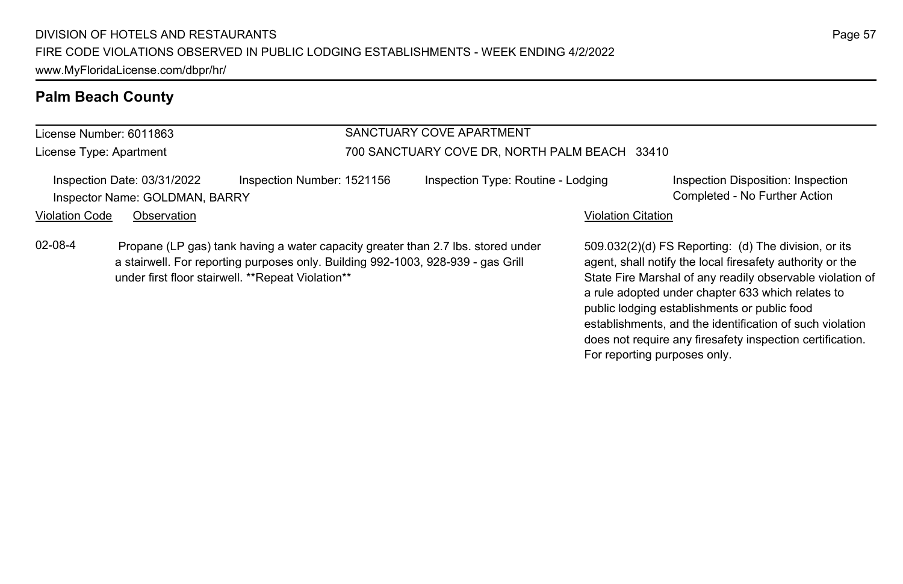## Palm Beach County

License Number: 6011863

License Type: Apartment

SANCTUARY COVE APARTMENT

700 SANCTUARY COVE DR, NORTH PALM BEACH 33410

Inspection Date: 03/31/2022 | Inspection Number: 1521156 | Inspection Type: Routine - Lodging | Inspection Disposition: Inspection Completed - No Further Action

Inspector Name: GOLDMAN, BARRY

| Violation Code | Observation | Violation Citation |
|---|---|---|
| 02-08-4 | Propane (LP gas) tank having a water capacity greater than 2.7 lbs. stored under a stairwell. For reporting purposes only. Building 992-1003, 928-939 - gas Grill under first floor stairwell. **Repeat Violation** | 509.032(2)(d) FS Reporting: (d) The division, or its agent, shall notify the local firesafety authority or the State Fire Marshal of any readily observable violation of a rule adopted under chapter 633 which relates to public lodging establishments or public food establishments, and the identification of such violation does not require any firesafety inspection certification. For reporting purposes only. |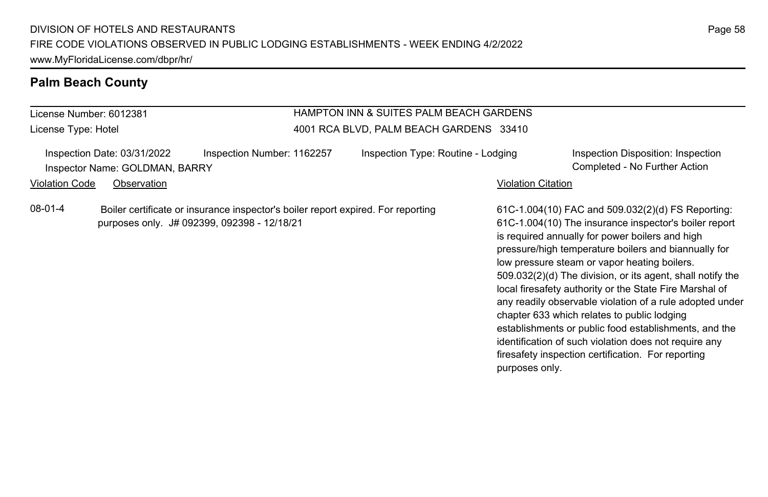## Palm Beach County

License Number: 6012381
License Type: Hotel

HAMPTON INN & SUITES PALM BEACH GARDENS
4001 RCA BLVD, PALM BEACH GARDENS 33410

Inspection Date: 03/31/2022
Inspector Name: GOLDMAN, BARRY
Inspection Number: 1162257
Inspection Type: Routine - Lodging
Inspection Disposition: Inspection Completed - No Further Action

| Violation Code | Observation | Violation Citation |
| --- | --- | --- |
| 08-01-4 | Boiler certificate or insurance inspector's boiler report expired. For reporting purposes only. J# 092399, 092398 - 12/18/21 | 61C-1.004(10) FAC and 509.032(2)(d) FS Reporting: 61C-1.004(10) The insurance inspector's boiler report is required annually for power boilers and high pressure/high temperature boilers and biannually for low pressure steam or vapor heating boilers. 509.032(2)(d) The division, or its agent, shall notify the local firesafety authority or the State Fire Marshal of any readily observable violation of a rule adopted under chapter 633 which relates to public lodging establishments or public food establishments, and the identification of such violation does not require any firesafety inspection certification. For reporting purposes only. |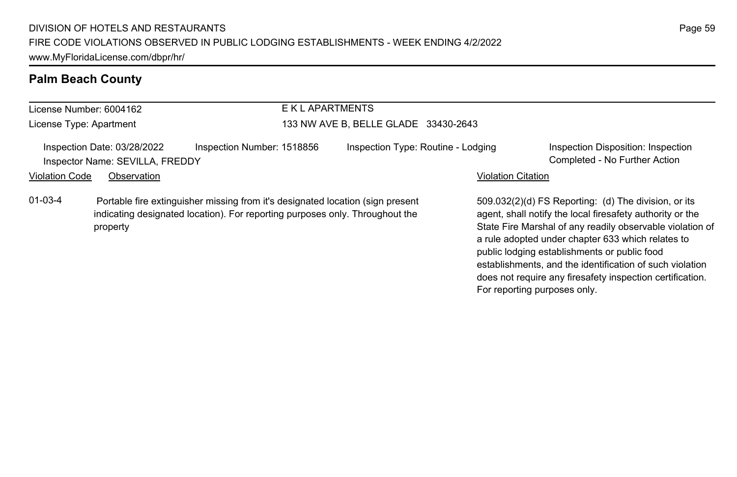## Palm Beach County

License Number: 6004162
License Type: Apartment

E K L APARTMENTS
133 NW AVE B, BELLE GLADE 33430-2643

Inspection Date: 03/28/2022
Inspector Name: SEVILLA, FREDDY
Inspection Number: 1518856
Inspection Type: Routine - Lodging
Inspection Disposition: Inspection Completed - No Further Action

| Violation Code | Observation | Violation Citation |
|---|---|---|
| 01-03-4 | Portable fire extinguisher missing from it's designated location (sign present indicating designated location). For reporting purposes only. Throughout the property | 509.032(2)(d) FS Reporting: (d) The division, or its agent, shall notify the local firesafety authority or the State Fire Marshal of any readily observable violation of a rule adopted under chapter 633 which relates to public lodging establishments or public food establishments, and the identification of such violation does not require any firesafety inspection certification. For reporting purposes only. |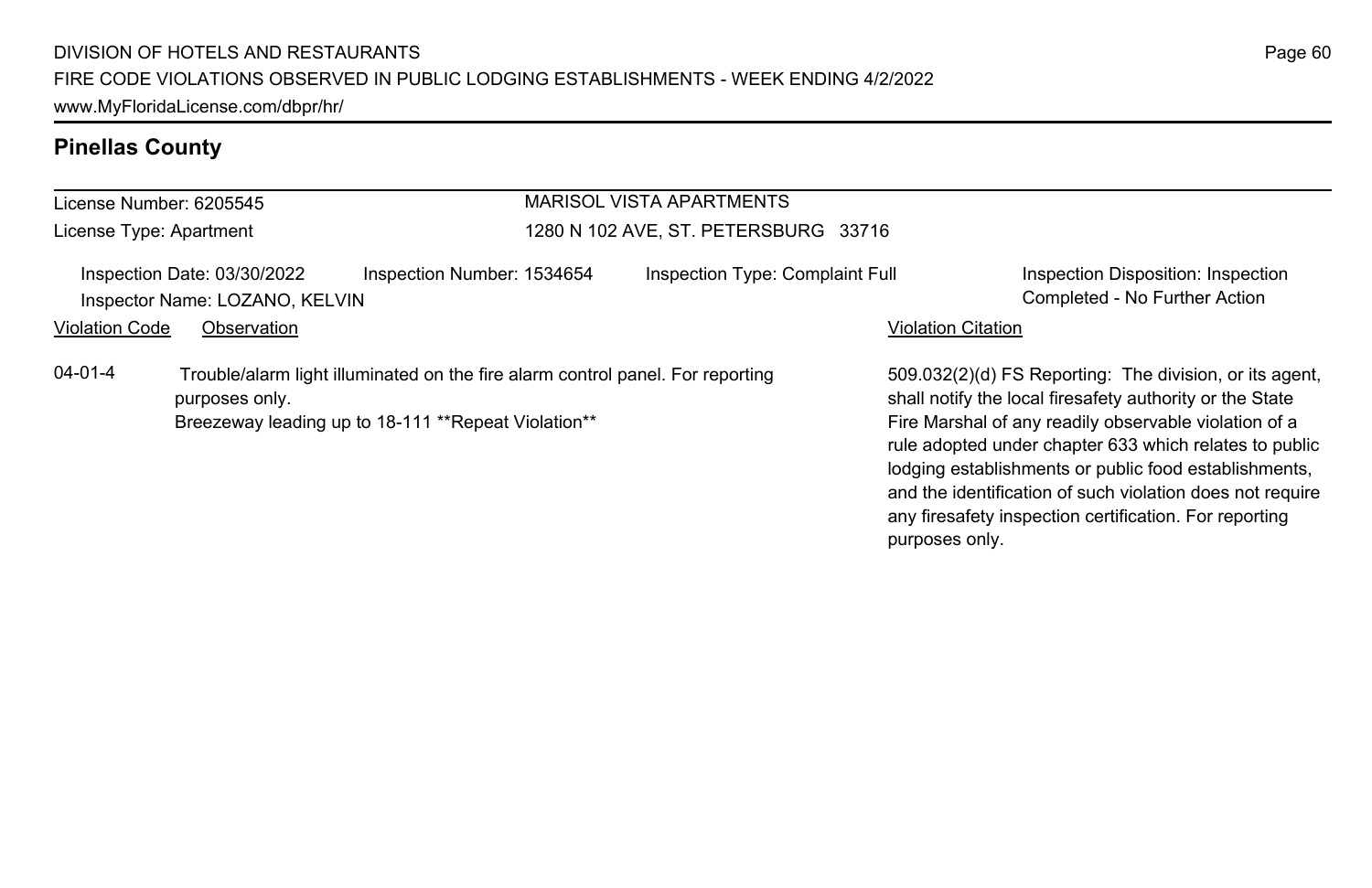## Pinellas County

License Number: 6205545
License Type: Apartment

MARISOL VISTA APARTMENTS
1280 N 102 AVE, ST. PETERSBURG 33716

Inspection Date: 03/30/2022 | Inspection Number: 1534654 | Inspection Type: Complaint Full | Inspection Disposition: Inspection Completed - No Further Action

Inspector Name: LOZANO, KELVIN

| Violation Code | Observation | Violation Citation |
| --- | --- | --- |
| 04-01-4 | Trouble/alarm light illuminated on the fire alarm control panel. For reporting purposes only. Breezeway leading up to 18-111 **Repeat Violation** | 509.032(2)(d) FS Reporting: The division, or its agent, shall notify the local firesafety authority or the State Fire Marshal of any readily observable violation of a rule adopted under chapter 633 which relates to public lodging establishments or public food establishments, and the identification of such violation does not require any firesafety inspection certification. For reporting purposes only. |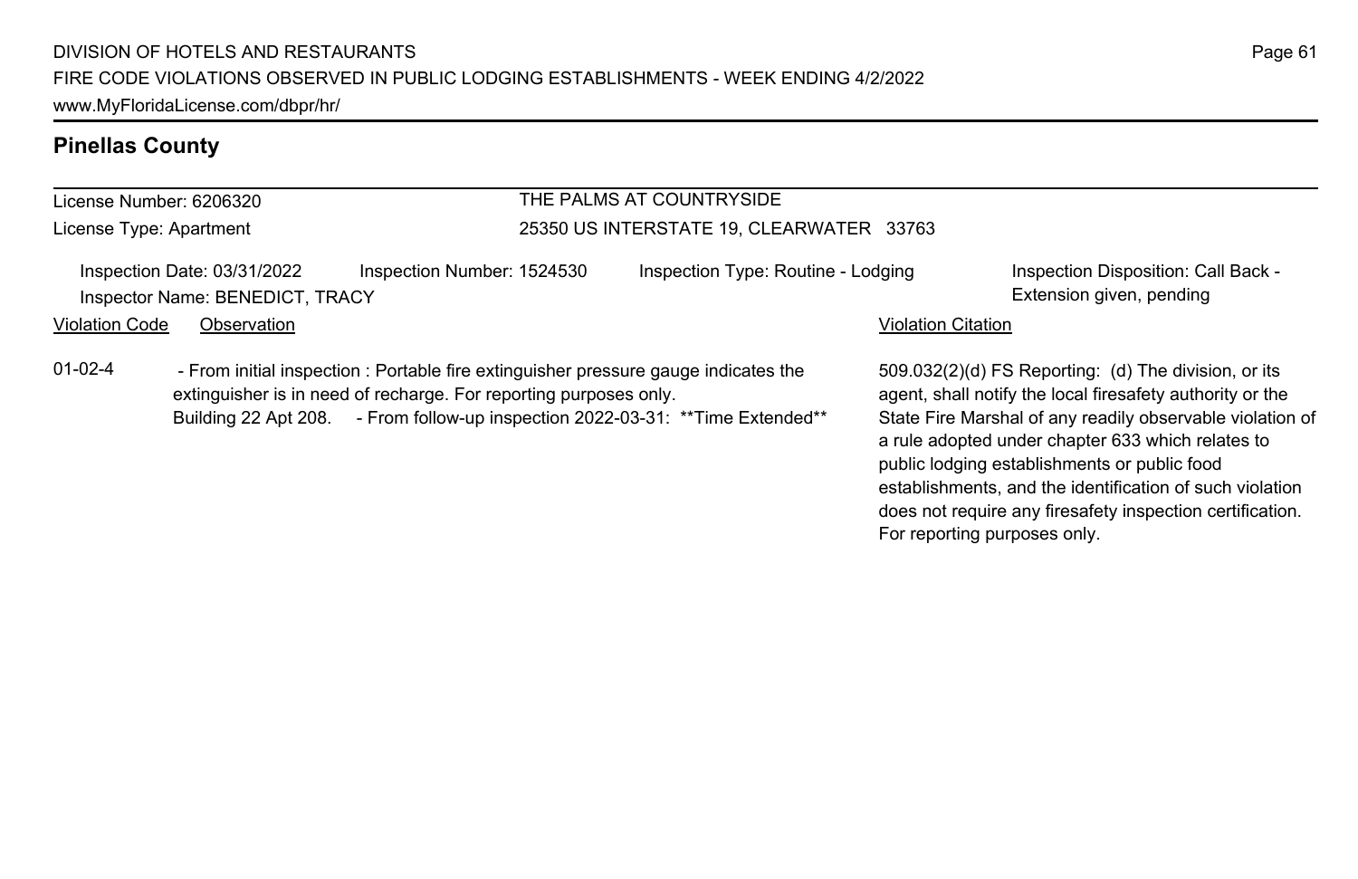## Pinellas County

License Number: 6206320

License Type: Apartment

THE PALMS AT COUNTRYSIDE

25350 US INTERSTATE 19, CLEARWATER 33763

Inspection Date: 03/31/2022 | Inspection Number: 1524530 | Inspection Type: Routine - Lodging | Inspection Disposition: Call Back - Extension given, pending

Inspector Name: BENEDICT, TRACY

| Violation Code | Observation | Violation Citation |
| --- | --- | --- |
| 01-02-4 | - From initial inspection : Portable fire extinguisher pressure gauge indicates the extinguisher is in need of recharge. For reporting purposes only. Building 22 Apt 208. - From follow-up inspection 2022-03-31: **Time Extended** | 509.032(2)(d) FS Reporting: (d) The division, or its agent, shall notify the local firesafety authority or the State Fire Marshal of any readily observable violation of a rule adopted under chapter 633 which relates to public lodging establishments or public food establishments, and the identification of such violation does not require any firesafety inspection certification. For reporting purposes only. |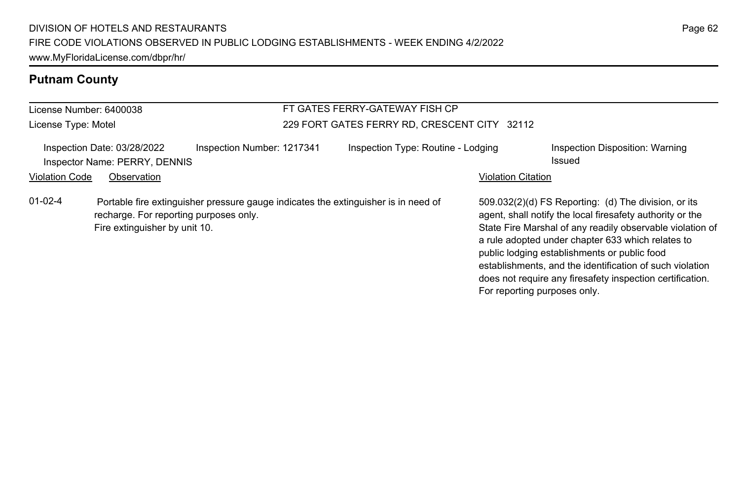## Putnam County

License Number: 6400038

License Type: Motel

FT GATES FERRY-GATEWAY FISH CP

229 FORT GATES FERRY RD, CRESCENT CITY 32112

Inspection Date: 03/28/2022 Inspection Number: 1217341 Inspection Type: Routine - Lodging Inspection Disposition: Warning Issued

Inspector Name: PERRY, DENNIS

| Violation Code | Observation | Violation Citation |
| --- | --- | --- |
| 01-02-4 | Portable fire extinguisher pressure gauge indicates the extinguisher is in need of recharge. For reporting purposes only. Fire extinguisher by unit 10. | 509.032(2)(d) FS Reporting: (d) The division, or its agent, shall notify the local firesafety authority or the State Fire Marshal of any readily observable violation of a rule adopted under chapter 633 which relates to public lodging establishments or public food establishments, and the identification of such violation does not require any firesafety inspection certification. For reporting purposes only. |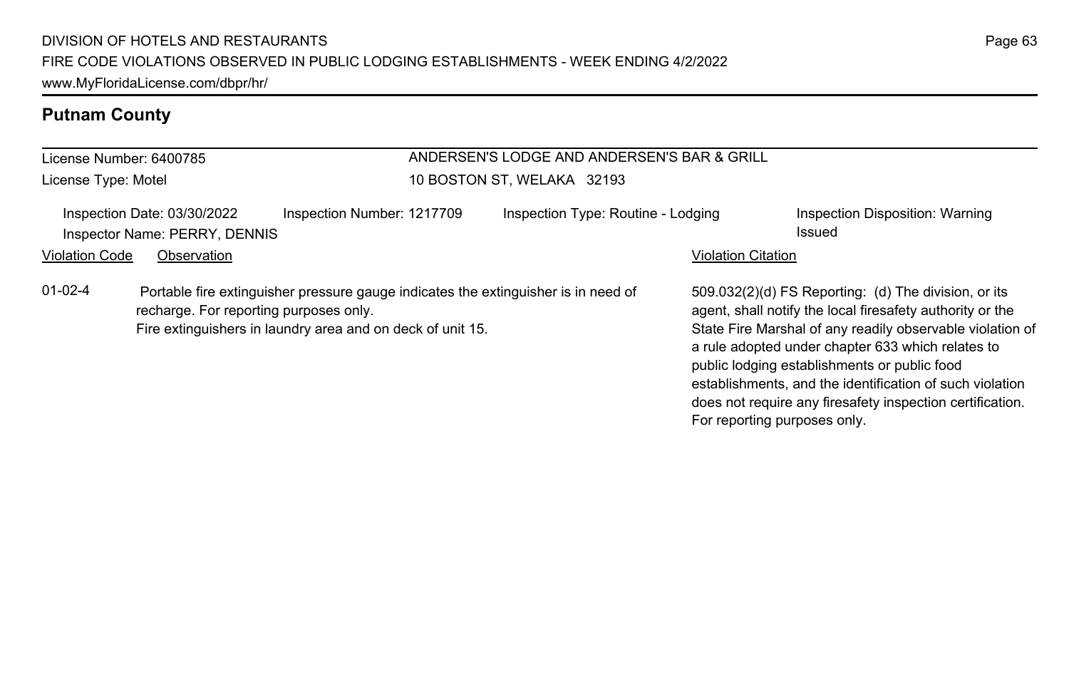## Putnam County

License Number: 6400785
License Type: Motel

ANDERSEN'S LODGE AND ANDERSEN'S BAR & GRILL
10 BOSTON ST, WELAKA 32193

Inspection Date: 03/30/2022
Inspector Name: PERRY, DENNIS
Inspection Number: 1217709
Inspection Type: Routine - Lodging
Inspection Disposition: Warning Issued

| Violation Code | Observation | Violation Citation |
| --- | --- | --- |
| 01-02-4 | Portable fire extinguisher pressure gauge indicates the extinguisher is in need of recharge. For reporting purposes only. Fire extinguishers in laundry area and on deck of unit 15. | 509.032(2)(d) FS Reporting: (d) The division, or its agent, shall notify the local firesafety authority or the State Fire Marshal of any readily observable violation of a rule adopted under chapter 633 which relates to public lodging establishments or public food establishments, and the identification of such violation does not require any firesafety inspection certification. For reporting purposes only. |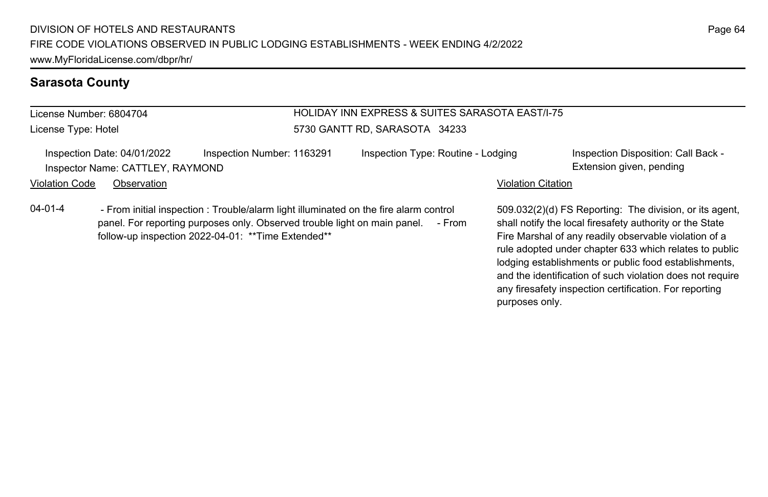## Sarasota County

License Number: 6804704
License Type: Hotel

HOLIDAY INN EXPRESS & SUITES SARASOTA EAST/I-75
5730 GANTT RD, SARASOTA 34233

Inspection Date: 04/01/2022
Inspector Name: CATTLEY, RAYMOND
Inspection Number: 1163291
Inspection Type: Routine - Lodging
Inspection Disposition: Call Back - Extension given, pending

| Violation Code | Observation | Violation Citation |
| --- | --- | --- |
| 04-01-4 | - From initial inspection : Trouble/alarm light illuminated on the fire alarm control panel. For reporting purposes only. Observed trouble light on main panel. - From follow-up inspection 2022-04-01: **Time Extended** | 509.032(2)(d) FS Reporting: The division, or its agent, shall notify the local firesafety authority or the State Fire Marshal of any readily observable violation of a rule adopted under chapter 633 which relates to public lodging establishments or public food establishments, and the identification of such violation does not require any firesafety inspection certification. For reporting purposes only. |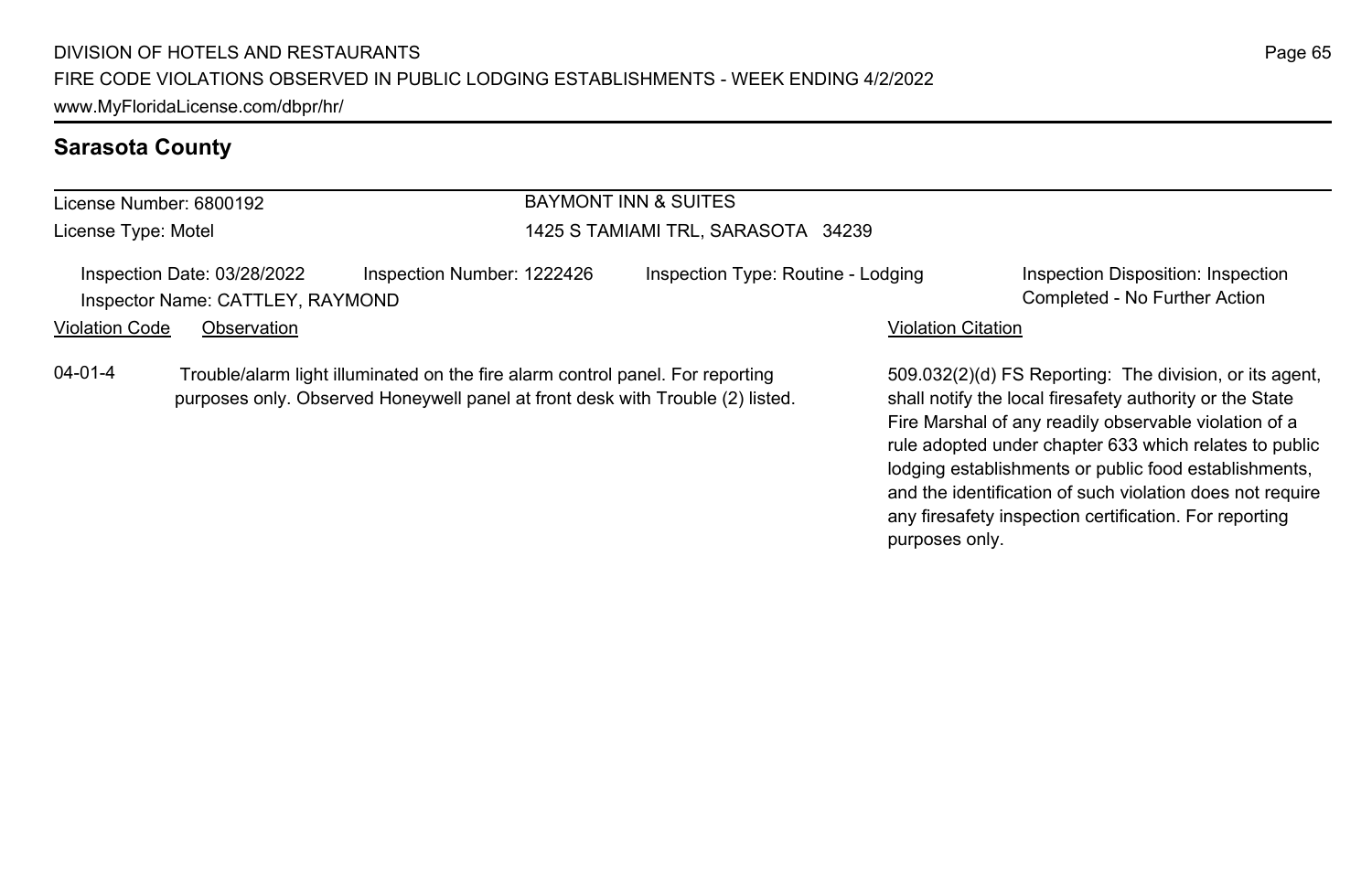## Sarasota County

License Number: 6800192

License Type: Motel

**BAYMONT INN & SUITES**

1425 S TAMIAMI TRL, SARASOTA 34239

Inspection Date: 03/28/2022 | Inspection Number: 1222426 | Inspection Type: Routine - Lodging | Inspection Disposition: Inspection Completed - No Further Action

Inspector Name: CATTLEY, RAYMOND

| Violation Code | Observation | Violation Citation |
| --- | --- | --- |
| 04-01-4 | Trouble/alarm light illuminated on the fire alarm control panel. For reporting purposes only. Observed Honeywell panel at front desk with Trouble (2) listed. | 509.032(2)(d) FS Reporting: The division, or its agent, shall notify the local firesafety authority or the State Fire Marshal of any readily observable violation of a rule adopted under chapter 633 which relates to public lodging establishments or public food establishments, and the identification of such violation does not require any firesafety inspection certification. For reporting purposes only. |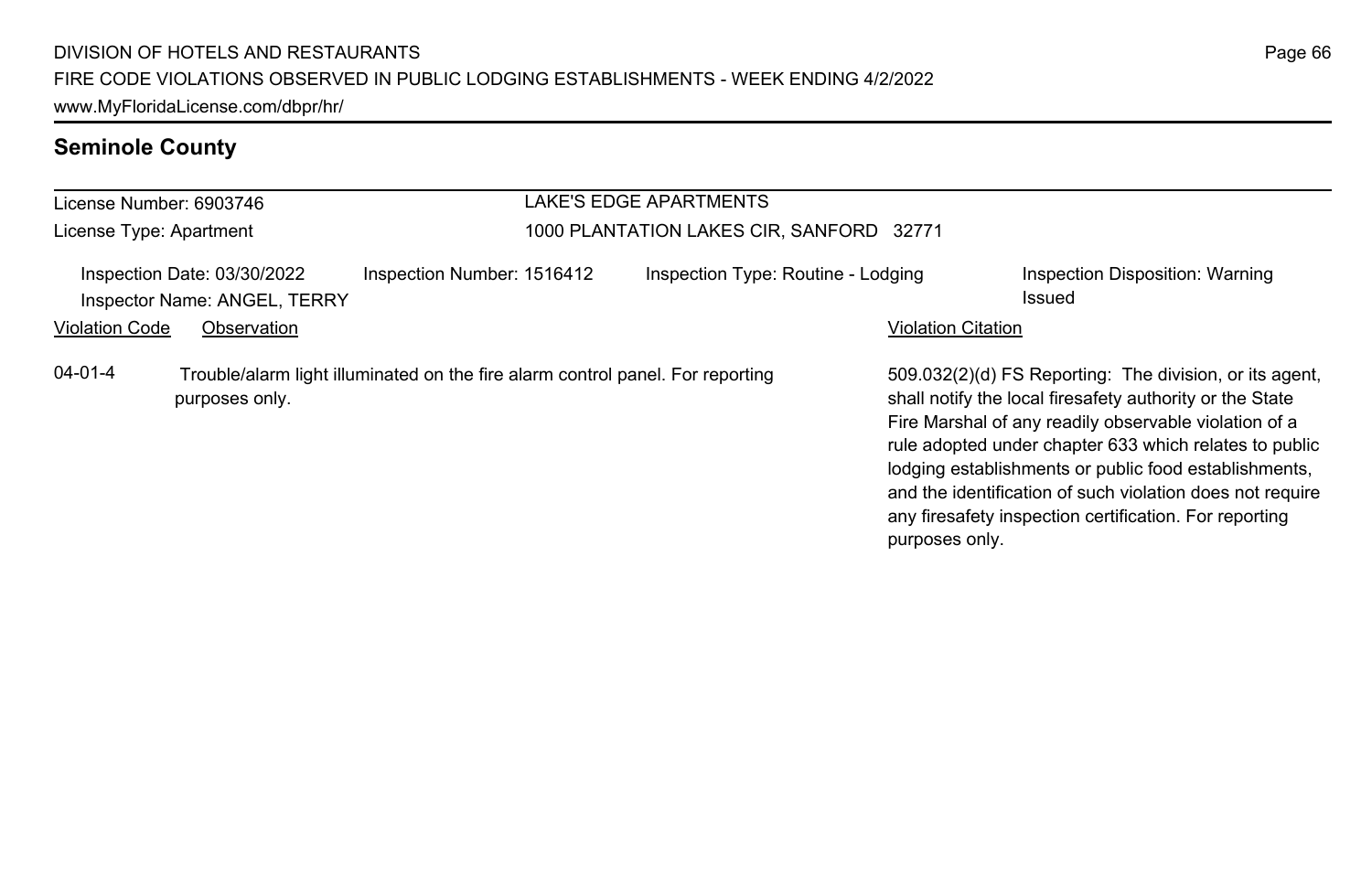## Seminole County

License Number: 6903746
License Type: Apartment

LAKE'S EDGE APARTMENTS
1000 PLANTATION LAKES CIR, SANFORD 32771

Inspection Date: 03/30/2022
Inspector Name: ANGEL, TERRY
Inspection Number: 1516412
Inspection Type: Routine - Lodging
Inspection Disposition: Warning Issued

| Violation Code | Observation | Violation Citation |
| --- | --- | --- |
| 04-01-4 | Trouble/alarm light illuminated on the fire alarm control panel. For reporting purposes only. | 509.032(2)(d) FS Reporting: The division, or its agent, shall notify the local firesafety authority or the State Fire Marshal of any readily observable violation of a rule adopted under chapter 633 which relates to public lodging establishments or public food establishments, and the identification of such violation does not require any firesafety inspection certification. For reporting purposes only. |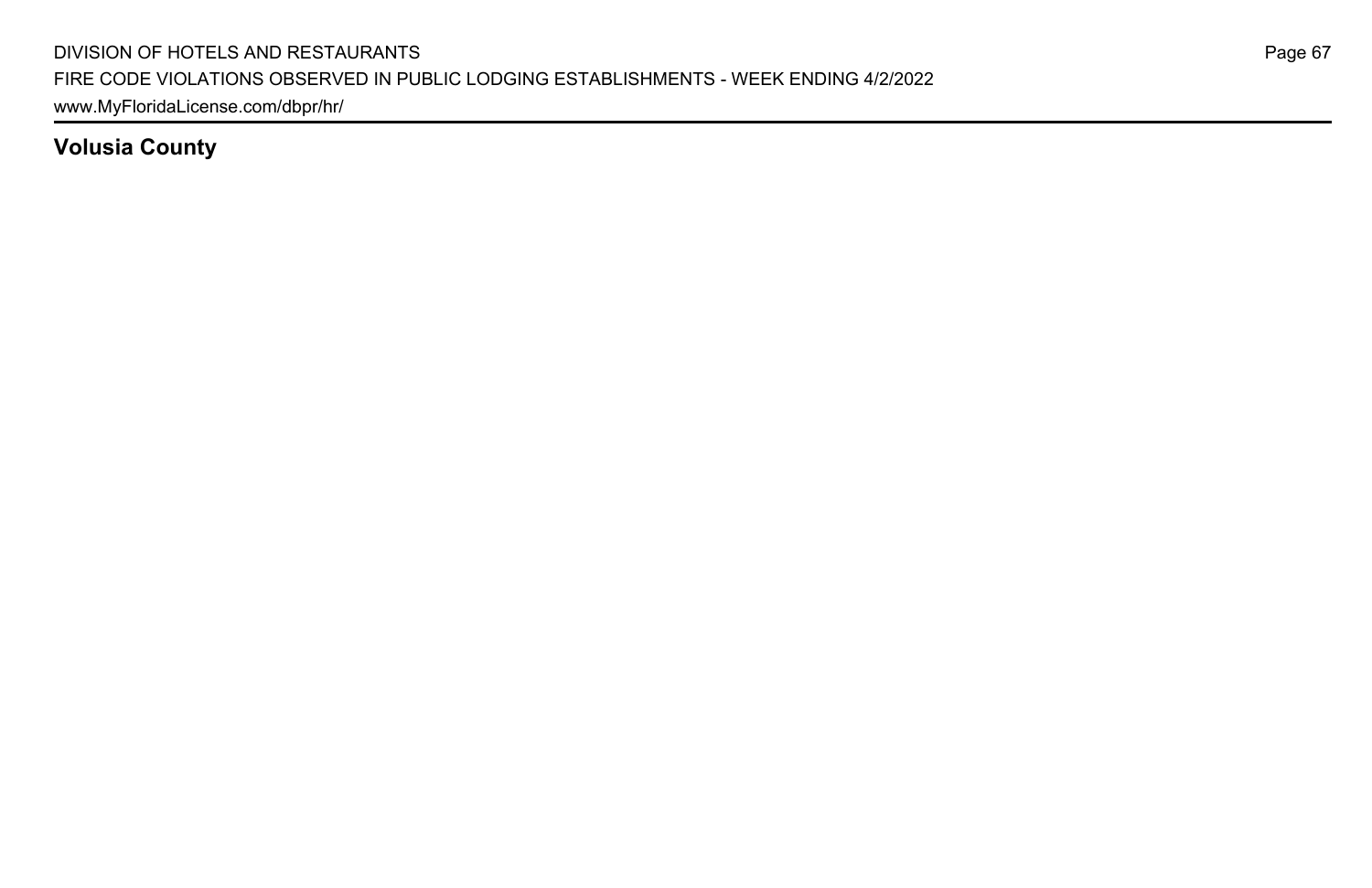## Volusia County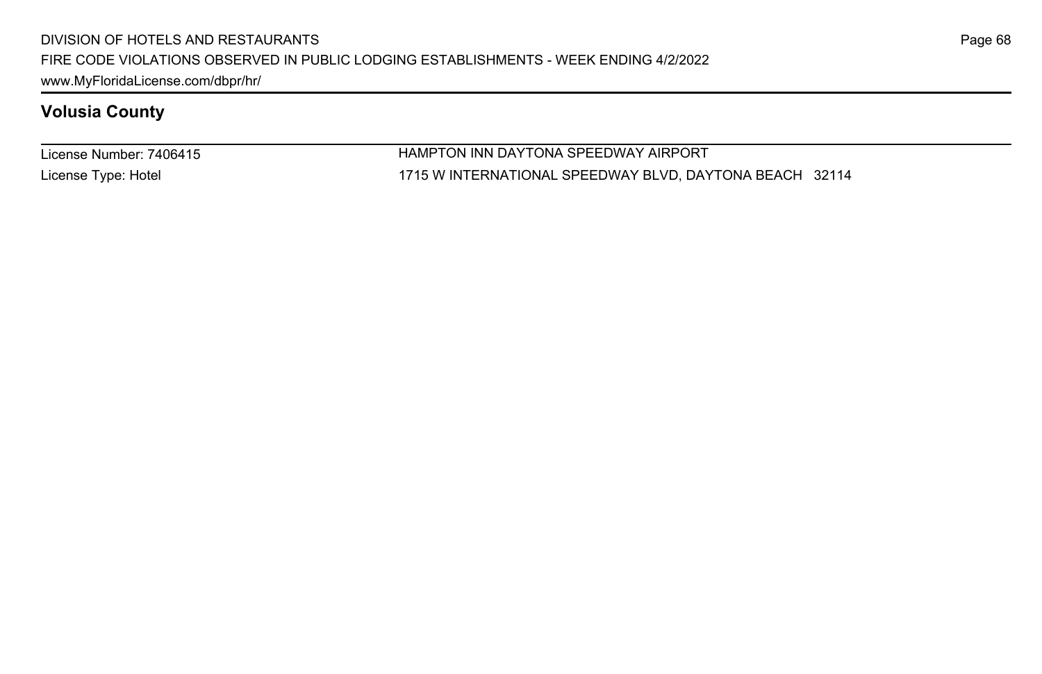## Volusia County

License Number: 7406415

License Type: Hotel

HAMPTON INN DAYTONA SPEEDWAY AIRPORT

1715 W INTERNATIONAL SPEEDWAY BLVD, DAYTONA BEACH 32114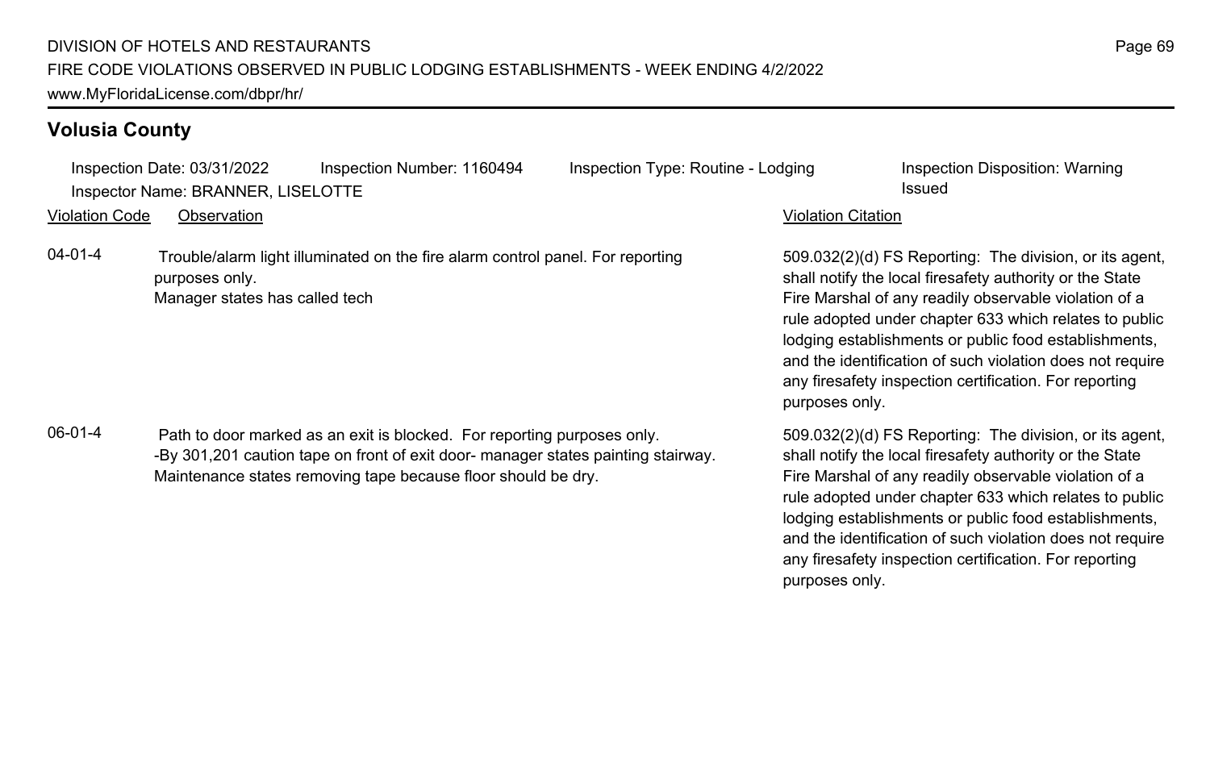## Volusia County

Inspection Date: 03/31/2022 Inspection Number: 1160494 Inspection Type: Routine - Lodging Inspection Disposition: Warning Issued

Inspector Name: BRANNER, LISELOTTE

| Violation Code | Observation | Violation Citation |
|---|---|---|
| 04-01-4 | Trouble/alarm light illuminated on the fire alarm control panel. For reporting purposes only. Manager states has called tech | 509.032(2)(d) FS Reporting: The division, or its agent, shall notify the local firesafety authority or the State Fire Marshal of any readily observable violation of a rule adopted under chapter 633 which relates to public lodging establishments or public food establishments, and the identification of such violation does not require any firesafety inspection certification. For reporting purposes only. |
| 06-01-4 | Path to door marked as an exit is blocked. For reporting purposes only. -By 301,201 caution tape on front of exit door- manager states painting stairway. Maintenance states removing tape because floor should be dry. | 509.032(2)(d) FS Reporting: The division, or its agent, shall notify the local firesafety authority or the State Fire Marshal of any readily observable violation of a rule adopted under chapter 633 which relates to public lodging establishments or public food establishments, and the identification of such violation does not require any firesafety inspection certification. For reporting purposes only. |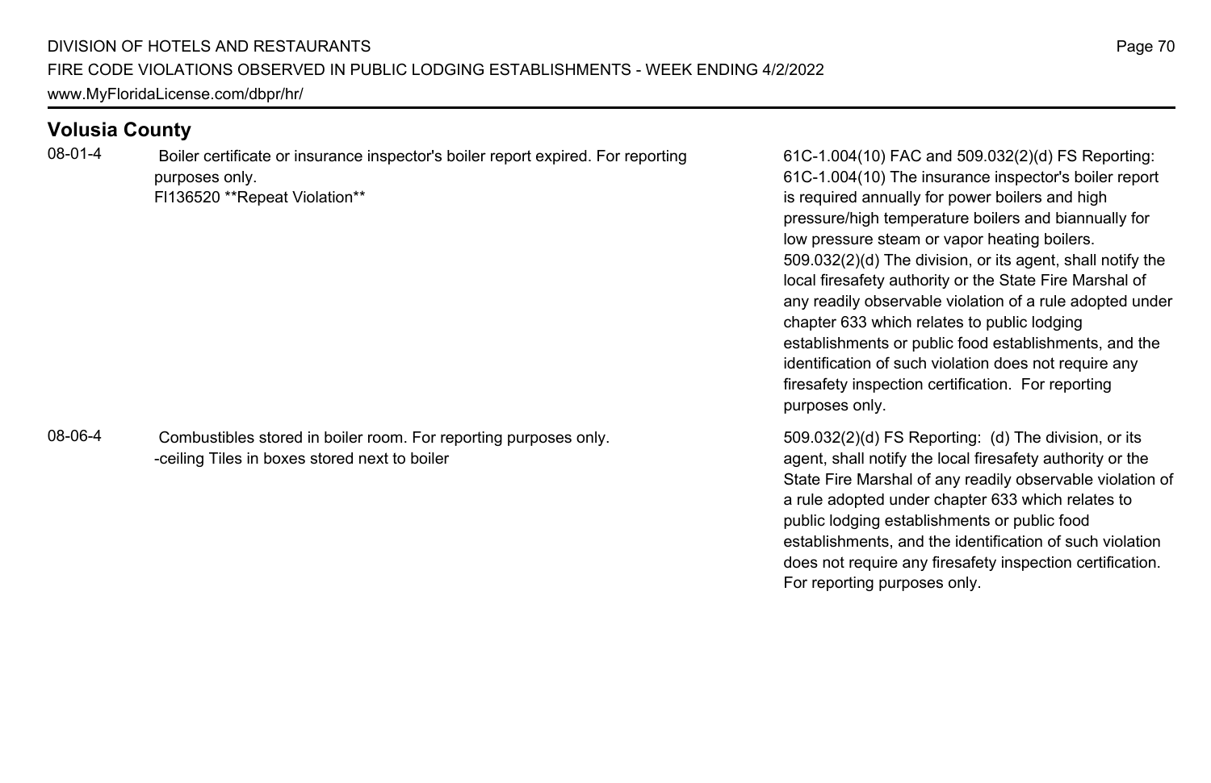## Volusia County

| Code | Violation | Reference |
| --- | --- | --- |
| 08-01-4 | Boiler certificate or insurance inspector's boiler report expired. For reporting purposes only.<br>FI136520 **Repeat Violation** | 61C-1.004(10) FAC and 509.032(2)(d) FS Reporting: 61C-1.004(10) The insurance inspector's boiler report is required annually for power boilers and high pressure/high temperature boilers and biannually for low pressure steam or vapor heating boilers. 509.032(2)(d) The division, or its agent, shall notify the local firesafety authority or the State Fire Marshal of any readily observable violation of a rule adopted under chapter 633 which relates to public lodging establishments or public food establishments, and the identification of such violation does not require any firesafety inspection certification. For reporting purposes only. |
| 08-06-4 | Combustibles stored in boiler room. For reporting purposes only.<br>-ceiling Tiles in boxes stored next to boiler | 509.032(2)(d) FS Reporting: (d) The division, or its agent, shall notify the local firesafety authority or the State Fire Marshal of any readily observable violation of a rule adopted under chapter 633 which relates to public lodging establishments or public food establishments, and the identification of such violation does not require any firesafety inspection certification. For reporting purposes only. |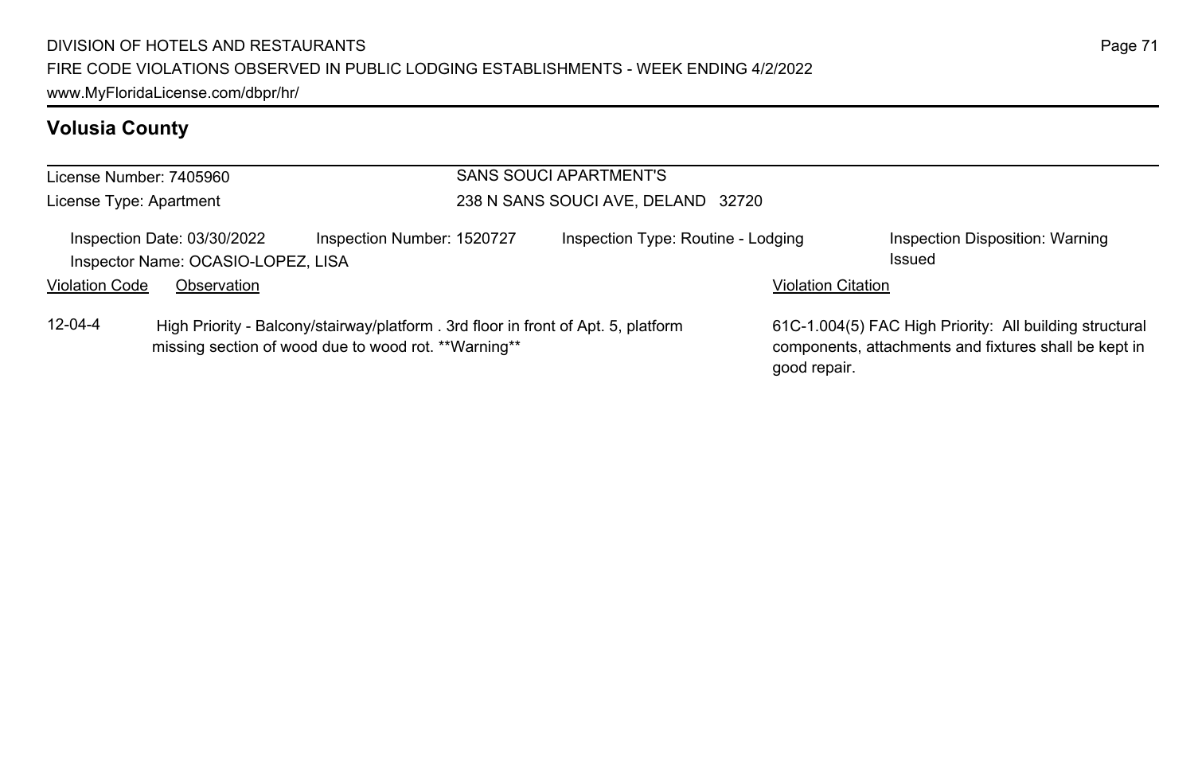## Volusia County

License Number: 7405960

License Type: Apartment

SANS SOUCI APARTMENT'S

238 N SANS SOUCI AVE, DELAND 32720

Inspection Date: 03/30/2022 | Inspection Number: 1520727 | Inspection Type: Routine - Lodging | Inspection Disposition: Warning Issued

Inspector Name: OCASIO-LOPEZ, LISA

| Violation Code | Observation | Violation Citation |
| --- | --- | --- |
| 12-04-4 | High Priority - Balcony/stairway/platform . 3rd floor in front of Apt. 5, platform missing section of wood due to wood rot. **Warning** | 61C-1.004(5) FAC High Priority: All building structural components, attachments and fixtures shall be kept in good repair. |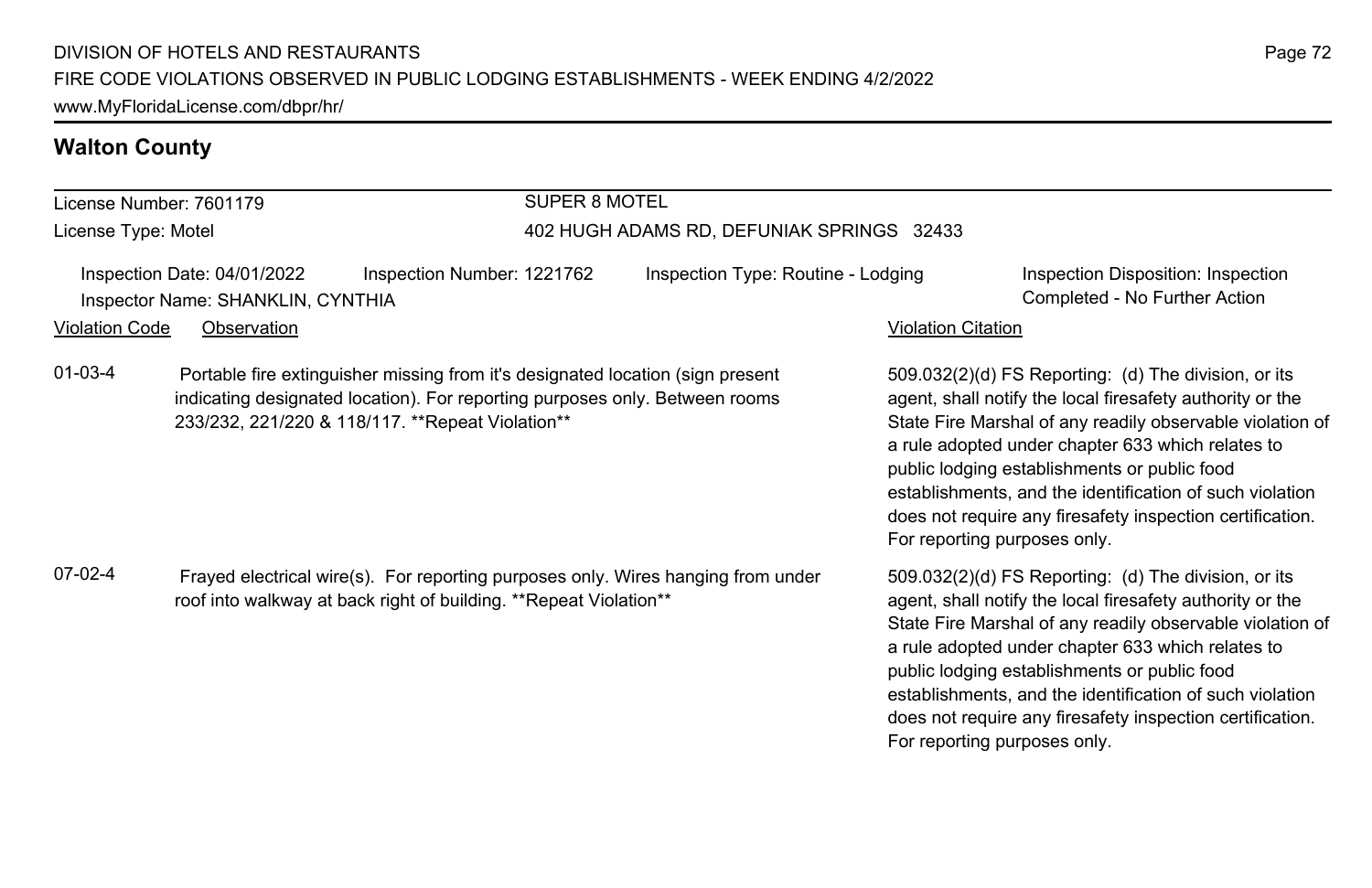## Walton County

| License Number: 7601179 | SUPER 8 MOTEL |
|---|---|
| License Type: Motel | 402 HUGH ADAMS RD, DEFUNIAK SPRINGS 32433 |

Inspection Date: 04/01/2022 | Inspection Number: 1221762 | Inspection Type: Routine - Lodging | Inspection Disposition: Inspection Completed - No Further Action

Inspector Name: SHANKLIN, CYNTHIA

| Violation Code | Observation | Violation Citation |
|---|---|---|
| 01-03-4 | Portable fire extinguisher missing from it's designated location (sign present indicating designated location). For reporting purposes only. Between rooms 233/232, 221/220 & 118/117. **Repeat Violation** | 509.032(2)(d) FS Reporting: (d) The division, or its agent, shall notify the local firesafety authority or the State Fire Marshal of any readily observable violation of a rule adopted under chapter 633 which relates to public lodging establishments or public food establishments, and the identification of such violation does not require any firesafety inspection certification. For reporting purposes only. |
| 07-02-4 | Frayed electrical wire(s). For reporting purposes only. Wires hanging from under roof into walkway at back right of building. **Repeat Violation** | 509.032(2)(d) FS Reporting: (d) The division, or its agent, shall notify the local firesafety authority or the State Fire Marshal of any readily observable violation of a rule adopted under chapter 633 which relates to public lodging establishments or public food establishments, and the identification of such violation does not require any firesafety inspection certification. For reporting purposes only. |